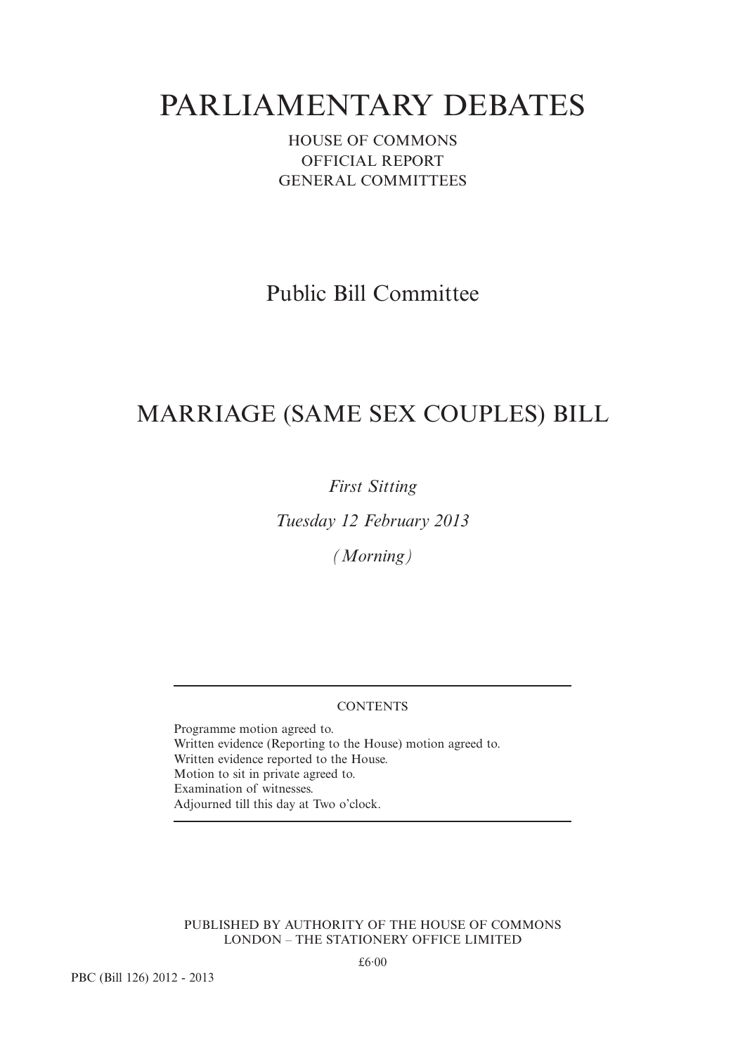# PARLIAMENTARY DEBATES

HOUSE OF COMMONS
OFFICIAL REPORT
GENERAL COMMITTEES

## Public Bill Committee

## MARRIAGE (SAME SEX COUPLES) BILL

*First Sitting*

*Tuesday 12 February 2013*

*(Morning)*

---

CONTENTS

Programme motion agreed to.
Written evidence (Reporting to the House) motion agreed to.
Written evidence reported to the House.
Motion to sit in private agreed to.
Examination of witnesses.
Adjourned till this day at Two o'clock.

---

PUBLISHED BY AUTHORITY OF THE HOUSE OF COMMONS
LONDON – THE STATIONERY OFFICE LIMITED

£6·00

PBC (Bill 126) 2012 - 2013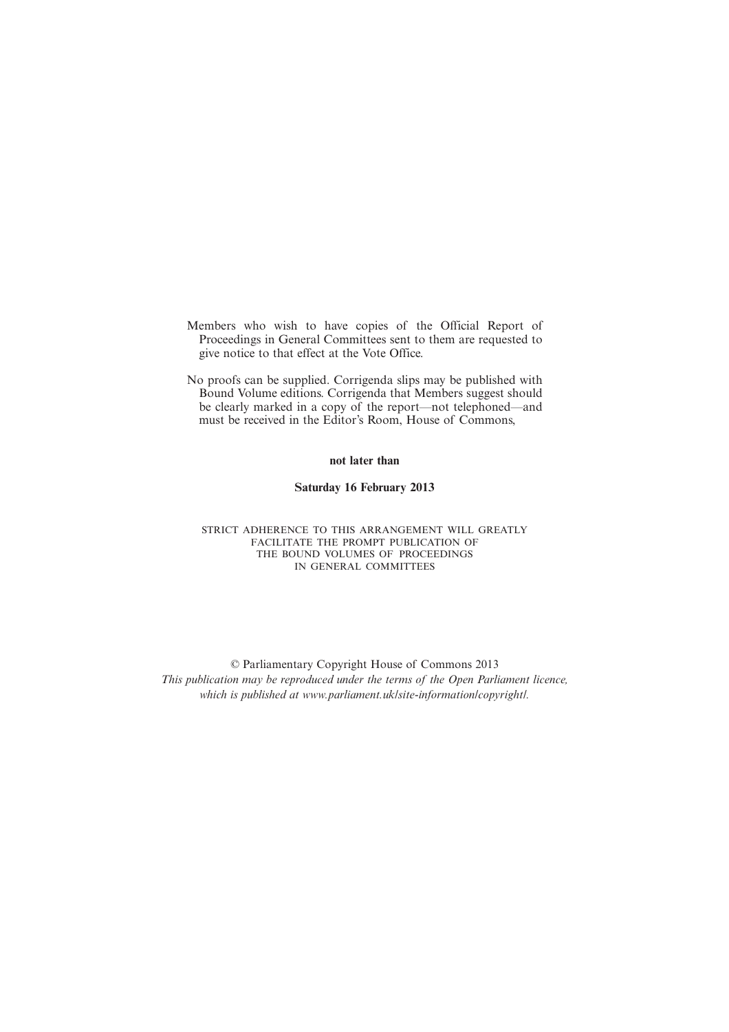Members who wish to have copies of the Official Report of Proceedings in General Committees sent to them are requested to give notice to that effect at the Vote Office.

No proofs can be supplied. Corrigenda slips may be published with Bound Volume editions. Corrigenda that Members suggest should be clearly marked in a copy of the report—not telephoned—and must be received in the Editor's Room, House of Commons,

**not later than**

**Saturday 16 February 2013**

STRICT ADHERENCE TO THIS ARRANGEMENT WILL GREATLY FACILITATE THE PROMPT PUBLICATION OF THE BOUND VOLUMES OF PROCEEDINGS IN GENERAL COMMITTEES

© Parliamentary Copyright House of Commons 2013

*This publication may be reproduced under the terms of the Open Parliament licence, which is published at www.parliament.uk/site-information/copyright/.*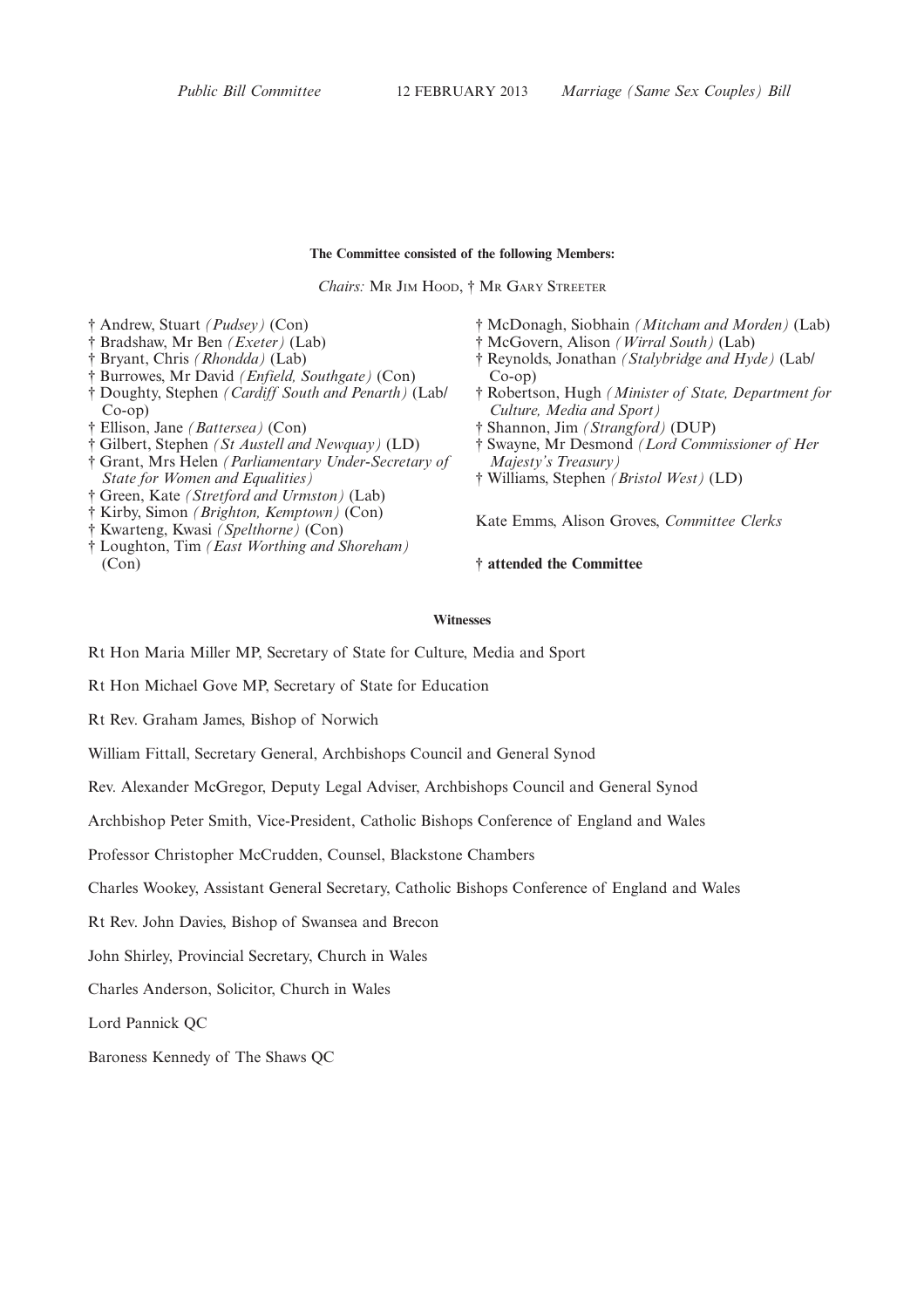**The Committee consisted of the following Members:**

*Chairs:* Mr Jim Hood, † Mr Gary Streeter

† Andrew, Stuart *(Pudsey)* (Con)
† Bradshaw, Mr Ben *(Exeter)* (Lab)
† Bryant, Chris *(Rhondda)* (Lab)
† Burrowes, Mr David *(Enfield, Southgate)* (Con)
† Doughty, Stephen *(Cardiff South and Penarth)* (Lab/Co-op)
† Ellison, Jane *(Battersea)* (Con)
† Gilbert, Stephen *(St Austell and Newquay)* (LD)
† Grant, Mrs Helen *(Parliamentary Under-Secretary of State for Women and Equalities)*
† Green, Kate *(Stretford and Urmston)* (Lab)
† Kirby, Simon *(Brighton, Kemptown)* (Con)
† Kwarteng, Kwasi *(Spelthorne)* (Con)
† Loughton, Tim *(East Worthing and Shoreham)* (Con)
† McDonagh, Siobhain *(Mitcham and Morden)* (Lab)
† McGovern, Alison *(Wirral South)* (Lab)
† Reynolds, Jonathan *(Stalybridge and Hyde)* (Lab/Co-op)
† Robertson, Hugh *(Minister of State, Department for Culture, Media and Sport)*
† Shannon, Jim *(Strangford)* (DUP)
† Swayne, Mr Desmond *(Lord Commissioner of Her Majesty's Treasury)*
† Williams, Stephen *(Bristol West)* (LD)

Kate Emms, Alison Groves, *Committee Clerks*

**† attended the Committee**

**Witnesses**

Rt Hon Maria Miller MP, Secretary of State for Culture, Media and Sport

Rt Hon Michael Gove MP, Secretary of State for Education

Rt Rev. Graham James, Bishop of Norwich

William Fittall, Secretary General, Archbishops Council and General Synod

Rev. Alexander McGregor, Deputy Legal Adviser, Archbishops Council and General Synod

Archbishop Peter Smith, Vice-President, Catholic Bishops Conference of England and Wales

Professor Christopher McCrudden, Counsel, Blackstone Chambers

Charles Wookey, Assistant General Secretary, Catholic Bishops Conference of England and Wales

Rt Rev. John Davies, Bishop of Swansea and Brecon

John Shirley, Provincial Secretary, Church in Wales

Charles Anderson, Solicitor, Church in Wales

Lord Pannick QC

Baroness Kennedy of The Shaws QC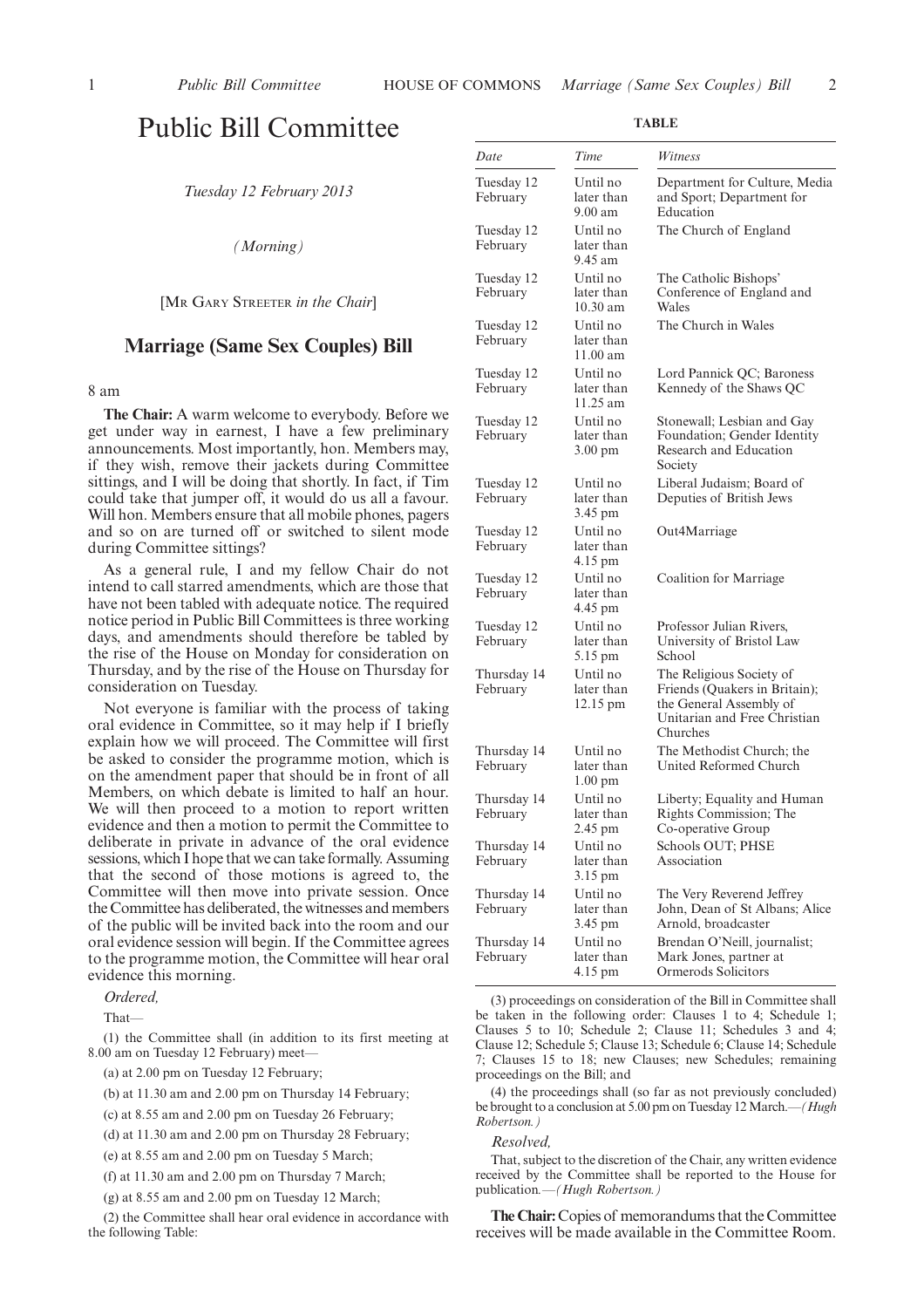# Public Bill Committee

*Tuesday 12 February 2013*

*(Morning)*

[Mr Gary Streeter *in the Chair*]

## Marriage (Same Sex Couples) Bill

8 am

**The Chair:** A warm welcome to everybody. Before we get under way in earnest, I have a few preliminary announcements. Most importantly, hon. Members may, if they wish, remove their jackets during Committee sittings, and I will be doing that shortly. In fact, if Tim could take that jumper off, it would do us all a favour. Will hon. Members ensure that all mobile phones, pagers and so on are turned off or switched to silent mode during Committee sittings?

As a general rule, I and my fellow Chair do not intend to call starred amendments, which are those that have not been tabled with adequate notice. The required notice period in Public Bill Committees is three working days, and amendments should therefore be tabled by the rise of the House on Monday for consideration on Thursday, and by the rise of the House on Thursday for consideration on Tuesday.

Not everyone is familiar with the process of taking oral evidence in Committee, so it may help if I briefly explain how we will proceed. The Committee will first be asked to consider the programme motion, which is on the amendment paper that should be in front of all Members, on which debate is limited to half an hour. We will then proceed to a motion to report written evidence and then a motion to permit the Committee to deliberate in private in advance of the oral evidence sessions, which I hope that we can take formally. Assuming that the second of those motions is agreed to, the Committee will then move into private session. Once the Committee has deliberated, the witnesses and members of the public will be invited back into the room and our oral evidence session will begin. If the Committee agrees to the programme motion, the Committee will hear oral evidence this morning.

*Ordered,*

That—

(1) the Committee shall (in addition to its first meeting at 8.00 am on Tuesday 12 February) meet—

(a) at 2.00 pm on Tuesday 12 February;

(b) at 11.30 am and 2.00 pm on Thursday 14 February;

(c) at 8.55 am and 2.00 pm on Tuesday 26 February;

(d) at 11.30 am and 2.00 pm on Thursday 28 February;

(e) at 8.55 am and 2.00 pm on Tuesday 5 March;

(f) at 11.30 am and 2.00 pm on Thursday 7 March;

(g) at 8.55 am and 2.00 pm on Tuesday 12 March;

(2) the Committee shall hear oral evidence in accordance with the following Table:

**TABLE**

| *Date* | *Time* | *Witness* |
|---|---|---|
| Tuesday 12 February | Until no later than 9.00 am | Department for Culture, Media and Sport; Department for Education |
| Tuesday 12 February | Until no later than 9.45 am | The Church of England |
| Tuesday 12 February | Until no later than 10.30 am | The Catholic Bishops' Conference of England and Wales |
| Tuesday 12 February | Until no later than 11.00 am | The Church in Wales |
| Tuesday 12 February | Until no later than 11.25 am | Lord Pannick QC; Baroness Kennedy of the Shaws QC |
| Tuesday 12 February | Until no later than 3.00 pm | Stonewall; Lesbian and Gay Foundation; Gender Identity Research and Education Society |
| Tuesday 12 February | Until no later than 3.45 pm | Liberal Judaism; Board of Deputies of British Jews |
| Tuesday 12 February | Until no later than 4.15 pm | Out4Marriage |
| Tuesday 12 February | Until no later than 4.45 pm | Coalition for Marriage |
| Tuesday 12 February | Until no later than 5.15 pm | Professor Julian Rivers, University of Bristol Law School |
| Thursday 14 February | Until no later than 12.15 pm | The Religious Society of Friends (Quakers in Britain); the General Assembly of Unitarian and Free Christian Churches |
| Thursday 14 February | Until no later than 1.00 pm | The Methodist Church; the United Reformed Church |
| Thursday 14 February | Until no later than 2.45 pm | Liberty; Equality and Human Rights Commission; The Co-operative Group |
| Thursday 14 February | Until no later than 3.15 pm | Schools OUT; PHSE Association |
| Thursday 14 February | Until no later than 3.45 pm | The Very Reverend Jeffrey John, Dean of St Albans; Alice Arnold, broadcaster |
| Thursday 14 February | Until no later than 4.15 pm | Brendan O'Neill, journalist; Mark Jones, partner at Ormerods Solicitors |

(3) proceedings on consideration of the Bill in Committee shall be taken in the following order: Clauses 1 to 4; Schedule 1; Clauses 5 to 10; Schedule 2; Clause 11; Schedules 3 and 4; Clause 12; Schedule 5; Clause 13; Schedule 6; Clause 14; Schedule 7; Clauses 15 to 18; new Clauses; new Schedules; remaining proceedings on the Bill; and

(4) the proceedings shall (so far as not previously concluded) be brought to a conclusion at 5.00 pm on Tuesday 12 March.—*(Hugh Robertson.)*

*Resolved,*

That, subject to the discretion of the Chair, any written evidence received by the Committee shall be reported to the House for publication.—*(Hugh Robertson.)*

**The Chair:** Copies of memorandums that the Committee receives will be made available in the Committee Room.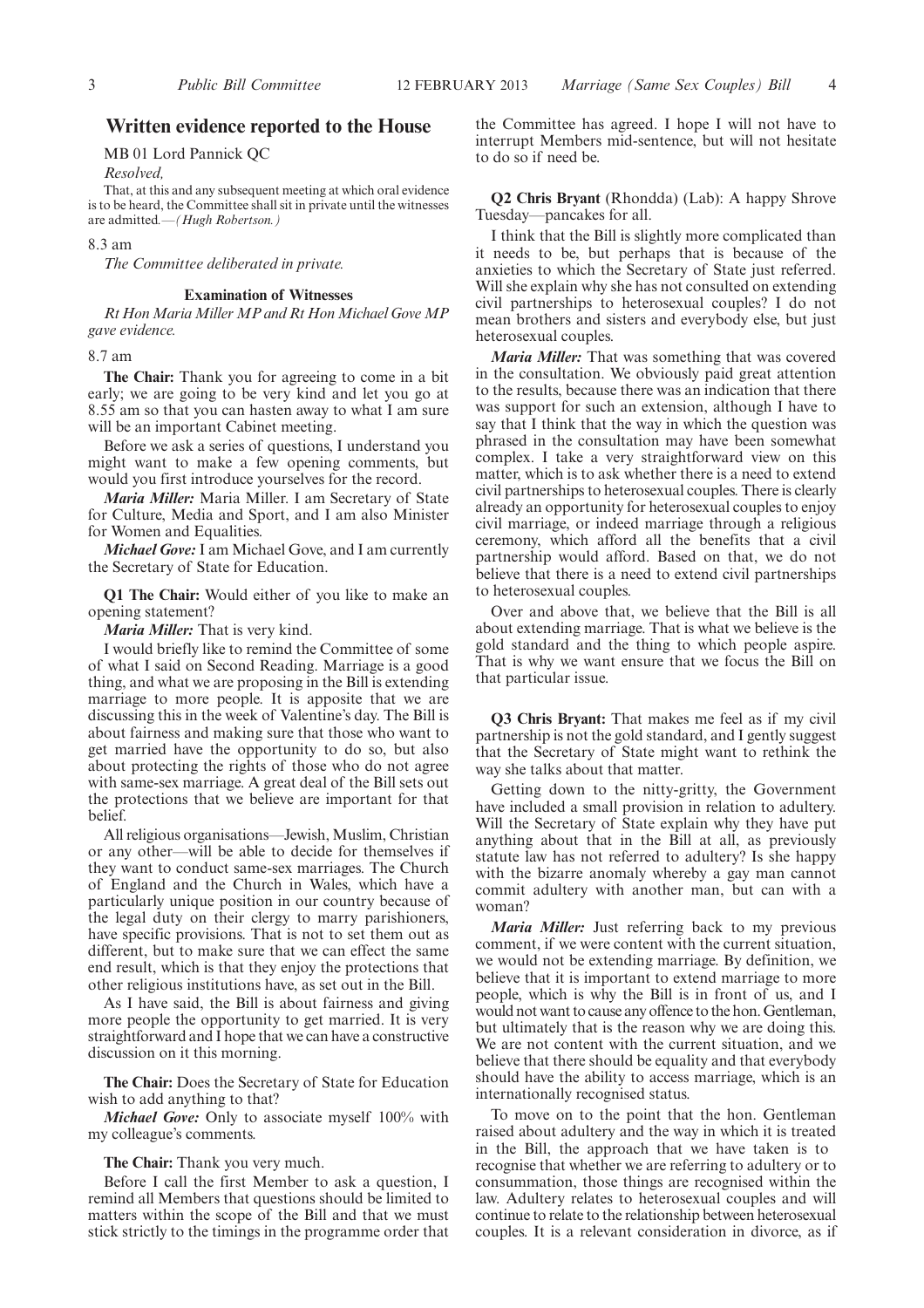## Written evidence reported to the House

MB 01 Lord Pannick QC

*Resolved,*

That, at this and any subsequent meeting at which oral evidence is to be heard, the Committee shall sit in private until the witnesses are admitted.—*(Hugh Robertson.)*

8.3 am

*The Committee deliberated in private.*

### Examination of Witnesses

*Rt Hon Maria Miller MP and Rt Hon Michael Gove MP gave evidence.*

8.7 am

**The Chair:** Thank you for agreeing to come in a bit early; we are going to be very kind and let you go at 8.55 am so that you can hasten away to what I am sure will be an important Cabinet meeting.

Before we ask a series of questions, I understand you might want to make a few opening comments, but would you first introduce yourselves for the record.

***Maria Miller:*** Maria Miller. I am Secretary of State for Culture, Media and Sport, and I am also Minister for Women and Equalities.

***Michael Gove:*** I am Michael Gove, and I am currently the Secretary of State for Education.

**Q1 The Chair:** Would either of you like to make an opening statement?

***Maria Miller:*** That is very kind.

I would briefly like to remind the Committee of some of what I said on Second Reading. Marriage is a good thing, and what we are proposing in the Bill is extending marriage to more people. It is apposite that we are discussing this in the week of Valentine's day. The Bill is about fairness and making sure that those who want to get married have the opportunity to do so, but also about protecting the rights of those who do not agree with same-sex marriage. A great deal of the Bill sets out the protections that we believe are important for that belief.

All religious organisations—Jewish, Muslim, Christian or any other—will be able to decide for themselves if they want to conduct same-sex marriages. The Church of England and the Church in Wales, which have a particularly unique position in our country because of the legal duty on their clergy to marry parishioners, have specific provisions. That is not to set them out as different, but to make sure that we can effect the same end result, which is that they enjoy the protections that other religious institutions have, as set out in the Bill.

As I have said, the Bill is about fairness and giving more people the opportunity to get married. It is very straightforward and I hope that we can have a constructive discussion on it this morning.

**The Chair:** Does the Secretary of State for Education wish to add anything to that?

***Michael Gove:*** Only to associate myself 100% with my colleague's comments.

**The Chair:** Thank you very much.

Before I call the first Member to ask a question, I remind all Members that questions should be limited to matters within the scope of the Bill and that we must stick strictly to the timings in the programme order that the Committee has agreed. I hope I will not have to interrupt Members mid-sentence, but will not hesitate to do so if need be.

**Q2 Chris Bryant** (Rhondda) (Lab): A happy Shrove Tuesday—pancakes for all.

I think that the Bill is slightly more complicated than it needs to be, but perhaps that is because of the anxieties to which the Secretary of State just referred. Will she explain why she has not consulted on extending civil partnerships to heterosexual couples? I do not mean brothers and sisters and everybody else, but just heterosexual couples.

***Maria Miller:*** That was something that was covered in the consultation. We obviously paid great attention to the results, because there was an indication that there was support for such an extension, although I have to say that I think that the way in which the question was phrased in the consultation may have been somewhat complex. I take a very straightforward view on this matter, which is to ask whether there is a need to extend civil partnerships to heterosexual couples. There is clearly already an opportunity for heterosexual couples to enjoy civil marriage, or indeed marriage through a religious ceremony, which afford all the benefits that a civil partnership would afford. Based on that, we do not believe that there is a need to extend civil partnerships to heterosexual couples.

Over and above that, we believe that the Bill is all about extending marriage. That is what we believe is the gold standard and the thing to which people aspire. That is why we want ensure that we focus the Bill on that particular issue.

**Q3 Chris Bryant:** That makes me feel as if my civil partnership is not the gold standard, and I gently suggest that the Secretary of State might want to rethink the way she talks about that matter.

Getting down to the nitty-gritty, the Government have included a small provision in relation to adultery. Will the Secretary of State explain why they have put anything about that in the Bill at all, as previously statute law has not referred to adultery? Is she happy with the bizarre anomaly whereby a gay man cannot commit adultery with another man, but can with a woman?

***Maria Miller:*** Just referring back to my previous comment, if we were content with the current situation, we would not be extending marriage. By definition, we believe that it is important to extend marriage to more people, which is why the Bill is in front of us, and I would not want to cause any offence to the hon. Gentleman, but ultimately that is the reason why we are doing this. We are not content with the current situation, and we believe that there should be equality and that everybody should have the ability to access marriage, which is an internationally recognised status.

To move on to the point that the hon. Gentleman raised about adultery and the way in which it is treated in the Bill, the approach that we have taken is to recognise that whether we are referring to adultery or to consummation, those things are recognised within the law. Adultery relates to heterosexual couples and will continue to relate to the relationship between heterosexual couples. It is a relevant consideration in divorce, as if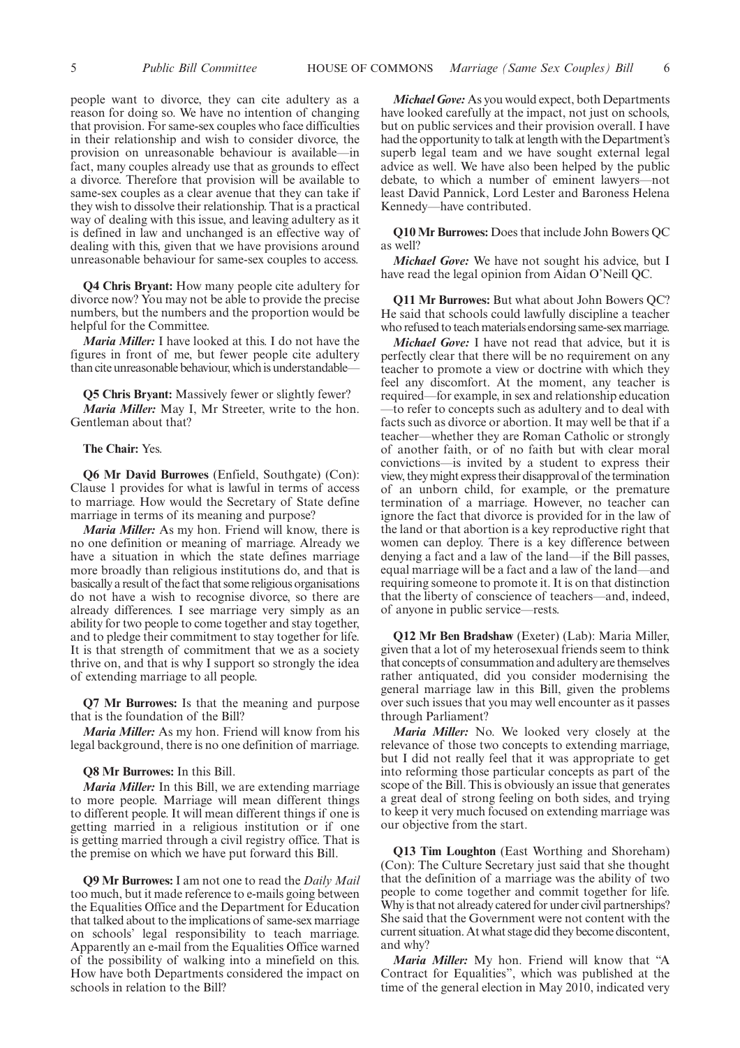people want to divorce, they can cite adultery as a reason for doing so. We have no intention of changing that provision. For same-sex couples who face difficulties in their relationship and wish to consider divorce, the provision on unreasonable behaviour is available—in fact, many couples already use that as grounds to effect a divorce. Therefore that provision will be available to same-sex couples as a clear avenue that they can take if they wish to dissolve their relationship. That is a practical way of dealing with this issue, and leaving adultery as it is defined in law and unchanged is an effective way of dealing with this, given that we have provisions around unreasonable behaviour for same-sex couples to access.

**Q4 Chris Bryant:** How many people cite adultery for divorce now? You may not be able to provide the precise numbers, but the numbers and the proportion would be helpful for the Committee.

*Maria Miller:* I have looked at this. I do not have the figures in front of me, but fewer people cite adultery than cite unreasonable behaviour, which is understandable—

**Q5 Chris Bryant:** Massively fewer or slightly fewer?

*Maria Miller:* May I, Mr Streeter, write to the hon. Gentleman about that?

**The Chair:** Yes.

**Q6 Mr David Burrowes** (Enfield, Southgate) (Con): Clause 1 provides for what is lawful in terms of access to marriage. How would the Secretary of State define marriage in terms of its meaning and purpose?

*Maria Miller:* As my hon. Friend will know, there is no one definition or meaning of marriage. Already we have a situation in which the state defines marriage more broadly than religious institutions do, and that is basically a result of the fact that some religious organisations do not have a wish to recognise divorce, so there are already differences. I see marriage very simply as an ability for two people to come together and stay together, and to pledge their commitment to stay together for life. It is that strength of commitment that we as a society thrive on, and that is why I support so strongly the idea of extending marriage to all people.

**Q7 Mr Burrowes:** Is that the meaning and purpose that is the foundation of the Bill?

*Maria Miller:* As my hon. Friend will know from his legal background, there is no one definition of marriage.

**Q8 Mr Burrowes:** In this Bill.

*Maria Miller:* In this Bill, we are extending marriage to more people. Marriage will mean different things to different people. It will mean different things if one is getting married in a religious institution or if one is getting married through a civil registry office. That is the premise on which we have put forward this Bill.

**Q9 Mr Burrowes:** I am not one to read the *Daily Mail* too much, but it made reference to e-mails going between the Equalities Office and the Department for Education that talked about to the implications of same-sex marriage on schools' legal responsibility to teach marriage. Apparently an e-mail from the Equalities Office warned of the possibility of walking into a minefield on this. How have both Departments considered the impact on schools in relation to the Bill?

*Michael Gove:* As you would expect, both Departments have looked carefully at the impact, not just on schools, but on public services and their provision overall. I have had the opportunity to talk at length with the Department's superb legal team and we have sought external legal advice as well. We have also been helped by the public debate, to which a number of eminent lawyers—not least David Pannick, Lord Lester and Baroness Helena Kennedy—have contributed.

**Q10 Mr Burrowes:** Does that include John Bowers QC as well?

*Michael Gove:* We have not sought his advice, but I have read the legal opinion from Aidan O'Neill QC.

**Q11 Mr Burrowes:** But what about John Bowers QC? He said that schools could lawfully discipline a teacher who refused to teach materials endorsing same-sex marriage.

*Michael Gove:* I have not read that advice, but it is perfectly clear that there will be no requirement on any teacher to promote a view or doctrine with which they feel any discomfort. At the moment, any teacher is required—for example, in sex and relationship education—to refer to concepts such as adultery and to deal with facts such as divorce or abortion. It may well be that if a teacher—whether they are Roman Catholic or strongly of another faith, or of no faith but with clear moral convictions—is invited by a student to express their view, they might express their disapproval of the termination of an unborn child, for example, or the premature termination of a marriage. However, no teacher can ignore the fact that divorce is provided for in the law of the land or that abortion is a key reproductive right that women can deploy. There is a key difference between denying a fact and a law of the land—if the Bill passes, equal marriage will be a fact and a law of the land—and requiring someone to promote it. It is on that distinction that the liberty of conscience of teachers—and, indeed, of anyone in public service—rests.

**Q12 Mr Ben Bradshaw** (Exeter) (Lab): Maria Miller, given that a lot of my heterosexual friends seem to think that concepts of consummation and adultery are themselves rather antiquated, did you consider modernising the general marriage law in this Bill, given the problems over such issues that you may well encounter as it passes through Parliament?

*Maria Miller:* No. We looked very closely at the relevance of those two concepts to extending marriage, but I did not really feel that it was appropriate to get into reforming those particular concepts as part of the scope of the Bill. This is obviously an issue that generates a great deal of strong feeling on both sides, and trying to keep it very much focused on extending marriage was our objective from the start.

**Q13 Tim Loughton** (East Worthing and Shoreham) (Con): The Culture Secretary just said that she thought that the definition of a marriage was the ability of two people to come together and commit together for life. Why is that not already catered for under civil partnerships? She said that the Government were not content with the current situation. At what stage did they become discontent, and why?

*Maria Miller:* My hon. Friend will know that "A Contract for Equalities", which was published at the time of the general election in May 2010, indicated very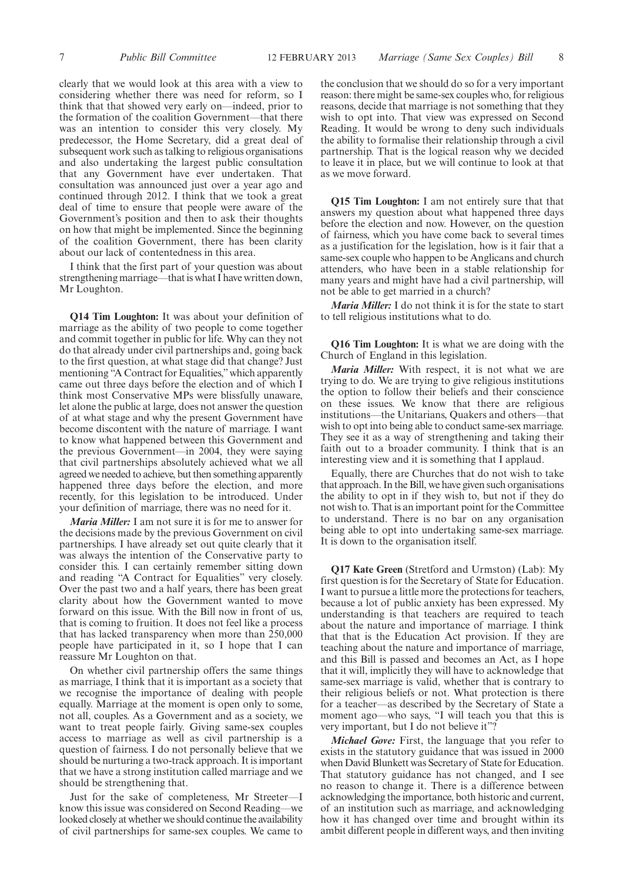clearly that we would look at this area with a view to considering whether there was need for reform, so I think that that showed very early on—indeed, prior to the formation of the coalition Government—that there was an intention to consider this very closely. My predecessor, the Home Secretary, did a great deal of subsequent work such as talking to religious organisations and also undertaking the largest public consultation that any Government have ever undertaken. That consultation was announced just over a year ago and continued through 2012. I think that we took a great deal of time to ensure that people were aware of the Government's position and then to ask their thoughts on how that might be implemented. Since the beginning of the coalition Government, there has been clarity about our lack of contentedness in this area.

I think that the first part of your question was about strengthening marriage—that is what I have written down, Mr Loughton.

**Q14 Tim Loughton:** It was about your definition of marriage as the ability of two people to come together and commit together in public for life. Why can they not do that already under civil partnerships and, going back to the first question, at what stage did that change? Just mentioning "A Contract for Equalities," which apparently came out three days before the election and of which I think most Conservative MPs were blissfully unaware, let alone the public at large, does not answer the question of at what stage and why the present Government have become discontent with the nature of marriage. I want to know what happened between this Government and the previous Government—in 2004, they were saying that civil partnerships absolutely achieved what we all agreed we needed to achieve, but then something apparently happened three days before the election, and more recently, for this legislation to be introduced. Under your definition of marriage, there was no need for it.

***Maria Miller:*** I am not sure it is for me to answer for the decisions made by the previous Government on civil partnerships. I have already set out quite clearly that it was always the intention of the Conservative party to consider this. I can certainly remember sitting down and reading "A Contract for Equalities" very closely. Over the past two and a half years, there has been great clarity about how the Government wanted to move forward on this issue. With the Bill now in front of us, that is coming to fruition. It does not feel like a process that has lacked transparency when more than 250,000 people have participated in it, so I hope that I can reassure Mr Loughton on that.

On whether civil partnership offers the same things as marriage, I think that it is important as a society that we recognise the importance of dealing with people equally. Marriage at the moment is open only to some, not all, couples. As a Government and as a society, we want to treat people fairly. Giving same-sex couples access to marriage as well as civil partnership is a question of fairness. I do not personally believe that we should be nurturing a two-track approach. It is important that we have a strong institution called marriage and we should be strengthening that.

Just for the sake of completeness, Mr Streeter—I know this issue was considered on Second Reading—we looked closely at whether we should continue the availability of civil partnerships for same-sex couples. We came to the conclusion that we should do so for a very important reason: there might be same-sex couples who, for religious reasons, decide that marriage is not something that they wish to opt into. That view was expressed on Second Reading. It would be wrong to deny such individuals the ability to formalise their relationship through a civil partnership. That is the logical reason why we decided to leave it in place, but we will continue to look at that as we move forward.

**Q15 Tim Loughton:** I am not entirely sure that that answers my question about what happened three days before the election and now. However, on the question of fairness, which you have come back to several times as a justification for the legislation, how is it fair that a same-sex couple who happen to be Anglicans and church attenders, who have been in a stable relationship for many years and might have had a civil partnership, will not be able to get married in a church?

***Maria Miller:*** I do not think it is for the state to start to tell religious institutions what to do.

**Q16 Tim Loughton:** It is what we are doing with the Church of England in this legislation.

***Maria Miller:*** With respect, it is not what we are trying to do. We are trying to give religious institutions the option to follow their beliefs and their conscience on these issues. We know that there are religious institutions—the Unitarians, Quakers and others—that wish to opt into being able to conduct same-sex marriage. They see it as a way of strengthening and taking their faith out to a broader community. I think that is an interesting view and it is something that I applaud.

Equally, there are Churches that do not wish to take that approach. In the Bill, we have given such organisations the ability to opt in if they wish to, but not if they do not wish to. That is an important point for the Committee to understand. There is no bar on any organisation being able to opt into undertaking same-sex marriage. It is down to the organisation itself.

**Q17 Kate Green** (Stretford and Urmston) (Lab): My first question is for the Secretary of State for Education. I want to pursue a little more the protections for teachers, because a lot of public anxiety has been expressed. My understanding is that teachers are required to teach about the nature and importance of marriage. I think that that is the Education Act provision. If they are teaching about the nature and importance of marriage, and this Bill is passed and becomes an Act, as I hope that it will, implicitly they will have to acknowledge that same-sex marriage is valid, whether that is contrary to their religious beliefs or not. What protection is there for a teacher—as described by the Secretary of State a moment ago—who says, "I will teach you that this is very important, but I do not believe it"?

***Michael Gove:*** First, the language that you refer to exists in the statutory guidance that was issued in 2000 when David Blunkett was Secretary of State for Education. That statutory guidance has not changed, and I see no reason to change it. There is a difference between acknowledging the importance, both historic and current, of an institution such as marriage, and acknowledging how it has changed over time and brought within its ambit different people in different ways, and then inviting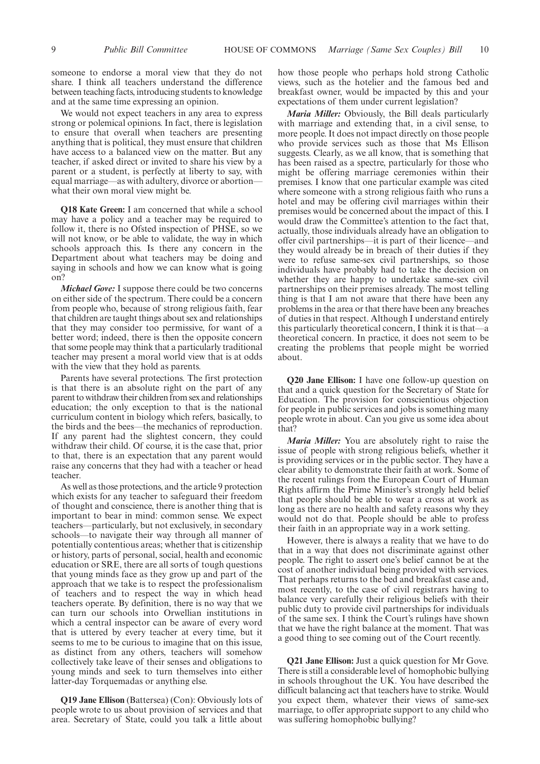someone to endorse a moral view that they do not share. I think all teachers understand the difference between teaching facts, introducing students to knowledge and at the same time expressing an opinion.

We would not expect teachers in any area to express strong or polemical opinions. In fact, there is legislation to ensure that overall when teachers are presenting anything that is political, they must ensure that children have access to a balanced view on the matter. But any teacher, if asked direct or invited to share his view by a parent or a student, is perfectly at liberty to say, with equal marriage—as with adultery, divorce or abortion—what their own moral view might be.

**Q18 Kate Green:** I am concerned that while a school may have a policy and a teacher may be required to follow it, there is no Ofsted inspection of PHSE, so we will not know, or be able to validate, the way in which schools approach this. Is there any concern in the Department about what teachers may be doing and saying in schools and how we can know what is going on?

***Michael Gove:*** I suppose there could be two concerns on either side of the spectrum. There could be a concern from people who, because of strong religious faith, fear that children are taught things about sex and relationships that they may consider too permissive, for want of a better word; indeed, there is then the opposite concern that some people may think that a particularly traditional teacher may present a moral world view that is at odds with the view that they hold as parents.

Parents have several protections. The first protection is that there is an absolute right on the part of any parent to withdraw their children from sex and relationships education; the only exception to that is the national curriculum content in biology which refers, basically, to the birds and the bees—the mechanics of reproduction. If any parent had the slightest concern, they could withdraw their child. Of course, it is the case that, prior to that, there is an expectation that any parent would raise any concerns that they had with a teacher or head teacher.

As well as those protections, and the article 9 protection which exists for any teacher to safeguard their freedom of thought and conscience, there is another thing that is important to bear in mind: common sense. We expect teachers—particularly, but not exclusively, in secondary schools—to navigate their way through all manner of potentially contentious areas; whether that is citizenship or history, parts of personal, social, health and economic education or SRE, there are all sorts of tough questions that young minds face as they grow up and part of the approach that we take is to respect the professionalism of teachers and to respect the way in which head teachers operate. By definition, there is no way that we can turn our schools into Orwellian institutions in which a central inspector can be aware of every word that is uttered by every teacher at every time, but it seems to me to be curious to imagine that on this issue, as distinct from any others, teachers will somehow collectively take leave of their senses and obligations to young minds and seek to turn themselves into either latter-day Torquemadas or anything else.

**Q19 Jane Ellison** (Battersea) (Con): Obviously lots of people wrote to us about provision of services and that area. Secretary of State, could you talk a little about how those people who perhaps hold strong Catholic views, such as the hotelier and the famous bed and breakfast owner, would be impacted by this and your expectations of them under current legislation?

***Maria Miller:*** Obviously, the Bill deals particularly with marriage and extending that, in a civil sense, to more people. It does not impact directly on those people who provide services such as those that Ms Ellison suggests. Clearly, as we all know, that is something that has been raised as a spectre, particularly for those who might be offering marriage ceremonies within their premises. I know that one particular example was cited where someone with a strong religious faith who runs a hotel and may be offering civil marriages within their premises would be concerned about the impact of this. I would draw the Committee's attention to the fact that, actually, those individuals already have an obligation to offer civil partnerships—it is part of their licence—and they would already be in breach of their duties if they were to refuse same-sex civil partnerships, so those individuals have probably had to take the decision on whether they are happy to undertake same-sex civil partnerships on their premises already. The most telling thing is that I am not aware that there have been any problems in the area or that there have been any breaches of duties in that respect. Although I understand entirely this particularly theoretical concern, I think it is that—a theoretical concern. In practice, it does not seem to be creating the problems that people might be worried about.

**Q20 Jane Ellison:** I have one follow-up question on that and a quick question for the Secretary of State for Education. The provision for conscientious objection for people in public services and jobs is something many people wrote in about. Can you give us some idea about that?

***Maria Miller:*** You are absolutely right to raise the issue of people with strong religious beliefs, whether it is providing services or in the public sector. They have a clear ability to demonstrate their faith at work. Some of the recent rulings from the European Court of Human Rights affirm the Prime Minister's strongly held belief that people should be able to wear a cross at work as long as there are no health and safety reasons why they would not do that. People should be able to profess their faith in an appropriate way in a work setting.

However, there is always a reality that we have to do that in a way that does not discriminate against other people. The right to assert one's belief cannot be at the cost of another individual being provided with services. That perhaps returns to the bed and breakfast case and, most recently, to the case of civil registrars having to balance very carefully their religious beliefs with their public duty to provide civil partnerships for individuals of the same sex. I think the Court's rulings have shown that we have the right balance at the moment. That was a good thing to see coming out of the Court recently.

**Q21 Jane Ellison:** Just a quick question for Mr Gove. There is still a considerable level of homophobic bullying in schools throughout the UK. You have described the difficult balancing act that teachers have to strike. Would you expect them, whatever their views of same-sex marriage, to offer appropriate support to any child who was suffering homophobic bullying?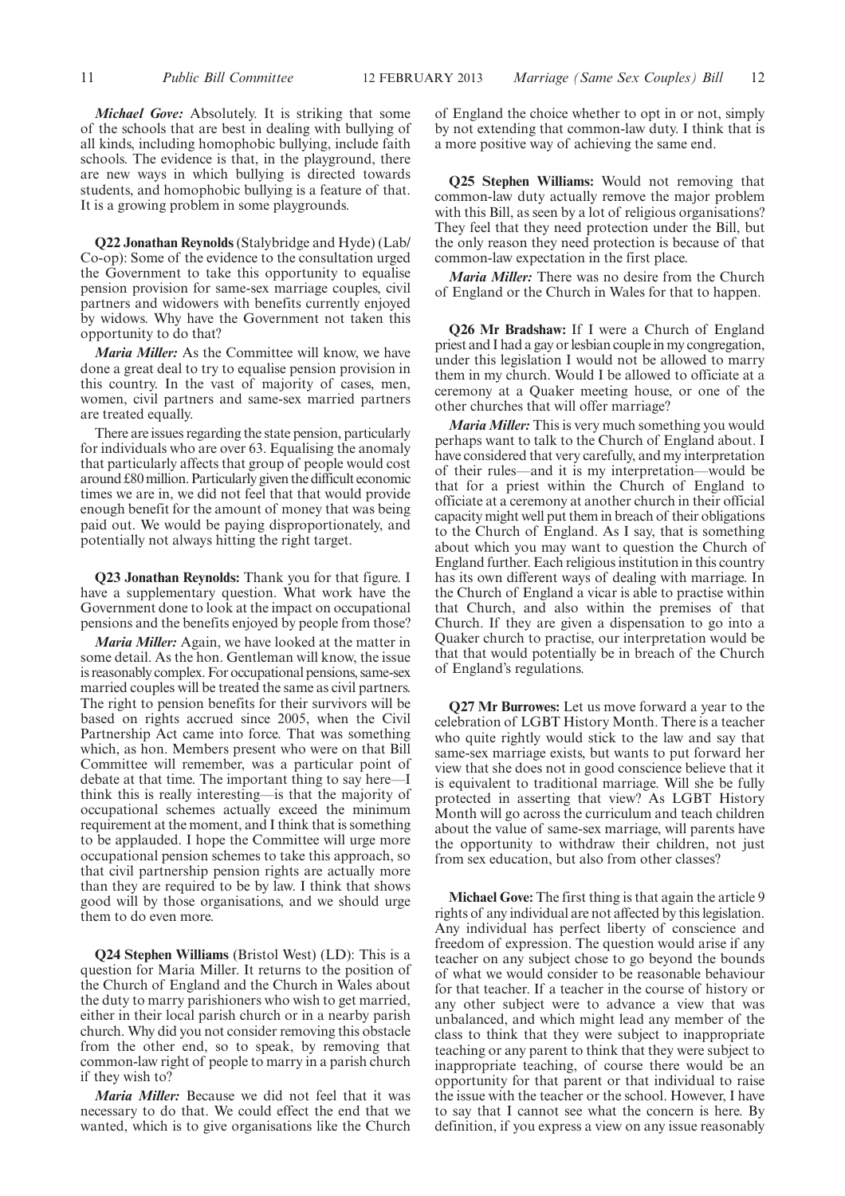*Michael Gove:* Absolutely. It is striking that some of the schools that are best in dealing with bullying of all kinds, including homophobic bullying, include faith schools. The evidence is that, in the playground, there are new ways in which bullying is directed towards students, and homophobic bullying is a feature of that. It is a growing problem in some playgrounds.

**Q22 Jonathan Reynolds** (Stalybridge and Hyde) (Lab/Co-op): Some of the evidence to the consultation urged the Government to take this opportunity to equalise pension provision for same-sex marriage couples, civil partners and widowers with benefits currently enjoyed by widows. Why have the Government not taken this opportunity to do that?

*Maria Miller:* As the Committee will know, we have done a great deal to try to equalise pension provision in this country. In the vast of majority of cases, men, women, civil partners and same-sex married partners are treated equally.

There are issues regarding the state pension, particularly for individuals who are over 63. Equalising the anomaly that particularly affects that group of people would cost around £80 million. Particularly given the difficult economic times we are in, we did not feel that that would provide enough benefit for the amount of money that was being paid out. We would be paying disproportionately, and potentially not always hitting the right target.

**Q23 Jonathan Reynolds:** Thank you for that figure. I have a supplementary question. What work have the Government done to look at the impact on occupational pensions and the benefits enjoyed by people from those?

*Maria Miller:* Again, we have looked at the matter in some detail. As the hon. Gentleman will know, the issue is reasonably complex. For occupational pensions, same-sex married couples will be treated the same as civil partners. The right to pension benefits for their survivors will be based on rights accrued since 2005, when the Civil Partnership Act came into force. That was something which, as hon. Members present who were on that Bill Committee will remember, was a particular point of debate at that time. The important thing to say here—I think this is really interesting—is that the majority of occupational schemes actually exceed the minimum requirement at the moment, and I think that is something to be applauded. I hope the Committee will urge more occupational pension schemes to take this approach, so that civil partnership pension rights are actually more than they are required to be by law. I think that shows good will by those organisations, and we should urge them to do even more.

**Q24 Stephen Williams** (Bristol West) (LD): This is a question for Maria Miller. It returns to the position of the Church of England and the Church in Wales about the duty to marry parishioners who wish to get married, either in their local parish church or in a nearby parish church. Why did you not consider removing this obstacle from the other end, so to speak, by removing that common-law right of people to marry in a parish church if they wish to?

*Maria Miller:* Because we did not feel that it was necessary to do that. We could effect the end that we wanted, which is to give organisations like the Church of England the choice whether to opt in or not, simply by not extending that common-law duty. I think that is a more positive way of achieving the same end.

**Q25 Stephen Williams:** Would not removing that common-law duty actually remove the major problem with this Bill, as seen by a lot of religious organisations? They feel that they need protection under the Bill, but the only reason they need protection is because of that common-law expectation in the first place.

*Maria Miller:* There was no desire from the Church of England or the Church in Wales for that to happen.

**Q26 Mr Bradshaw:** If I were a Church of England priest and I had a gay or lesbian couple in my congregation, under this legislation I would not be allowed to marry them in my church. Would I be allowed to officiate at a ceremony at a Quaker meeting house, or one of the other churches that will offer marriage?

*Maria Miller:* This is very much something you would perhaps want to talk to the Church of England about. I have considered that very carefully, and my interpretation of their rules—and it is my interpretation—would be that for a priest within the Church of England to officiate at a ceremony at another church in their official capacity might well put them in breach of their obligations to the Church of England. As I say, that is something about which you may want to question the Church of England further. Each religious institution in this country has its own different ways of dealing with marriage. In the Church of England a vicar is able to practise within that Church, and also within the premises of that Church. If they are given a dispensation to go into a Quaker church to practise, our interpretation would be that that would potentially be in breach of the Church of England's regulations.

**Q27 Mr Burrowes:** Let us move forward a year to the celebration of LGBT History Month. There is a teacher who quite rightly would stick to the law and say that same-sex marriage exists, but wants to put forward her view that she does not in good conscience believe that it is equivalent to traditional marriage. Will she be fully protected in asserting that view? As LGBT History Month will go across the curriculum and teach children about the value of same-sex marriage, will parents have the opportunity to withdraw their children, not just from sex education, but also from other classes?

**Michael Gove:** The first thing is that again the article 9 rights of any individual are not affected by this legislation. Any individual has perfect liberty of conscience and freedom of expression. The question would arise if any teacher on any subject chose to go beyond the bounds of what we would consider to be reasonable behaviour for that teacher. If a teacher in the course of history or any other subject were to advance a view that was unbalanced, and which might lead any member of the class to think that they were subject to inappropriate teaching or any parent to think that they were subject to inappropriate teaching, of course there would be an opportunity for that parent or that individual to raise the issue with the teacher or the school. However, I have to say that I cannot see what the concern is here. By definition, if you express a view on any issue reasonably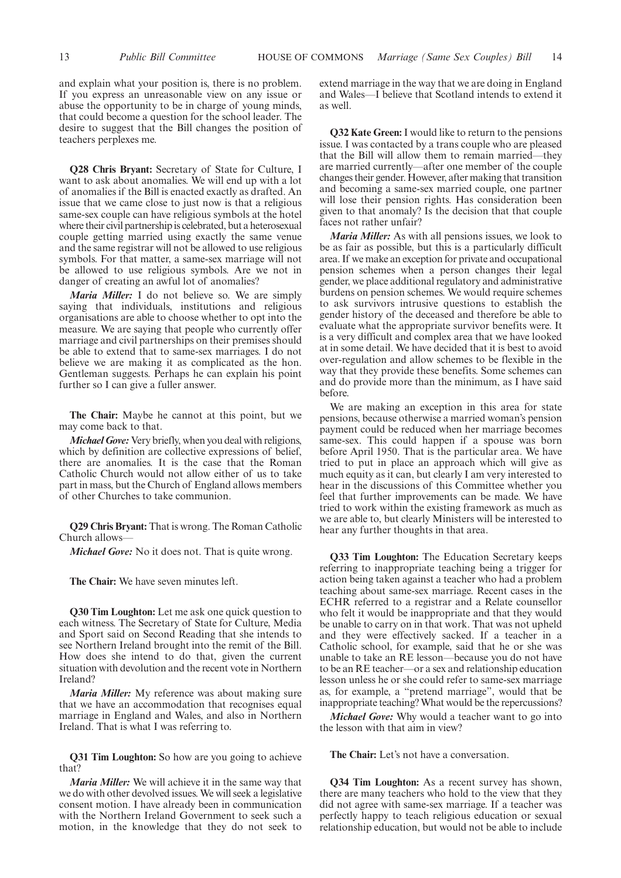and explain what your position is, there is no problem. If you express an unreasonable view on any issue or abuse the opportunity to be in charge of young minds, that could become a question for the school leader. The desire to suggest that the Bill changes the position of teachers perplexes me.

**Q28 Chris Bryant:** Secretary of State for Culture, I want to ask about anomalies. We will end up with a lot of anomalies if the Bill is enacted exactly as drafted. An issue that we came close to just now is that a religious same-sex couple can have religious symbols at the hotel where their civil partnership is celebrated, but a heterosexual couple getting married using exactly the same venue and the same registrar will not be allowed to use religious symbols. For that matter, a same-sex marriage will not be allowed to use religious symbols. Are we not in danger of creating an awful lot of anomalies?

*Maria Miller:* I do not believe so. We are simply saying that individuals, institutions and religious organisations are able to choose whether to opt into the measure. We are saying that people who currently offer marriage and civil partnerships on their premises should be able to extend that to same-sex marriages. I do not believe we are making it as complicated as the hon. Gentleman suggests. Perhaps he can explain his point further so I can give a fuller answer.

**The Chair:** Maybe he cannot at this point, but we may come back to that.

*Michael Gove:* Very briefly, when you deal with religions, which by definition are collective expressions of belief, there are anomalies. It is the case that the Roman Catholic Church would not allow either of us to take part in mass, but the Church of England allows members of other Churches to take communion.

**Q29 Chris Bryant:** That is wrong. The Roman Catholic Church allows—

*Michael Gove:* No it does not. That is quite wrong.

**The Chair:** We have seven minutes left.

**Q30 Tim Loughton:** Let me ask one quick question to each witness. The Secretary of State for Culture, Media and Sport said on Second Reading that she intends to see Northern Ireland brought into the remit of the Bill. How does she intend to do that, given the current situation with devolution and the recent vote in Northern Ireland?

*Maria Miller:* My reference was about making sure that we have an accommodation that recognises equal marriage in England and Wales, and also in Northern Ireland. That is what I was referring to.

**Q31 Tim Loughton:** So how are you going to achieve that?

*Maria Miller:* We will achieve it in the same way that we do with other devolved issues. We will seek a legislative consent motion. I have already been in communication with the Northern Ireland Government to seek such a motion, in the knowledge that they do not seek to extend marriage in the way that we are doing in England and Wales—I believe that Scotland intends to extend it as well.

**Q32 Kate Green:** I would like to return to the pensions issue. I was contacted by a trans couple who are pleased that the Bill will allow them to remain married—they are married currently—after one member of the couple changes their gender. However, after making that transition and becoming a same-sex married couple, one partner will lose their pension rights. Has consideration been given to that anomaly? Is the decision that that couple faces not rather unfair?

*Maria Miller:* As with all pensions issues, we look to be as fair as possible, but this is a particularly difficult area. If we make an exception for private and occupational pension schemes when a person changes their legal gender, we place additional regulatory and administrative burdens on pension schemes. We would require schemes to ask survivors intrusive questions to establish the gender history of the deceased and therefore be able to evaluate what the appropriate survivor benefits were. It is a very difficult and complex area that we have looked at in some detail. We have decided that it is best to avoid over-regulation and allow schemes to be flexible in the way that they provide these benefits. Some schemes can and do provide more than the minimum, as I have said before.

We are making an exception in this area for state pensions, because otherwise a married woman's pension payment could be reduced when her marriage becomes same-sex. This could happen if a spouse was born before April 1950. That is the particular area. We have tried to put in place an approach which will give as much equity as it can, but clearly I am very interested to hear in the discussions of this Committee whether you feel that further improvements can be made. We have tried to work within the existing framework as much as we are able to, but clearly Ministers will be interested to hear any further thoughts in that area.

**Q33 Tim Loughton:** The Education Secretary keeps referring to inappropriate teaching being a trigger for action being taken against a teacher who had a problem teaching about same-sex marriage. Recent cases in the ECHR referred to a registrar and a Relate counsellor who felt it would be inappropriate and that they would be unable to carry on in that work. That was not upheld and they were effectively sacked. If a teacher in a Catholic school, for example, said that he or she was unable to take an RE lesson—because you do not have to be an RE teacher—or a sex and relationship education lesson unless he or she could refer to same-sex marriage as, for example, a "pretend marriage", would that be inappropriate teaching? What would be the repercussions?

*Michael Gove:* Why would a teacher want to go into the lesson with that aim in view?

**The Chair:** Let's not have a conversation.

**Q34 Tim Loughton:** As a recent survey has shown, there are many teachers who hold to the view that they did not agree with same-sex marriage. If a teacher was perfectly happy to teach religious education or sexual relationship education, but would not be able to include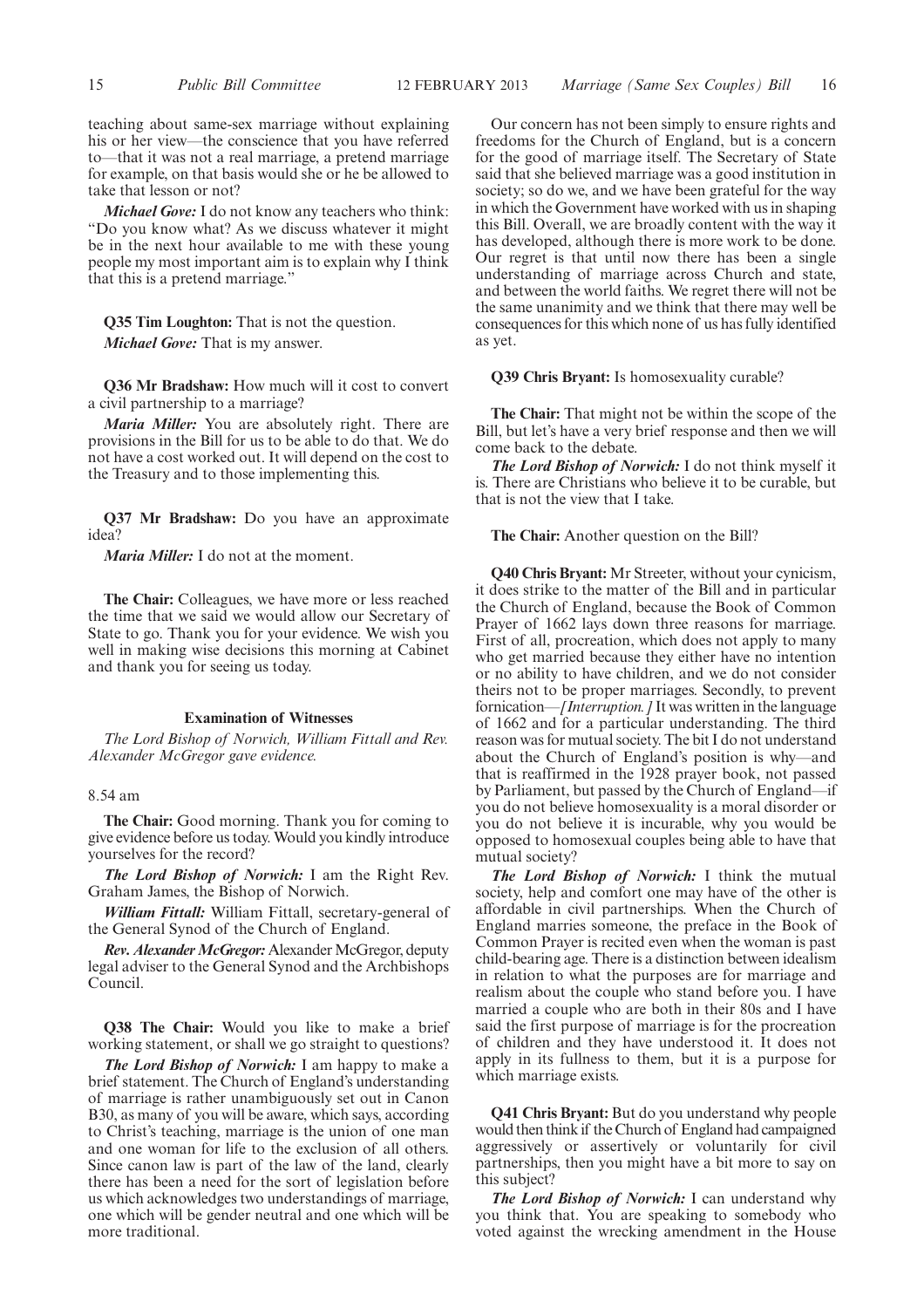teaching about same-sex marriage without explaining his or her view—the conscience that you have referred to—that it was not a real marriage, a pretend marriage for example, on that basis would she or he be allowed to take that lesson or not?

***Michael Gove:*** I do not know any teachers who think: "Do you know what? As we discuss whatever it might be in the next hour available to me with these young people my most important aim is to explain why I think that this is a pretend marriage."

**Q35 Tim Loughton:** That is not the question.

***Michael Gove:*** That is my answer.

**Q36 Mr Bradshaw:** How much will it cost to convert a civil partnership to a marriage?

***Maria Miller:*** You are absolutely right. There are provisions in the Bill for us to be able to do that. We do not have a cost worked out. It will depend on the cost to the Treasury and to those implementing this.

**Q37 Mr Bradshaw:** Do you have an approximate idea?

***Maria Miller:*** I do not at the moment.

**The Chair:** Colleagues, we have more or less reached the time that we said we would allow our Secretary of State to go. Thank you for your evidence. We wish you well in making wise decisions this morning at Cabinet and thank you for seeing us today.

### Examination of Witnesses

*The Lord Bishop of Norwich, William Fittall and Rev. Alexander McGregor gave evidence.*

8.54 am

**The Chair:** Good morning. Thank you for coming to give evidence before us today. Would you kindly introduce yourselves for the record?

***The Lord Bishop of Norwich:*** I am the Right Rev. Graham James, the Bishop of Norwich.

***William Fittall:*** William Fittall, secretary-general of the General Synod of the Church of England.

***Rev. Alexander McGregor:*** Alexander McGregor, deputy legal adviser to the General Synod and the Archbishops Council.

**Q38 The Chair:** Would you like to make a brief working statement, or shall we go straight to questions?

***The Lord Bishop of Norwich:*** I am happy to make a brief statement. The Church of England's understanding of marriage is rather unambiguously set out in Canon B30, as many of you will be aware, which says, according to Christ's teaching, marriage is the union of one man and one woman for life to the exclusion of all others. Since canon law is part of the law of the land, clearly there has been a need for the sort of legislation before us which acknowledges two understandings of marriage, one which will be gender neutral and one which will be more traditional.

Our concern has not been simply to ensure rights and freedoms for the Church of England, but is a concern for the good of marriage itself. The Secretary of State said that she believed marriage was a good institution in society; so do we, and we have been grateful for the way in which the Government have worked with us in shaping this Bill. Overall, we are broadly content with the way it has developed, although there is more work to be done. Our regret is that until now there has been a single understanding of marriage across Church and state, and between the world faiths. We regret there will not be the same unanimity and we think that there may well be consequences for this which none of us has fully identified as yet.

**Q39 Chris Bryant:** Is homosexuality curable?

**The Chair:** That might not be within the scope of the Bill, but let's have a very brief response and then we will come back to the debate.

***The Lord Bishop of Norwich:*** I do not think myself it is. There are Christians who believe it to be curable, but that is not the view that I take.

**The Chair:** Another question on the Bill?

**Q40 Chris Bryant:** Mr Streeter, without your cynicism, it does strike to the matter of the Bill and in particular the Church of England, because the Book of Common Prayer of 1662 lays down three reasons for marriage. First of all, procreation, which does not apply to many who get married because they either have no intention or no ability to have children, and we do not consider theirs not to be proper marriages. Secondly, to prevent fornication—*[Interruption.]* It was written in the language of 1662 and for a particular understanding. The third reason was for mutual society. The bit I do not understand about the Church of England's position is why—and that is reaffirmed in the 1928 prayer book, not passed by Parliament, but passed by the Church of England—if you do not believe homosexuality is a moral disorder or you do not believe it is incurable, why you would be opposed to homosexual couples being able to have that mutual society?

***The Lord Bishop of Norwich:*** I think the mutual society, help and comfort one may have of the other is affordable in civil partnerships. When the Church of England marries someone, the preface in the Book of Common Prayer is recited even when the woman is past child-bearing age. There is a distinction between idealism in relation to what the purposes are for marriage and realism about the couple who stand before you. I have married a couple who are both in their 80s and I have said the first purpose of marriage is for the procreation of children and they have understood it. It does not apply in its fullness to them, but it is a purpose for which marriage exists.

**Q41 Chris Bryant:** But do you understand why people would then think if the Church of England had campaigned aggressively or assertively or voluntarily for civil partnerships, then you might have a bit more to say on this subject?

***The Lord Bishop of Norwich:*** I can understand why you think that. You are speaking to somebody who voted against the wrecking amendment in the House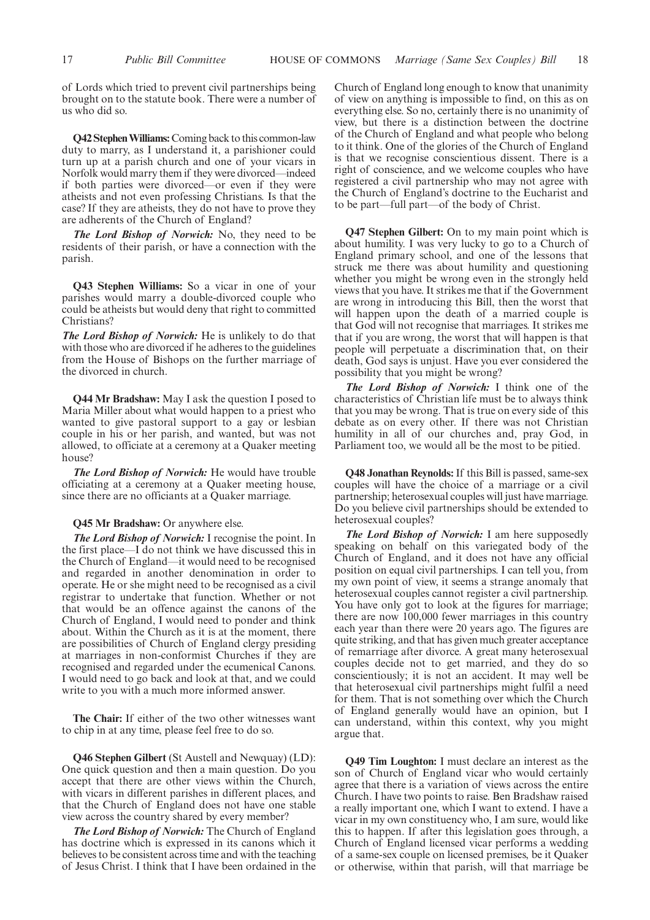of Lords which tried to prevent civil partnerships being brought on to the statute book. There were a number of us who did so.

**Q42 Stephen Williams:** Coming back to this common-law duty to marry, as I understand it, a parishioner could turn up at a parish church and one of your vicars in Norfolk would marry them if they were divorced—indeed if both parties were divorced—or even if they were atheists and not even professing Christians. Is that the case? If they are atheists, they do not have to prove they are adherents of the Church of England?

***The Lord Bishop of Norwich:*** No, they need to be residents of their parish, or have a connection with the parish.

**Q43 Stephen Williams:** So a vicar in one of your parishes would marry a double-divorced couple who could be atheists but would deny that right to committed Christians?

***The Lord Bishop of Norwich:*** He is unlikely to do that with those who are divorced if he adheres to the guidelines from the House of Bishops on the further marriage of the divorced in church.

**Q44 Mr Bradshaw:** May I ask the question I posed to Maria Miller about what would happen to a priest who wanted to give pastoral support to a gay or lesbian couple in his or her parish, and wanted, but was not allowed, to officiate at a ceremony at a Quaker meeting house?

***The Lord Bishop of Norwich:*** He would have trouble officiating at a ceremony at a Quaker meeting house, since there are no officiants at a Quaker marriage.

**Q45 Mr Bradshaw:** Or anywhere else.

***The Lord Bishop of Norwich:*** I recognise the point. In the first place—I do not think we have discussed this in the Church of England—it would need to be recognised and regarded in another denomination in order to operate. He or she might need to be recognised as a civil registrar to undertake that function. Whether or not that would be an offence against the canons of the Church of England, I would need to ponder and think about. Within the Church as it is at the moment, there are possibilities of Church of England clergy presiding at marriages in non-conformist Churches if they are recognised and regarded under the ecumenical Canons. I would need to go back and look at that, and we could write to you with a much more informed answer.

**The Chair:** If either of the two other witnesses want to chip in at any time, please feel free to do so.

**Q46 Stephen Gilbert** (St Austell and Newquay) (LD): One quick question and then a main question. Do you accept that there are other views within the Church, with vicars in different parishes in different places, and that the Church of England does not have one stable view across the country shared by every member?

***The Lord Bishop of Norwich:*** The Church of England has doctrine which is expressed in its canons which it believes to be consistent across time and with the teaching of Jesus Christ. I think that I have been ordained in the Church of England long enough to know that unanimity of view on anything is impossible to find, on this as on everything else. So no, certainly there is no unanimity of view, but there is a distinction between the doctrine of the Church of England and what people who belong to it think. One of the glories of the Church of England is that we recognise conscientious dissent. There is a right of conscience, and we welcome couples who have registered a civil partnership who may not agree with the Church of England's doctrine to the Eucharist and to be part—full part—of the body of Christ.

**Q47 Stephen Gilbert:** On to my main point which is about humility. I was very lucky to go to a Church of England primary school, and one of the lessons that struck me there was about humility and questioning whether you might be wrong even in the strongly held views that you have. It strikes me that if the Government are wrong in introducing this Bill, then the worst that will happen upon the death of a married couple is that God will not recognise that marriages. It strikes me that if you are wrong, the worst that will happen is that people will perpetuate a discrimination that, on their death, God says is unjust. Have you ever considered the possibility that you might be wrong?

***The Lord Bishop of Norwich:*** I think one of the characteristics of Christian life must be to always think that you may be wrong. That is true on every side of this debate as on every other. If there was not Christian humility in all of our churches and, pray God, in Parliament too, we would all be the most to be pitied.

**Q48 Jonathan Reynolds:** If this Bill is passed, same-sex couples will have the choice of a marriage or a civil partnership; heterosexual couples will just have marriage. Do you believe civil partnerships should be extended to heterosexual couples?

***The Lord Bishop of Norwich:*** I am here supposedly speaking on behalf on this variegated body of the Church of England, and it does not have any official position on equal civil partnerships. I can tell you, from my own point of view, it seems a strange anomaly that heterosexual couples cannot register a civil partnership. You have only got to look at the figures for marriage; there are now 100,000 fewer marriages in this country each year than there were 20 years ago. The figures are quite striking, and that has given much greater acceptance of remarriage after divorce. A great many heterosexual couples decide not to get married, and they do so conscientiously; it is not an accident. It may well be that heterosexual civil partnerships might fulfil a need for them. That is not something over which the Church of England generally would have an opinion, but I can understand, within this context, why you might argue that.

**Q49 Tim Loughton:** I must declare an interest as the son of Church of England vicar who would certainly agree that there is a variation of views across the entire Church. I have two points to raise. Ben Bradshaw raised a really important one, which I want to extend. I have a vicar in my own constituency who, I am sure, would like this to happen. If after this legislation goes through, a Church of England licensed vicar performs a wedding of a same-sex couple on licensed premises, be it Quaker or otherwise, within that parish, will that marriage be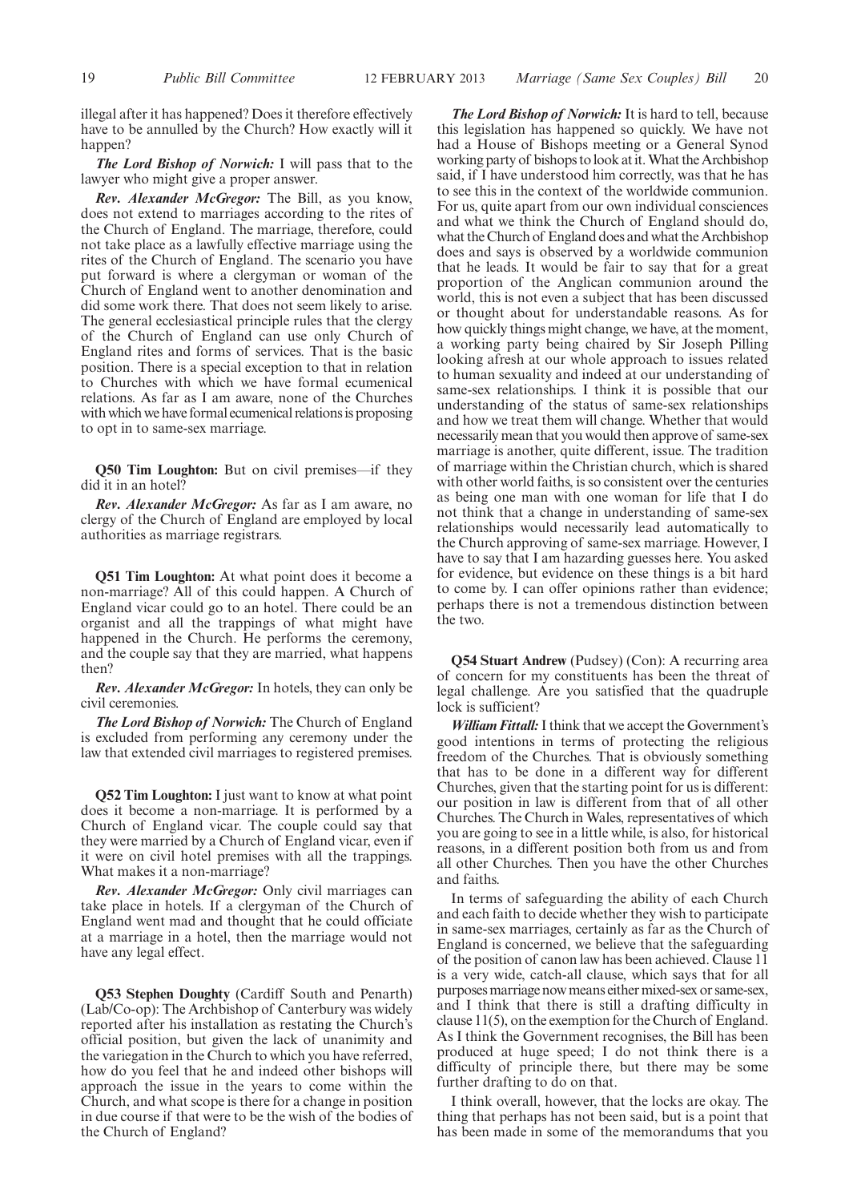illegal after it has happened? Does it therefore effectively have to be annulled by the Church? How exactly will it happen?

***The Lord Bishop of Norwich:*** I will pass that to the lawyer who might give a proper answer.

***Rev. Alexander McGregor:*** The Bill, as you know, does not extend to marriages according to the rites of the Church of England. The marriage, therefore, could not take place as a lawfully effective marriage using the rites of the Church of England. The scenario you have put forward is where a clergyman or woman of the Church of England went to another denomination and did some work there. That does not seem likely to arise. The general ecclesiastical principle rules that the clergy of the Church of England can use only Church of England rites and forms of services. That is the basic position. There is a special exception to that in relation to Churches with which we have formal ecumenical relations. As far as I am aware, none of the Churches with which we have formal ecumenical relations is proposing to opt in to same-sex marriage.

**Q50 Tim Loughton:** But on civil premises—if they did it in an hotel?

***Rev. Alexander McGregor:*** As far as I am aware, no clergy of the Church of England are employed by local authorities as marriage registrars.

**Q51 Tim Loughton:** At what point does it become a non-marriage? All of this could happen. A Church of England vicar could go to an hotel. There could be an organist and all the trappings of what might have happened in the Church. He performs the ceremony, and the couple say that they are married, what happens then?

***Rev. Alexander McGregor:*** In hotels, they can only be civil ceremonies.

***The Lord Bishop of Norwich:*** The Church of England is excluded from performing any ceremony under the law that extended civil marriages to registered premises.

**Q52 Tim Loughton:** I just want to know at what point does it become a non-marriage. It is performed by a Church of England vicar. The couple could say that they were married by a Church of England vicar, even if it were on civil hotel premises with all the trappings. What makes it a non-marriage?

***Rev. Alexander McGregor:*** Only civil marriages can take place in hotels. If a clergyman of the Church of England went mad and thought that he could officiate at a marriage in a hotel, then the marriage would not have any legal effect.

**Q53 Stephen Doughty** (Cardiff South and Penarth) (Lab/Co-op): The Archbishop of Canterbury was widely reported after his installation as restating the Church's official position, but given the lack of unanimity and the variegation in the Church to which you have referred, how do you feel that he and indeed other bishops will approach the issue in the years to come within the Church, and what scope is there for a change in position in due course if that were to be the wish of the bodies of the Church of England?

***The Lord Bishop of Norwich:*** It is hard to tell, because this legislation has happened so quickly. We have not had a House of Bishops meeting or a General Synod working party of bishops to look at it. What the Archbishop said, if I have understood him correctly, was that he has to see this in the context of the worldwide communion. For us, quite apart from our own individual consciences and what we think the Church of England should do, what the Church of England does and what the Archbishop does and says is observed by a worldwide communion that he leads. It would be fair to say that for a great proportion of the Anglican communion around the world, this is not even a subject that has been discussed or thought about for understandable reasons. As for how quickly things might change, we have, at the moment, a working party being chaired by Sir Joseph Pilling looking afresh at our whole approach to issues related to human sexuality and indeed at our understanding of same-sex relationships. I think it is possible that our understanding of the status of same-sex relationships and how we treat them will change. Whether that would necessarily mean that you would then approve of same-sex marriage is another, quite different, issue. The tradition of marriage within the Christian church, which is shared with other world faiths, is so consistent over the centuries as being one man with one woman for life that I do not think that a change in understanding of same-sex relationships would necessarily lead automatically to the Church approving of same-sex marriage. However, I have to say that I am hazarding guesses here. You asked for evidence, but evidence on these things is a bit hard to come by. I can offer opinions rather than evidence; perhaps there is not a tremendous distinction between the two.

**Q54 Stuart Andrew** (Pudsey) (Con): A recurring area of concern for my constituents has been the threat of legal challenge. Are you satisfied that the quadruple lock is sufficient?

***William Fittall:*** I think that we accept the Government's good intentions in terms of protecting the religious freedom of the Churches. That is obviously something that has to be done in a different way for different Churches, given that the starting point for us is different: our position in law is different from that of all other Churches. The Church in Wales, representatives of which you are going to see in a little while, is also, for historical reasons, in a different position both from us and from all other Churches. Then you have the other Churches and faiths.

In terms of safeguarding the ability of each Church and each faith to decide whether they wish to participate in same-sex marriages, certainly as far as the Church of England is concerned, we believe that the safeguarding of the position of canon law has been achieved. Clause 11 is a very wide, catch-all clause, which says that for all purposes marriage now means either mixed-sex or same-sex, and I think that there is still a drafting difficulty in clause 11(5), on the exemption for the Church of England. As I think the Government recognises, the Bill has been produced at huge speed; I do not think there is a difficulty of principle there, but there may be some further drafting to do on that.

I think overall, however, that the locks are okay. The thing that perhaps has not been said, but is a point that has been made in some of the memorandums that you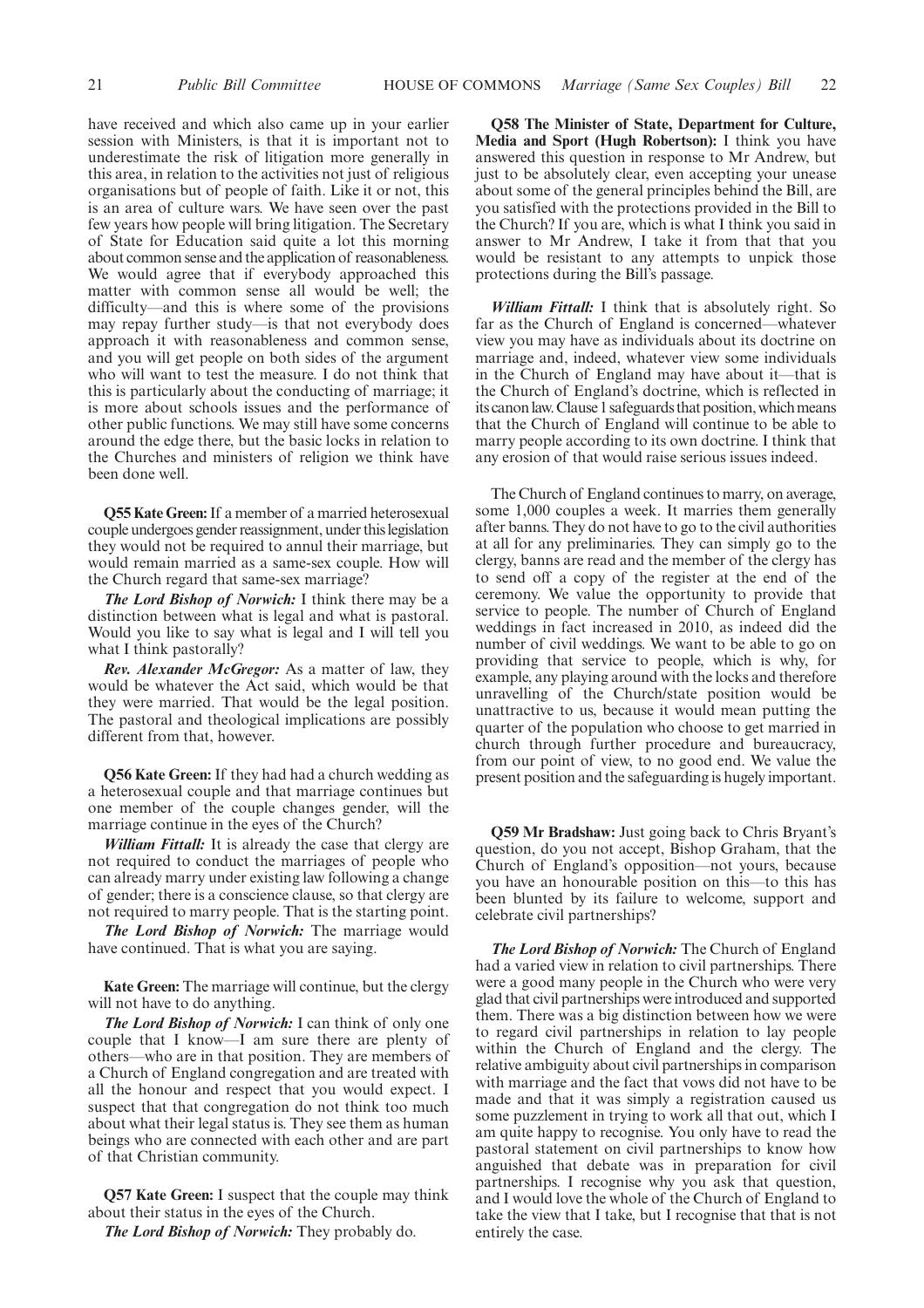have received and which also came up in your earlier session with Ministers, is that it is important not to underestimate the risk of litigation more generally in this area, in relation to the activities not just of religious organisations but of people of faith. Like it or not, this is an area of culture wars. We have seen over the past few years how people will bring litigation. The Secretary of State for Education said quite a lot this morning about common sense and the application of reasonableness. We would agree that if everybody approached this matter with common sense all would be well; the difficulty—and this is where some of the provisions may repay further study—is that not everybody does approach it with reasonableness and common sense, and you will get people on both sides of the argument who will want to test the measure. I do not think that this is particularly about the conducting of marriage; it is more about schools issues and the performance of other public functions. We may still have some concerns around the edge there, but the basic locks in relation to the Churches and ministers of religion we think have been done well.

**Q55 Kate Green:** If a member of a married heterosexual couple undergoes gender reassignment, under this legislation they would not be required to annul their marriage, but would remain married as a same-sex couple. How will the Church regard that same-sex marriage?

***The Lord Bishop of Norwich:*** I think there may be a distinction between what is legal and what is pastoral. Would you like to say what is legal and I will tell you what I think pastorally?

***Rev. Alexander McGregor:*** As a matter of law, they would be whatever the Act said, which would be that they were married. That would be the legal position. The pastoral and theological implications are possibly different from that, however.

**Q56 Kate Green:** If they had had a church wedding as a heterosexual couple and that marriage continues but one member of the couple changes gender, will the marriage continue in the eyes of the Church?

***William Fittall:*** It is already the case that clergy are not required to conduct the marriages of people who can already marry under existing law following a change of gender; there is a conscience clause, so that clergy are not required to marry people. That is the starting point.

***The Lord Bishop of Norwich:*** The marriage would have continued. That is what you are saying.

**Kate Green:** The marriage will continue, but the clergy will not have to do anything.

***The Lord Bishop of Norwich:*** I can think of only one couple that I know—I am sure there are plenty of others—who are in that position. They are members of a Church of England congregation and are treated with all the honour and respect that you would expect. I suspect that that congregation do not think too much about what their legal status is. They see them as human beings who are connected with each other and are part of that Christian community.

**Q57 Kate Green:** I suspect that the couple may think about their status in the eyes of the Church.

***The Lord Bishop of Norwich:*** They probably do.

**Q58 The Minister of State, Department for Culture, Media and Sport (Hugh Robertson):** I think you have answered this question in response to Mr Andrew, but just to be absolutely clear, even accepting your unease about some of the general principles behind the Bill, are you satisfied with the protections provided in the Bill to the Church? If you are, which is what I think you said in answer to Mr Andrew, I take it from that that you would be resistant to any attempts to unpick those protections during the Bill's passage.

***William Fittall:*** I think that is absolutely right. So far as the Church of England is concerned—whatever view you may have as individuals about its doctrine on marriage and, indeed, whatever view some individuals in the Church of England may have about it—that is the Church of England's doctrine, which is reflected in its canon law. Clause 1 safeguards that position, which means that the Church of England will continue to be able to marry people according to its own doctrine. I think that any erosion of that would raise serious issues indeed.

The Church of England continues to marry, on average, some 1,000 couples a week. It marries them generally after banns. They do not have to go to the civil authorities at all for any preliminaries. They can simply go to the clergy, banns are read and the member of the clergy has to send off a copy of the register at the end of the ceremony. We value the opportunity to provide that service to people. The number of Church of England weddings in fact increased in 2010, as indeed did the number of civil weddings. We want to be able to go on providing that service to people, which is why, for example, any playing around with the locks and therefore unravelling of the Church/state position would be unattractive to us, because it would mean putting the quarter of the population who choose to get married in church through further procedure and bureaucracy, from our point of view, to no good end. We value the present position and the safeguarding is hugely important.

**Q59 Mr Bradshaw:** Just going back to Chris Bryant's question, do you not accept, Bishop Graham, that the Church of England's opposition—not yours, because you have an honourable position on this—to this has been blunted by its failure to welcome, support and celebrate civil partnerships?

***The Lord Bishop of Norwich:*** The Church of England had a varied view in relation to civil partnerships. There were a good many people in the Church who were very glad that civil partnerships were introduced and supported them. There was a big distinction between how we were to regard civil partnerships in relation to lay people within the Church of England and the clergy. The relative ambiguity about civil partnerships in comparison with marriage and the fact that vows did not have to be made and that it was simply a registration caused us some puzzlement in trying to work all that out, which I am quite happy to recognise. You only have to read the pastoral statement on civil partnerships to know how anguished that debate was in preparation for civil partnerships. I recognise why you ask that question, and I would love the whole of the Church of England to take the view that I take, but I recognise that that is not entirely the case.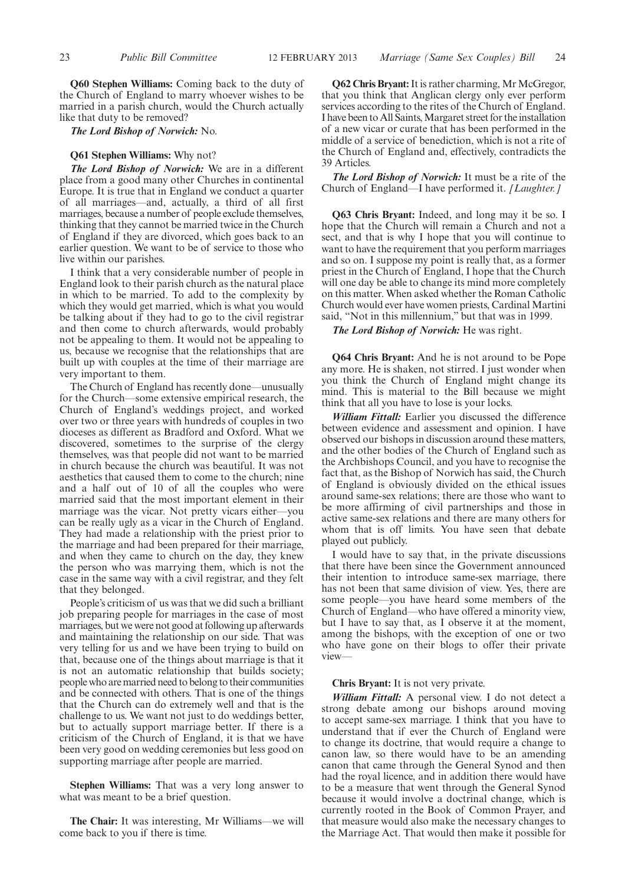**Q60 Stephen Williams:** Coming back to the duty of the Church of England to marry whoever wishes to be married in a parish church, would the Church actually like that duty to be removed?

***The Lord Bishop of Norwich:*** No.

**Q61 Stephen Williams:** Why not?

***The Lord Bishop of Norwich:*** We are in a different place from a good many other Churches in continental Europe. It is true that in England we conduct a quarter of all marriages—and, actually, a third of all first marriages, because a number of people exclude themselves, thinking that they cannot be married twice in the Church of England if they are divorced, which goes back to an earlier question. We want to be of service to those who live within our parishes.

I think that a very considerable number of people in England look to their parish church as the natural place in which to be married. To add to the complexity by which they would get married, which is what you would be talking about if they had to go to the civil registrar and then come to church afterwards, would probably not be appealing to them. It would not be appealing to us, because we recognise that the relationships that are built up with couples at the time of their marriage are very important to them.

The Church of England has recently done—unusually for the Church—some extensive empirical research, the Church of England's weddings project, and worked over two or three years with hundreds of couples in two dioceses as different as Bradford and Oxford. What we discovered, sometimes to the surprise of the clergy themselves, was that people did not want to be married in church because the church was beautiful. It was not aesthetics that caused them to come to the church; nine and a half out of 10 of all the couples who were married said that the most important element in their marriage was the vicar. Not pretty vicars either—you can be really ugly as a vicar in the Church of England. They had made a relationship with the priest prior to the marriage and had been prepared for their marriage, and when they came to church on the day, they knew the person who was marrying them, which is not the case in the same way with a civil registrar, and they felt that they belonged.

People's criticism of us was that we did such a brilliant job preparing people for marriages in the case of most marriages, but we were not good at following up afterwards and maintaining the relationship on our side. That was very telling for us and we have been trying to build on that, because one of the things about marriage is that it is not an automatic relationship that builds society; people who are married need to belong to their communities and be connected with others. That is one of the things that the Church can do extremely well and that is the challenge to us. We want not just to do weddings better, but to actually support marriage better. If there is a criticism of the Church of England, it is that we have been very good on wedding ceremonies but less good on supporting marriage after people are married.

**Stephen Williams:** That was a very long answer to what was meant to be a brief question.

**The Chair:** It was interesting, Mr Williams—we will come back to you if there is time.

**Q62 Chris Bryant:** It is rather charming, Mr McGregor, that you think that Anglican clergy only ever perform services according to the rites of the Church of England. I have been to All Saints, Margaret street for the installation of a new vicar or curate that has been performed in the middle of a service of benediction, which is not a rite of the Church of England and, effectively, contradicts the 39 Articles.

***The Lord Bishop of Norwich:*** It must be a rite of the Church of England—I have performed it. *[Laughter.]*

**Q63 Chris Bryant:** Indeed, and long may it be so. I hope that the Church will remain a Church and not a sect, and that is why I hope that you will continue to want to have the requirement that you perform marriages and so on. I suppose my point is really that, as a former priest in the Church of England, I hope that the Church will one day be able to change its mind more completely on this matter. When asked whether the Roman Catholic Church would ever have women priests, Cardinal Martini said, "Not in this millennium," but that was in 1999.

***The Lord Bishop of Norwich:*** He was right.

**Q64 Chris Bryant:** And he is not around to be Pope any more. He is shaken, not stirred. I just wonder when you think the Church of England might change its mind. This is material to the Bill because we might think that all you have to lose is your locks.

***William Fittall:*** Earlier you discussed the difference between evidence and assessment and opinion. I have observed our bishops in discussion around these matters, and the other bodies of the Church of England such as the Archbishops Council, and you have to recognise the fact that, as the Bishop of Norwich has said, the Church of England is obviously divided on the ethical issues around same-sex relations; there are those who want to be more affirming of civil partnerships and those in active same-sex relations and there are many others for whom that is off limits. You have seen that debate played out publicly.

I would have to say that, in the private discussions that there have been since the Government announced their intention to introduce same-sex marriage, there has not been that same division of view. Yes, there are some people—you have heard some members of the Church of England—who have offered a minority view, but I have to say that, as I observe it at the moment, among the bishops, with the exception of one or two who have gone on their blogs to offer their private view—

**Chris Bryant:** It is not very private.

***William Fittall:*** A personal view. I do not detect a strong debate among our bishops around moving to accept same-sex marriage. I think that you have to understand that if ever the Church of England were to change its doctrine, that would require a change to canon law, so there would have to be an amending canon that came through the General Synod and then had the royal licence, and in addition there would have to be a measure that went through the General Synod because it would involve a doctrinal change, which is currently rooted in the Book of Common Prayer, and that measure would also make the necessary changes to the Marriage Act. That would then make it possible for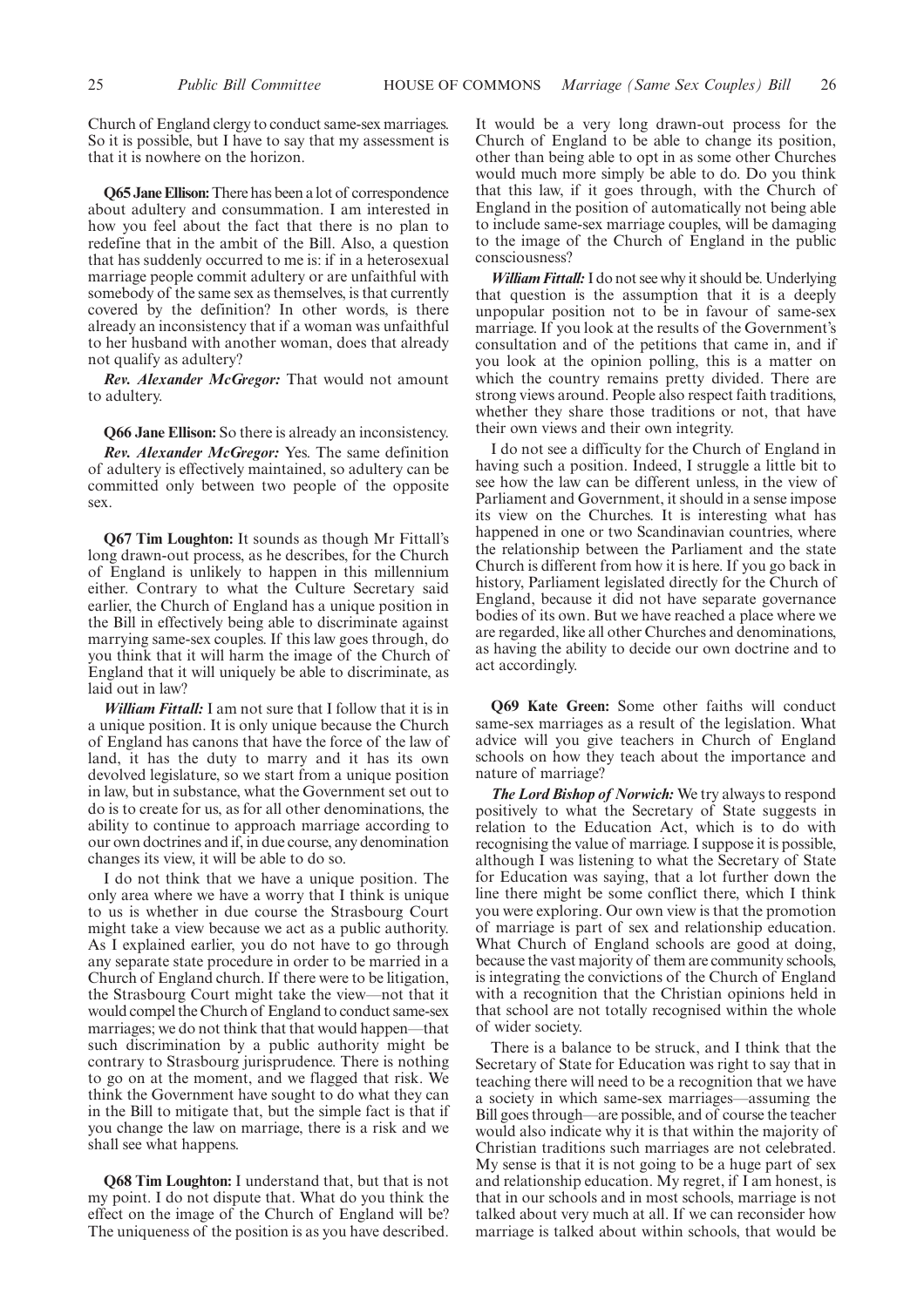Church of England clergy to conduct same-sex marriages. So it is possible, but I have to say that my assessment is that it is nowhere on the horizon.

**Q65 Jane Ellison:** There has been a lot of correspondence about adultery and consummation. I am interested in how you feel about the fact that there is no plan to redefine that in the ambit of the Bill. Also, a question that has suddenly occurred to me is: if in a heterosexual marriage people commit adultery or are unfaithful with somebody of the same sex as themselves, is that currently covered by the definition? In other words, is there already an inconsistency that if a woman was unfaithful to her husband with another woman, does that already not qualify as adultery?

***Rev. Alexander McGregor:*** That would not amount to adultery.

**Q66 Jane Ellison:** So there is already an inconsistency.

***Rev. Alexander McGregor:*** Yes. The same definition of adultery is effectively maintained, so adultery can be committed only between two people of the opposite sex.

**Q67 Tim Loughton:** It sounds as though Mr Fittall's long drawn-out process, as he describes, for the Church of England is unlikely to happen in this millennium either. Contrary to what the Culture Secretary said earlier, the Church of England has a unique position in the Bill in effectively being able to discriminate against marrying same-sex couples. If this law goes through, do you think that it will harm the image of the Church of England that it will uniquely be able to discriminate, as laid out in law?

***William Fittall:*** I am not sure that I follow that it is in a unique position. It is only unique because the Church of England has canons that have the force of the law of land, it has the duty to marry and it has its own devolved legislature, so we start from a unique position in law, but in substance, what the Government set out to do is to create for us, as for all other denominations, the ability to continue to approach marriage according to our own doctrines and if, in due course, any denomination changes its view, it will be able to do so.

I do not think that we have a unique position. The only area where we have a worry that I think is unique to us is whether in due course the Strasbourg Court might take a view because we act as a public authority. As I explained earlier, you do not have to go through any separate state procedure in order to be married in a Church of England church. If there were to be litigation, the Strasbourg Court might take the view—not that it would compel the Church of England to conduct same-sex marriages; we do not think that that would happen—that such discrimination by a public authority might be contrary to Strasbourg jurisprudence. There is nothing to go on at the moment, and we flagged that risk. We think the Government have sought to do what they can in the Bill to mitigate that, but the simple fact is that if you change the law on marriage, there is a risk and we shall see what happens.

**Q68 Tim Loughton:** I understand that, but that is not my point. I do not dispute that. What do you think the effect on the image of the Church of England will be? The uniqueness of the position is as you have described. It would be a very long drawn-out process for the Church of England to be able to change its position, other than being able to opt in as some other Churches would much more simply be able to do. Do you think that this law, if it goes through, with the Church of England in the position of automatically not being able to include same-sex marriage couples, will be damaging to the image of the Church of England in the public consciousness?

***William Fittall:*** I do not see why it should be. Underlying that question is the assumption that it is a deeply unpopular position not to be in favour of same-sex marriage. If you look at the results of the Government's consultation and of the petitions that came in, and if you look at the opinion polling, this is a matter on which the country remains pretty divided. There are strong views around. People also respect faith traditions, whether they share those traditions or not, that have their own views and their own integrity.

I do not see a difficulty for the Church of England in having such a position. Indeed, I struggle a little bit to see how the law can be different unless, in the view of Parliament and Government, it should in a sense impose its view on the Churches. It is interesting what has happened in one or two Scandinavian countries, where the relationship between the Parliament and the state Church is different from how it is here. If you go back in history, Parliament legislated directly for the Church of England, because it did not have separate governance bodies of its own. But we have reached a place where we are regarded, like all other Churches and denominations, as having the ability to decide our own doctrine and to act accordingly.

**Q69 Kate Green:** Some other faiths will conduct same-sex marriages as a result of the legislation. What advice will you give teachers in Church of England schools on how they teach about the importance and nature of marriage?

***The Lord Bishop of Norwich:*** We try always to respond positively to what the Secretary of State suggests in relation to the Education Act, which is to do with recognising the value of marriage. I suppose it is possible, although I was listening to what the Secretary of State for Education was saying, that a lot further down the line there might be some conflict there, which I think you were exploring. Our own view is that the promotion of marriage is part of sex and relationship education. What Church of England schools are good at doing, because the vast majority of them are community schools, is integrating the convictions of the Church of England with a recognition that the Christian opinions held in that school are not totally recognised within the whole of wider society.

There is a balance to be struck, and I think that the Secretary of State for Education was right to say that in teaching there will need to be a recognition that we have a society in which same-sex marriages—assuming the Bill goes through—are possible, and of course the teacher would also indicate why it is that within the majority of Christian traditions such marriages are not celebrated. My sense is that it is not going to be a huge part of sex and relationship education. My regret, if I am honest, is that in our schools and in most schools, marriage is not talked about very much at all. If we can reconsider how marriage is talked about within schools, that would be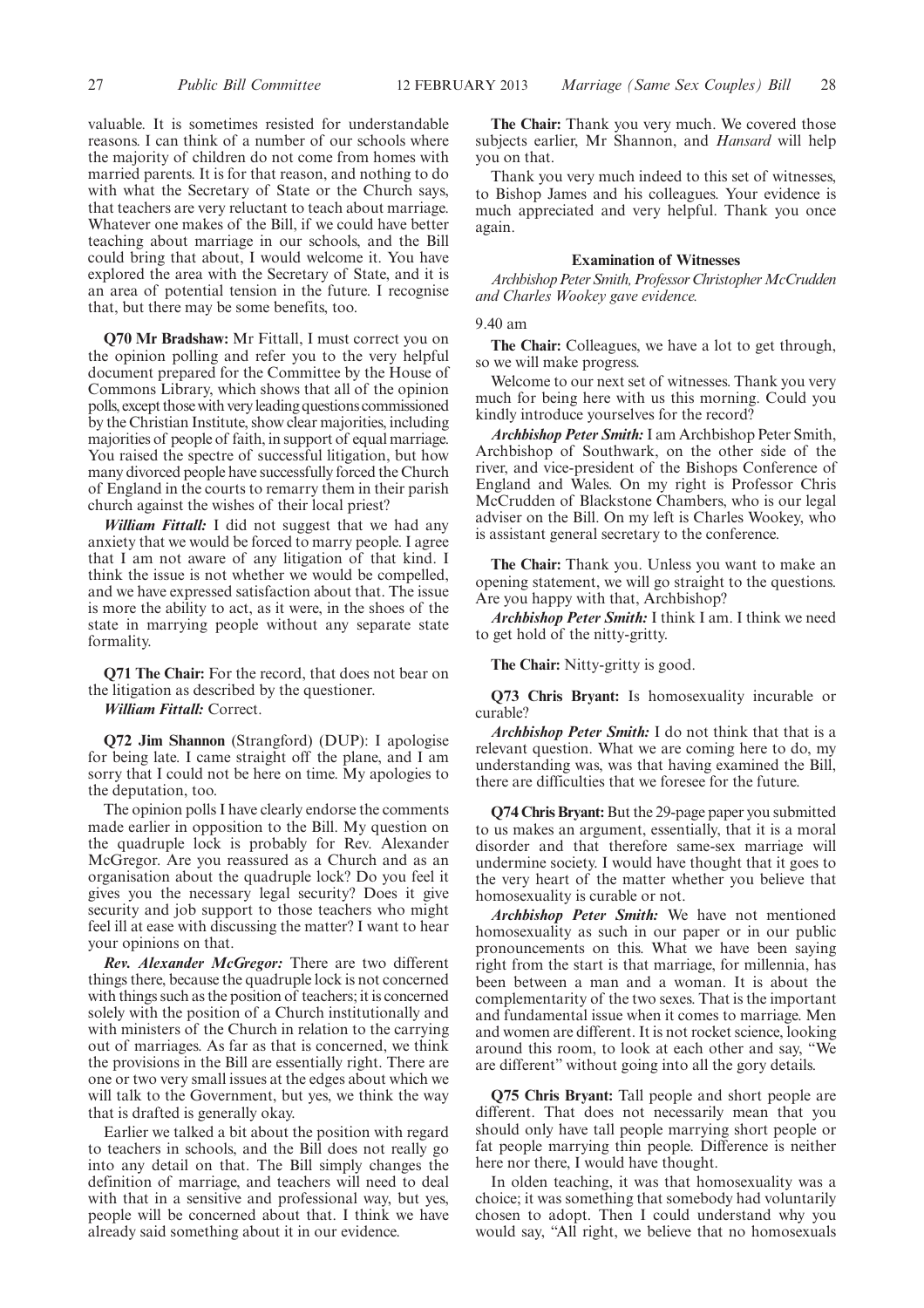valuable. It is sometimes resisted for understandable reasons. I can think of a number of our schools where the majority of children do not come from homes with married parents. It is for that reason, and nothing to do with what the Secretary of State or the Church says, that teachers are very reluctant to teach about marriage. Whatever one makes of the Bill, if we could have better teaching about marriage in our schools, and the Bill could bring that about, I would welcome it. You have explored the area with the Secretary of State, and it is an area of potential tension in the future. I recognise that, but there may be some benefits, too.

**Q70 Mr Bradshaw:** Mr Fittall, I must correct you on the opinion polling and refer you to the very helpful document prepared for the Committee by the House of Commons Library, which shows that all of the opinion polls, except those with very leading questions commissioned by the Christian Institute, show clear majorities, including majorities of people of faith, in support of equal marriage. You raised the spectre of successful litigation, but how many divorced people have successfully forced the Church of England in the courts to remarry them in their parish church against the wishes of their local priest?

***William Fittall:*** I did not suggest that we had any anxiety that we would be forced to marry people. I agree that I am not aware of any litigation of that kind. I think the issue is not whether we would be compelled, and we have expressed satisfaction about that. The issue is more the ability to act, as it were, in the shoes of the state in marrying people without any separate state formality.

**Q71 The Chair:** For the record, that does not bear on the litigation as described by the questioner.

***William Fittall:*** Correct.

**Q72 Jim Shannon** (Strangford) (DUP): I apologise for being late. I came straight off the plane, and I am sorry that I could not be here on time. My apologies to the deputation, too.

The opinion polls I have clearly endorse the comments made earlier in opposition to the Bill. My question on the quadruple lock is probably for Rev. Alexander McGregor. Are you reassured as a Church and as an organisation about the quadruple lock? Do you feel it gives you the necessary legal security? Does it give security and job support to those teachers who might feel ill at ease with discussing the matter? I want to hear your opinions on that.

***Rev. Alexander McGregor:*** There are two different things there, because the quadruple lock is not concerned with things such as the position of teachers; it is concerned solely with the position of a Church institutionally and with ministers of the Church in relation to the carrying out of marriages. As far as that is concerned, we think the provisions in the Bill are essentially right. There are one or two very small issues at the edges about which we will talk to the Government, but yes, we think the way that is drafted is generally okay.

Earlier we talked a bit about the position with regard to teachers in schools, and the Bill does not really go into any detail on that. The Bill simply changes the definition of marriage, and teachers will need to deal with that in a sensitive and professional way, but yes, people will be concerned about that. I think we have already said something about it in our evidence.

**The Chair:** Thank you very much. We covered those subjects earlier, Mr Shannon, and *Hansard* will help you on that.

Thank you very much indeed to this set of witnesses, to Bishop James and his colleagues. Your evidence is much appreciated and very helpful. Thank you once again.

#### Examination of Witnesses

*Archbishop Peter Smith, Professor Christopher McCrudden and Charles Wookey gave evidence.*

9.40 am

**The Chair:** Colleagues, we have a lot to get through, so we will make progress.

Welcome to our next set of witnesses. Thank you very much for being here with us this morning. Could you kindly introduce yourselves for the record?

***Archbishop Peter Smith:*** I am Archbishop Peter Smith, Archbishop of Southwark, on the other side of the river, and vice-president of the Bishops Conference of England and Wales. On my right is Professor Chris McCrudden of Blackstone Chambers, who is our legal adviser on the Bill. On my left is Charles Wookey, who is assistant general secretary to the conference.

**The Chair:** Thank you. Unless you want to make an opening statement, we will go straight to the questions. Are you happy with that, Archbishop?

***Archbishop Peter Smith:*** I think I am. I think we need to get hold of the nitty-gritty.

**The Chair:** Nitty-gritty is good.

**Q73 Chris Bryant:** Is homosexuality incurable or curable?

***Archbishop Peter Smith:*** I do not think that that is a relevant question. What we are coming here to do, my understanding was, was that having examined the Bill, there are difficulties that we foresee for the future.

**Q74 Chris Bryant:** But the 29-page paper you submitted to us makes an argument, essentially, that it is a moral disorder and that therefore same-sex marriage will undermine society. I would have thought that it goes to the very heart of the matter whether you believe that homosexuality is curable or not.

***Archbishop Peter Smith:*** We have not mentioned homosexuality as such in our paper or in our public pronouncements on this. What we have been saying right from the start is that marriage, for millennia, has been between a man and a woman. It is about the complementarity of the two sexes. That is the important and fundamental issue when it comes to marriage. Men and women are different. It is not rocket science, looking around this room, to look at each other and say, "We are different" without going into all the gory details.

**Q75 Chris Bryant:** Tall people and short people are different. That does not necessarily mean that you should only have tall people marrying short people or fat people marrying thin people. Difference is neither here nor there, I would have thought.

In olden teaching, it was that homosexuality was a choice; it was something that somebody had voluntarily chosen to adopt. Then I could understand why you would say, "All right, we believe that no homosexuals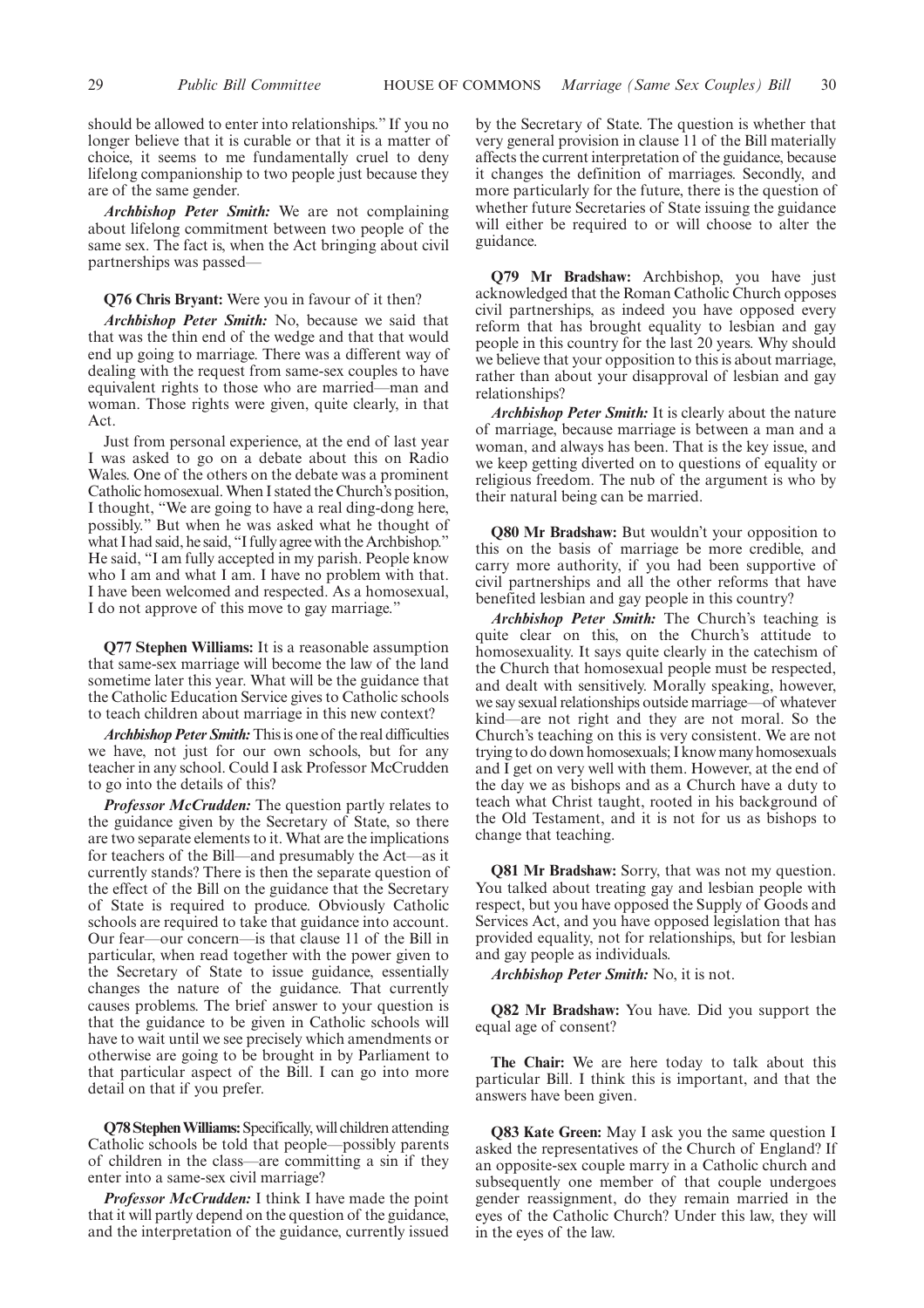should be allowed to enter into relationships." If you no longer believe that it is curable or that it is a matter of choice, it seems to me fundamentally cruel to deny lifelong companionship to two people just because they are of the same gender.

***Archbishop Peter Smith:*** We are not complaining about lifelong commitment between two people of the same sex. The fact is, when the Act bringing about civil partnerships was passed—

**Q76 Chris Bryant:** Were you in favour of it then?

***Archbishop Peter Smith:*** No, because we said that that was the thin end of the wedge and that that would end up going to marriage. There was a different way of dealing with the request from same-sex couples to have equivalent rights to those who are married—man and woman. Those rights were given, quite clearly, in that Act.

Just from personal experience, at the end of last year I was asked to go on a debate about this on Radio Wales. One of the others on the debate was a prominent Catholic homosexual. When I stated the Church's position, I thought, "We are going to have a real ding-dong here, possibly." But when he was asked what he thought of what I had said, he said, "I fully agree with the Archbishop." He said, "I am fully accepted in my parish. People know who I am and what I am. I have no problem with that. I have been welcomed and respected. As a homosexual, I do not approve of this move to gay marriage."

**Q77 Stephen Williams:** It is a reasonable assumption that same-sex marriage will become the law of the land sometime later this year. What will be the guidance that the Catholic Education Service gives to Catholic schools to teach children about marriage in this new context?

***Archbishop Peter Smith:*** This is one of the real difficulties we have, not just for our own schools, but for any teacher in any school. Could I ask Professor McCrudden to go into the details of this?

***Professor McCrudden:*** The question partly relates to the guidance given by the Secretary of State, so there are two separate elements to it. What are the implications for teachers of the Bill—and presumably the Act—as it currently stands? There is then the separate question of the effect of the Bill on the guidance that the Secretary of State is required to produce. Obviously Catholic schools are required to take that guidance into account. Our fear—our concern—is that clause 11 of the Bill in particular, when read together with the power given to the Secretary of State to issue guidance, essentially changes the nature of the guidance. That currently causes problems. The brief answer to your question is that the guidance to be given in Catholic schools will have to wait until we see precisely which amendments or otherwise are going to be brought in by Parliament to that particular aspect of the Bill. I can go into more detail on that if you prefer.

**Q78 Stephen Williams:** Specifically, will children attending Catholic schools be told that people—possibly parents of children in the class—are committing a sin if they enter into a same-sex civil marriage?

***Professor McCrudden:*** I think I have made the point that it will partly depend on the question of the guidance, and the interpretation of the guidance, currently issued by the Secretary of State. The question is whether that very general provision in clause 11 of the Bill materially affects the current interpretation of the guidance, because it changes the definition of marriages. Secondly, and more particularly for the future, there is the question of whether future Secretaries of State issuing the guidance will either be required to or will choose to alter the guidance.

**Q79 Mr Bradshaw:** Archbishop, you have just acknowledged that the Roman Catholic Church opposes civil partnerships, as indeed you have opposed every reform that has brought equality to lesbian and gay people in this country for the last 20 years. Why should we believe that your opposition to this is about marriage, rather than about your disapproval of lesbian and gay relationships?

***Archbishop Peter Smith:*** It is clearly about the nature of marriage, because marriage is between a man and a woman, and always has been. That is the key issue, and we keep getting diverted on to questions of equality or religious freedom. The nub of the argument is who by their natural being can be married.

**Q80 Mr Bradshaw:** But wouldn't your opposition to this on the basis of marriage be more credible, and carry more authority, if you had been supportive of civil partnerships and all the other reforms that have benefited lesbian and gay people in this country?

***Archbishop Peter Smith:*** The Church's teaching is quite clear on this, on the Church's attitude to homosexuality. It says quite clearly in the catechism of the Church that homosexual people must be respected, and dealt with sensitively. Morally speaking, however, we say sexual relationships outside marriage—of whatever kind—are not right and they are not moral. So the Church's teaching on this is very consistent. We are not trying to do down homosexuals; I know many homosexuals and I get on very well with them. However, at the end of the day we as bishops and as a Church have a duty to teach what Christ taught, rooted in his background of the Old Testament, and it is not for us as bishops to change that teaching.

**Q81 Mr Bradshaw:** Sorry, that was not my question. You talked about treating gay and lesbian people with respect, but you have opposed the Supply of Goods and Services Act, and you have opposed legislation that has provided equality, not for relationships, but for lesbian and gay people as individuals.

***Archbishop Peter Smith:*** No, it is not.

**Q82 Mr Bradshaw:** You have. Did you support the equal age of consent?

**The Chair:** We are here today to talk about this particular Bill. I think this is important, and that the answers have been given.

**Q83 Kate Green:** May I ask you the same question I asked the representatives of the Church of England? If an opposite-sex couple marry in a Catholic church and subsequently one member of that couple undergoes gender reassignment, do they remain married in the eyes of the Catholic Church? Under this law, they will in the eyes of the law.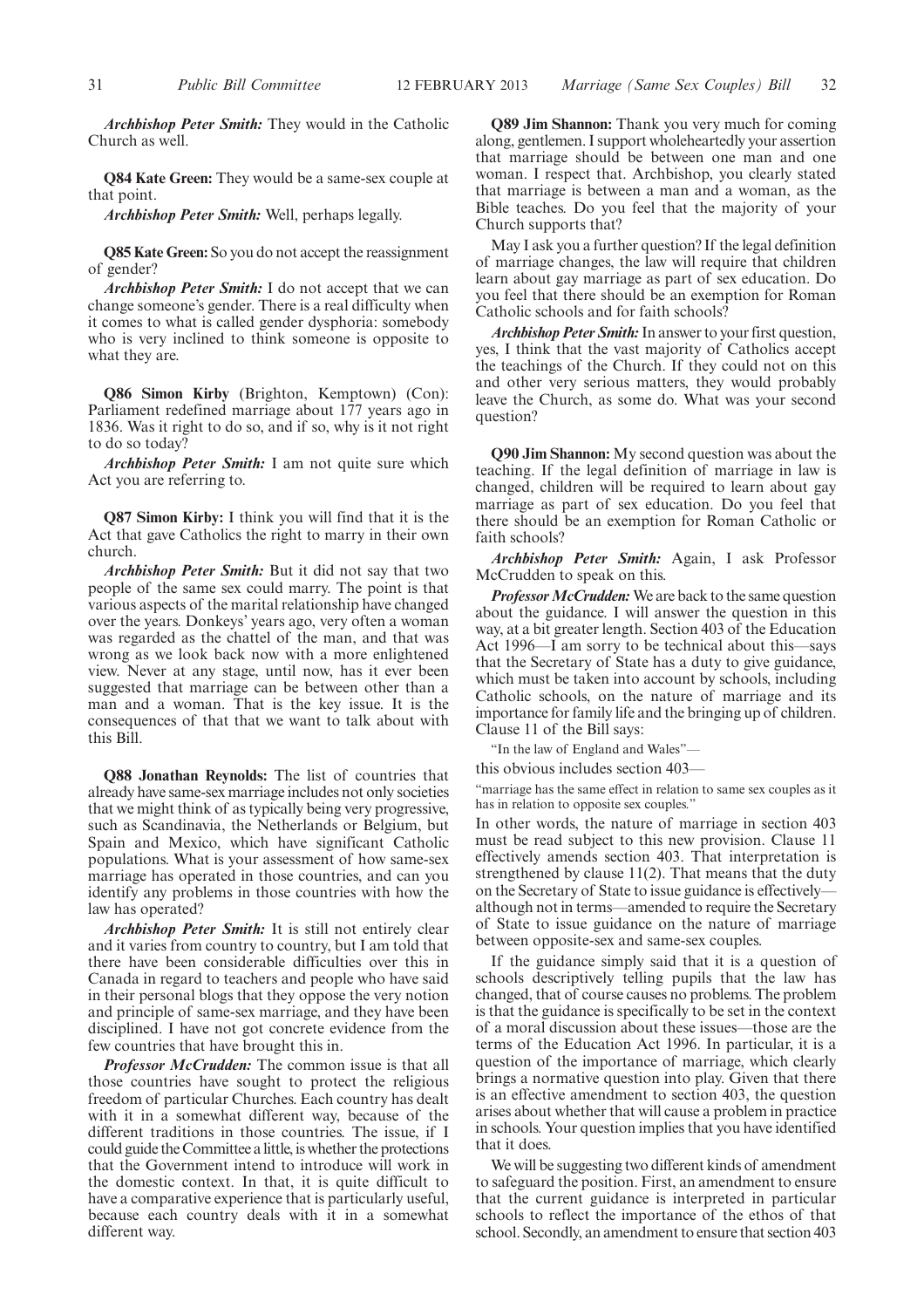***Archbishop Peter Smith:*** They would in the Catholic Church as well.

**Q84 Kate Green:** They would be a same-sex couple at that point.

***Archbishop Peter Smith:*** Well, perhaps legally.

**Q85 Kate Green:** So you do not accept the reassignment of gender?

***Archbishop Peter Smith:*** I do not accept that we can change someone's gender. There is a real difficulty when it comes to what is called gender dysphoria: somebody who is very inclined to think someone is opposite to what they are.

**Q86 Simon Kirby** (Brighton, Kemptown) (Con): Parliament redefined marriage about 177 years ago in 1836. Was it right to do so, and if so, why is it not right to do so today?

***Archbishop Peter Smith:*** I am not quite sure which Act you are referring to.

**Q87 Simon Kirby:** I think you will find that it is the Act that gave Catholics the right to marry in their own church.

***Archbishop Peter Smith:*** But it did not say that two people of the same sex could marry. The point is that various aspects of the marital relationship have changed over the years. Donkeys' years ago, very often a woman was regarded as the chattel of the man, and that was wrong as we look back now with a more enlightened view. Never at any stage, until now, has it ever been suggested that marriage can be between other than a man and a woman. That is the key issue. It is the consequences of that that we want to talk about with this Bill.

**Q88 Jonathan Reynolds:** The list of countries that already have same-sex marriage includes not only societies that we might think of as typically being very progressive, such as Scandinavia, the Netherlands or Belgium, but Spain and Mexico, which have significant Catholic populations. What is your assessment of how same-sex marriage has operated in those countries, and can you identify any problems in those countries with how the law has operated?

***Archbishop Peter Smith:*** It is still not entirely clear and it varies from country to country, but I am told that there have been considerable difficulties over this in Canada in regard to teachers and people who have said in their personal blogs that they oppose the very notion and principle of same-sex marriage, and they have been disciplined. I have not got concrete evidence from the few countries that have brought this in.

***Professor McCrudden:*** The common issue is that all those countries have sought to protect the religious freedom of particular Churches. Each country has dealt with it in a somewhat different way, because of the different traditions in those countries. The issue, if I could guide the Committee a little, is whether the protections that the Government intend to introduce will work in the domestic context. In that, it is quite difficult to have a comparative experience that is particularly useful, because each country deals with it in a somewhat different way.

**Q89 Jim Shannon:** Thank you very much for coming along, gentlemen. I support wholeheartedly your assertion that marriage should be between one man and one woman. I respect that. Archbishop, you clearly stated that marriage is between a man and a woman, as the Bible teaches. Do you feel that the majority of your Church supports that?

May I ask you a further question? If the legal definition of marriage changes, the law will require that children learn about gay marriage as part of sex education. Do you feel that there should be an exemption for Roman Catholic schools and for faith schools?

***Archbishop Peter Smith:*** In answer to your first question, yes, I think that the vast majority of Catholics accept the teachings of the Church. If they could not on this and other very serious matters, they would probably leave the Church, as some do. What was your second question?

**Q90 Jim Shannon:** My second question was about the teaching. If the legal definition of marriage in law is changed, children will be required to learn about gay marriage as part of sex education. Do you feel that there should be an exemption for Roman Catholic or faith schools?

***Archbishop Peter Smith:*** Again, I ask Professor McCrudden to speak on this.

***Professor McCrudden:*** We are back to the same question about the guidance. I will answer the question in this way, at a bit greater length. Section 403 of the Education Act 1996—I am sorry to be technical about this—says that the Secretary of State has a duty to give guidance, which must be taken into account by schools, including Catholic schools, on the nature of marriage and its importance for family life and the bringing up of children. Clause 11 of the Bill says:

"In the law of England and Wales"—

this obvious includes section 403—

"marriage has the same effect in relation to same sex couples as it has in relation to opposite sex couples."

In other words, the nature of marriage in section 403 must be read subject to this new provision. Clause 11 effectively amends section 403. That interpretation is strengthened by clause 11(2). That means that the duty on the Secretary of State to issue guidance is effectively—although not in terms—amended to require the Secretary of State to issue guidance on the nature of marriage between opposite-sex and same-sex couples.

If the guidance simply said that it is a question of schools descriptively telling pupils that the law has changed, that of course causes no problems. The problem is that the guidance is specifically to be set in the context of a moral discussion about these issues—those are the terms of the Education Act 1996. In particular, it is a question of the importance of marriage, which clearly brings a normative question into play. Given that there is an effective amendment to section 403, the question arises about whether that will cause a problem in practice in schools. Your question implies that you have identified that it does.

We will be suggesting two different kinds of amendment to safeguard the position. First, an amendment to ensure that the current guidance is interpreted in particular schools to reflect the importance of the ethos of that school. Secondly, an amendment to ensure that section 403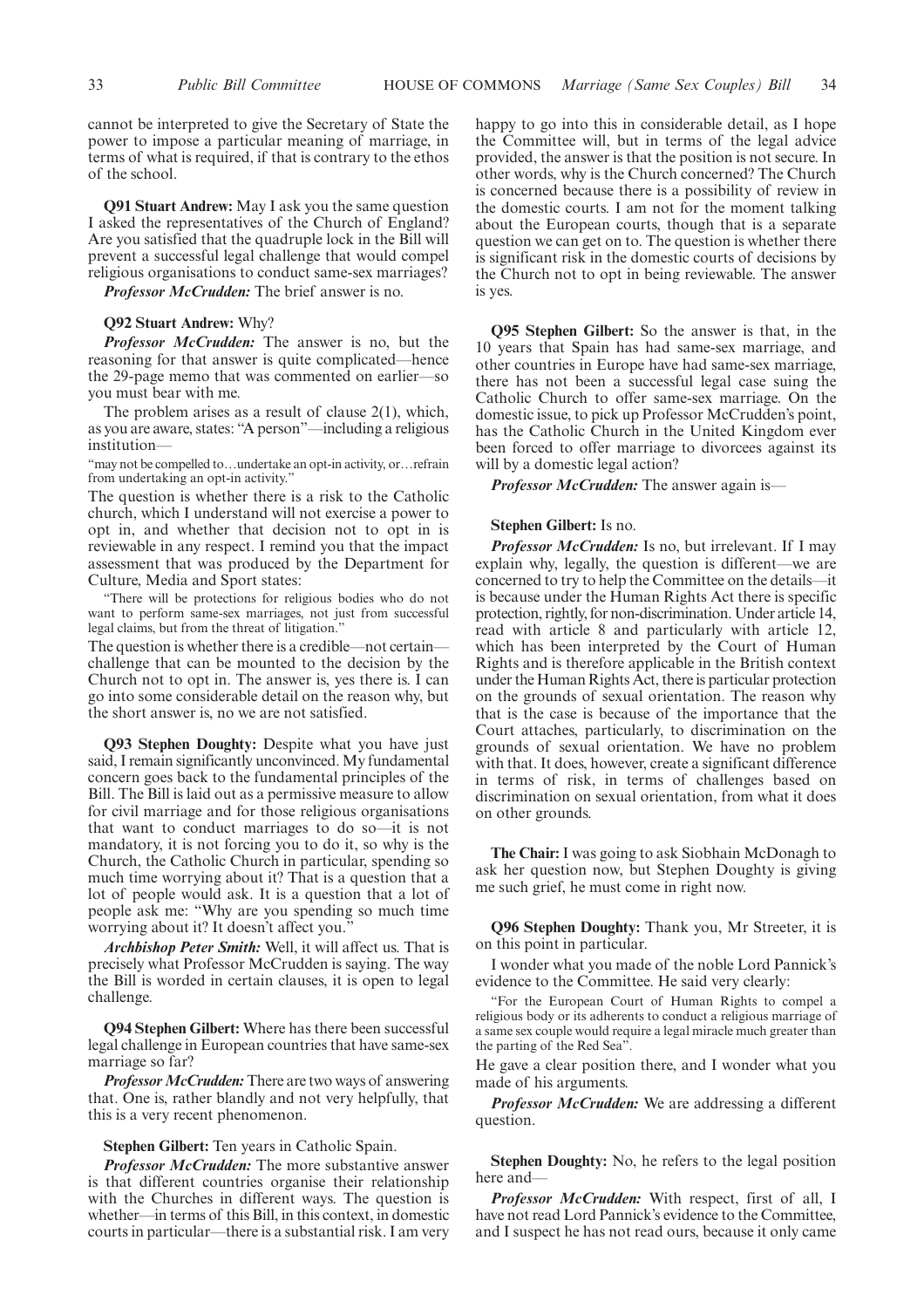cannot be interpreted to give the Secretary of State the power to impose a particular meaning of marriage, in terms of what is required, if that is contrary to the ethos of the school.

**Q91 Stuart Andrew:** May I ask you the same question I asked the representatives of the Church of England? Are you satisfied that the quadruple lock in the Bill will prevent a successful legal challenge that would compel religious organisations to conduct same-sex marriages?

***Professor McCrudden:*** The brief answer is no.

**Q92 Stuart Andrew:** Why?

***Professor McCrudden:*** The answer is no, but the reasoning for that answer is quite complicated—hence the 29-page memo that was commented on earlier—so you must bear with me.

The problem arises as a result of clause 2(1), which, as you are aware, states: "A person"—including a religious institution—

"may not be compelled to…undertake an opt-in activity, or…refrain from undertaking an opt-in activity."

The question is whether there is a risk to the Catholic church, which I understand will not exercise a power to opt in, and whether that decision not to opt in is reviewable in any respect. I remind you that the impact assessment that was produced by the Department for Culture, Media and Sport states:

"There will be protections for religious bodies who do not want to perform same-sex marriages, not just from successful legal claims, but from the threat of litigation."

The question is whether there is a credible—not certain—challenge that can be mounted to the decision by the Church not to opt in. The answer is, yes there is. I can go into some considerable detail on the reason why, but the short answer is, no we are not satisfied.

**Q93 Stephen Doughty:** Despite what you have just said, I remain significantly unconvinced. My fundamental concern goes back to the fundamental principles of the Bill. The Bill is laid out as a permissive measure to allow for civil marriage and for those religious organisations that want to conduct marriages to do so—it is not mandatory, it is not forcing you to do it, so why is the Church, the Catholic Church in particular, spending so much time worrying about it? That is a question that a lot of people would ask. It is a question that a lot of people ask me: "Why are you spending so much time worrying about it? It doesn't affect you."

***Archbishop Peter Smith:*** Well, it will affect us. That is precisely what Professor McCrudden is saying. The way the Bill is worded in certain clauses, it is open to legal challenge.

**Q94 Stephen Gilbert:** Where has there been successful legal challenge in European countries that have same-sex marriage so far?

***Professor McCrudden:*** There are two ways of answering that. One is, rather blandly and not very helpfully, that this is a very recent phenomenon.

**Stephen Gilbert:** Ten years in Catholic Spain.

***Professor McCrudden:*** The more substantive answer is that different countries organise their relationship with the Churches in different ways. The question is whether—in terms of this Bill, in this context, in domestic courts in particular—there is a substantial risk. I am very happy to go into this in considerable detail, as I hope the Committee will, but in terms of the legal advice provided, the answer is that the position is not secure. In other words, why is the Church concerned? The Church is concerned because there is a possibility of review in the domestic courts. I am not for the moment talking about the European courts, though that is a separate question we can get on to. The question is whether there is significant risk in the domestic courts of decisions by the Church not to opt in being reviewable. The answer is yes.

**Q95 Stephen Gilbert:** So the answer is that, in the 10 years that Spain has had same-sex marriage, and other countries in Europe have had same-sex marriage, there has not been a successful legal case suing the Catholic Church to offer same-sex marriage. On the domestic issue, to pick up Professor McCrudden's point, has the Catholic Church in the United Kingdom ever been forced to offer marriage to divorcees against its will by a domestic legal action?

***Professor McCrudden:*** The answer again is—

**Stephen Gilbert:** Is no.

***Professor McCrudden:*** Is no, but irrelevant. If I may explain why, legally, the question is different—we are concerned to try to help the Committee on the details—it is because under the Human Rights Act there is specific protection, rightly, for non-discrimination. Under article 14, read with article 8 and particularly with article 12, which has been interpreted by the Court of Human Rights and is therefore applicable in the British context under the Human Rights Act, there is particular protection on the grounds of sexual orientation. The reason why that is the case is because of the importance that the Court attaches, particularly, to discrimination on the grounds of sexual orientation. We have no problem with that. It does, however, create a significant difference in terms of risk, in terms of challenges based on discrimination on sexual orientation, from what it does on other grounds.

**The Chair:** I was going to ask Siobhain McDonagh to ask her question now, but Stephen Doughty is giving me such grief, he must come in right now.

**Q96 Stephen Doughty:** Thank you, Mr Streeter, it is on this point in particular.

I wonder what you made of the noble Lord Pannick's evidence to the Committee. He said very clearly:

"For the European Court of Human Rights to compel a religious body or its adherents to conduct a religious marriage of a same sex couple would require a legal miracle much greater than the parting of the Red Sea".

He gave a clear position there, and I wonder what you made of his arguments.

***Professor McCrudden:*** We are addressing a different question.

**Stephen Doughty:** No, he refers to the legal position here and—

***Professor McCrudden:*** With respect, first of all, I have not read Lord Pannick's evidence to the Committee, and I suspect he has not read ours, because it only came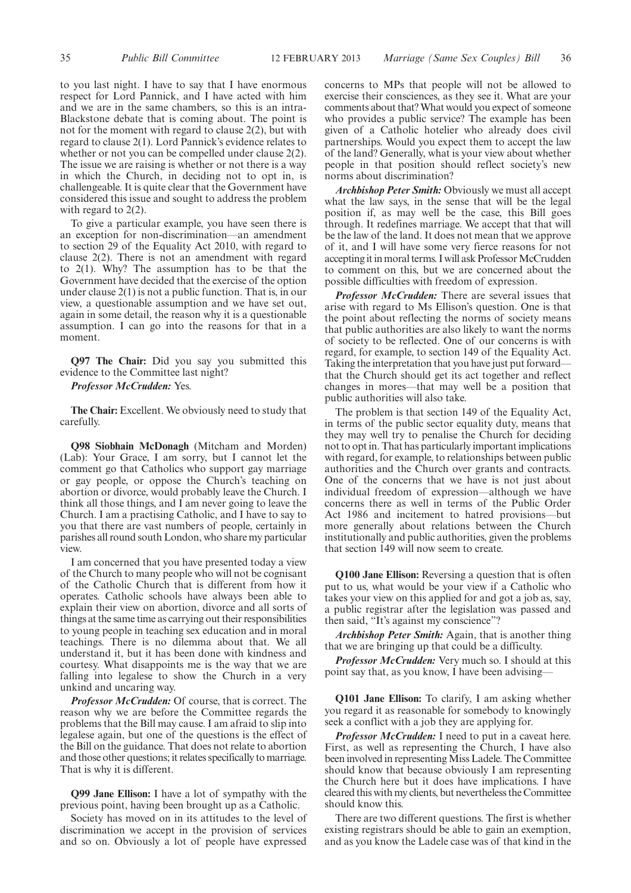to you last night. I have to say that I have enormous respect for Lord Pannick, and I have acted with him and we are in the same chambers, so this is an intra-Blackstone debate that is coming about. The point is not for the moment with regard to clause 2(2), but with regard to clause 2(1). Lord Pannick's evidence relates to whether or not you can be compelled under clause 2(2). The issue we are raising is whether or not there is a way in which the Church, in deciding not to opt in, is challengeable. It is quite clear that the Government have considered this issue and sought to address the problem with regard to 2(2).

To give a particular example, you have seen there is an exception for non-discrimination—an amendment to section 29 of the Equality Act 2010, with regard to clause 2(2). There is not an amendment with regard to 2(1). Why? The assumption has to be that the Government have decided that the exercise of the option under clause 2(1) is not a public function. That is, in our view, a questionable assumption and we have set out, again in some detail, the reason why it is a questionable assumption. I can go into the reasons for that in a moment.

**Q97 The Chair:** Did you say you submitted this evidence to the Committee last night?

***Professor McCrudden:*** Yes.

**The Chair:** Excellent. We obviously need to study that carefully.

**Q98 Siobhain McDonagh** (Mitcham and Morden) (Lab): Your Grace, I am sorry, but I cannot let the comment go that Catholics who support gay marriage or gay people, or oppose the Church's teaching on abortion or divorce, would probably leave the Church. I think all those things, and I am never going to leave the Church. I am a practising Catholic, and I have to say to you that there are vast numbers of people, certainly in parishes all round south London, who share my particular view.

I am concerned that you have presented today a view of the Church to many people who will not be cognisant of the Catholic Church that is different from how it operates. Catholic schools have always been able to explain their view on abortion, divorce and all sorts of things at the same time as carrying out their responsibilities to young people in teaching sex education and in moral teachings. There is no dilemma about that. We all understand it, but it has been done with kindness and courtesy. What disappoints me is the way that we are falling into legalese to show the Church in a very unkind and uncaring way.

***Professor McCrudden:*** Of course, that is correct. The reason why we are before the Committee regards the problems that the Bill may cause. I am afraid to slip into legalese again, but one of the questions is the effect of the Bill on the guidance. That does not relate to abortion and those other questions; it relates specifically to marriage. That is why it is different.

**Q99 Jane Ellison:** I have a lot of sympathy with the previous point, having been brought up as a Catholic.

Society has moved on in its attitudes to the level of discrimination we accept in the provision of services and so on. Obviously a lot of people have expressed concerns to MPs that people will not be allowed to exercise their consciences, as they see it. What are your comments about that? What would you expect of someone who provides a public service? The example has been given of a Catholic hotelier who already does civil partnerships. Would you expect them to accept the law of the land? Generally, what is your view about whether people in that position should reflect society's new norms about discrimination?

***Archbishop Peter Smith:*** Obviously we must all accept what the law says, in the sense that will be the legal position if, as may well be the case, this Bill goes through. It redefines marriage. We accept that that will be the law of the land. It does not mean that we approve of it, and I will have some very fierce reasons for not accepting it in moral terms. I will ask Professor McCrudden to comment on this, but we are concerned about the possible difficulties with freedom of expression.

***Professor McCrudden:*** There are several issues that arise with regard to Ms Ellison's question. One is that the point about reflecting the norms of society means that public authorities are also likely to want the norms of society to be reflected. One of our concerns is with regard, for example, to section 149 of the Equality Act. Taking the interpretation that you have just put forward—that the Church should get its act together and reflect changes in mores—that may well be a position that public authorities will also take.

The problem is that section 149 of the Equality Act, in terms of the public sector equality duty, means that they may well try to penalise the Church for deciding not to opt in. That has particularly important implications with regard, for example, to relationships between public authorities and the Church over grants and contracts. One of the concerns that we have is not just about individual freedom of expression—although we have concerns there as well in terms of the Public Order Act 1986 and incitement to hatred provisions—but more generally about relations between the Church institutionally and public authorities, given the problems that section 149 will now seem to create.

**Q100 Jane Ellison:** Reversing a question that is often put to us, what would be your view if a Catholic who takes your view on this applied for and got a job as, say, a public registrar after the legislation was passed and then said, "It's against my conscience"?

***Archbishop Peter Smith:*** Again, that is another thing that we are bringing up that could be a difficulty.

***Professor McCrudden:*** Very much so. I should at this point say that, as you know, I have been advising—

**Q101 Jane Ellison:** To clarify, I am asking whether you regard it as reasonable for somebody to knowingly seek a conflict with a job they are applying for.

***Professor McCrudden:*** I need to put in a caveat here. First, as well as representing the Church, I have also been involved in representing Miss Ladele. The Committee should know that because obviously I am representing the Church here but it does have implications. I have cleared this with my clients, but nevertheless the Committee should know this.

There are two different questions. The first is whether existing registrars should be able to gain an exemption, and as you know the Ladele case was of that kind in the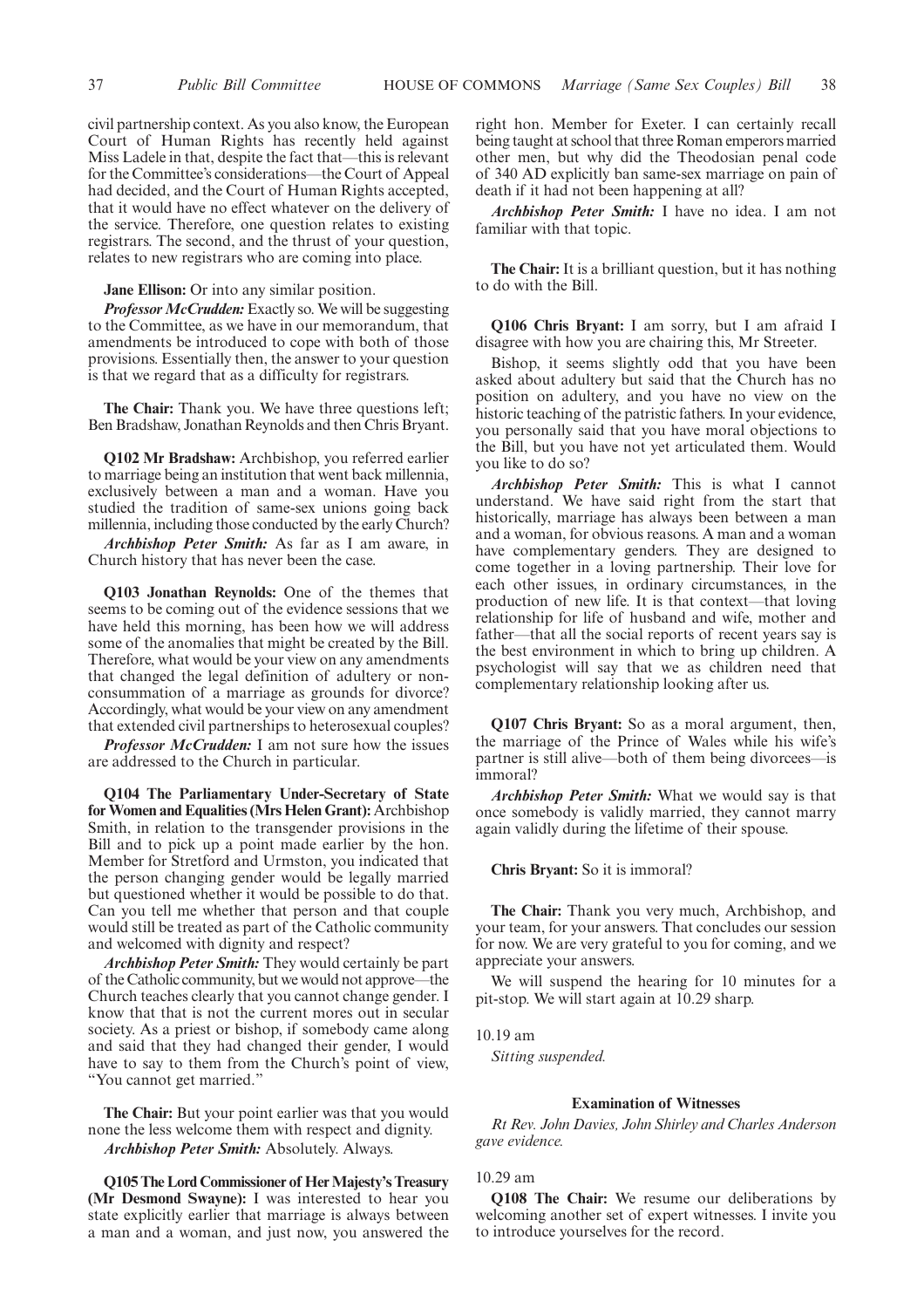civil partnership context. As you also know, the European Court of Human Rights has recently held against Miss Ladele in that, despite the fact that—this is relevant for the Committee's considerations—the Court of Appeal had decided, and the Court of Human Rights accepted, that it would have no effect whatever on the delivery of the service. Therefore, one question relates to existing registrars. The second, and the thrust of your question, relates to new registrars who are coming into place.

**Jane Ellison:** Or into any similar position.

***Professor McCrudden:*** Exactly so. We will be suggesting to the Committee, as we have in our memorandum, that amendments be introduced to cope with both of those provisions. Essentially then, the answer to your question is that we regard that as a difficulty for registrars.

**The Chair:** Thank you. We have three questions left; Ben Bradshaw, Jonathan Reynolds and then Chris Bryant.

**Q102 Mr Bradshaw:** Archbishop, you referred earlier to marriage being an institution that went back millennia, exclusively between a man and a woman. Have you studied the tradition of same-sex unions going back millennia, including those conducted by the early Church?

***Archbishop Peter Smith:*** As far as I am aware, in Church history that has never been the case.

**Q103 Jonathan Reynolds:** One of the themes that seems to be coming out of the evidence sessions that we have held this morning, has been how we will address some of the anomalies that might be created by the Bill. Therefore, what would be your view on any amendments that changed the legal definition of adultery or non-consummation of a marriage as grounds for divorce? Accordingly, what would be your view on any amendment that extended civil partnerships to heterosexual couples?

***Professor McCrudden:*** I am not sure how the issues are addressed to the Church in particular.

**Q104 The Parliamentary Under-Secretary of State for Women and Equalities (Mrs Helen Grant):** Archbishop Smith, in relation to the transgender provisions in the Bill and to pick up a point made earlier by the hon. Member for Stretford and Urmston, you indicated that the person changing gender would be legally married but questioned whether it would be possible to do that. Can you tell me whether that person and that couple would still be treated as part of the Catholic community and welcomed with dignity and respect?

***Archbishop Peter Smith:*** They would certainly be part of the Catholic community, but we would not approve—the Church teaches clearly that you cannot change gender. I know that that is not the current mores out in secular society. As a priest or bishop, if somebody came along and said that they had changed their gender, I would have to say to them from the Church's point of view, "You cannot get married."

**The Chair:** But your point earlier was that you would none the less welcome them with respect and dignity.

***Archbishop Peter Smith:*** Absolutely. Always.

**Q105 The Lord Commissioner of Her Majesty's Treasury (Mr Desmond Swayne):** I was interested to hear you state explicitly earlier that marriage is always between a man and a woman, and just now, you answered the right hon. Member for Exeter. I can certainly recall being taught at school that three Roman emperors married other men, but why did the Theodosian penal code of 340 AD explicitly ban same-sex marriage on pain of death if it had not been happening at all?

***Archbishop Peter Smith:*** I have no idea. I am not familiar with that topic.

**The Chair:** It is a brilliant question, but it has nothing to do with the Bill.

**Q106 Chris Bryant:** I am sorry, but I am afraid I disagree with how you are chairing this, Mr Streeter.

Bishop, it seems slightly odd that you have been asked about adultery but said that the Church has no position on adultery, and you have no view on the historic teaching of the patristic fathers. In your evidence, you personally said that you have moral objections to the Bill, but you have not yet articulated them. Would you like to do so?

***Archbishop Peter Smith:*** This is what I cannot understand. We have said right from the start that historically, marriage has always been between a man and a woman, for obvious reasons. A man and a woman have complementary genders. They are designed to come together in a loving partnership. Their love for each other issues, in ordinary circumstances, in the production of new life. It is that context—that loving relationship for life of husband and wife, mother and father—that all the social reports of recent years say is the best environment in which to bring up children. A psychologist will say that we as children need that complementary relationship looking after us.

**Q107 Chris Bryant:** So as a moral argument, then, the marriage of the Prince of Wales while his wife's partner is still alive—both of them being divorcees—is immoral?

***Archbishop Peter Smith:*** What we would say is that once somebody is validly married, they cannot marry again validly during the lifetime of their spouse.

**Chris Bryant:** So it is immoral?

**The Chair:** Thank you very much, Archbishop, and your team, for your answers. That concludes our session for now. We are very grateful to you for coming, and we appreciate your answers.

We will suspend the hearing for 10 minutes for a pit-stop. We will start again at 10.29 sharp.

10.19 am

*Sitting suspended.*

**Examination of Witnesses**

*Rt Rev. John Davies, John Shirley and Charles Anderson gave evidence.*

10.29 am

**Q108 The Chair:** We resume our deliberations by welcoming another set of expert witnesses. I invite you to introduce yourselves for the record.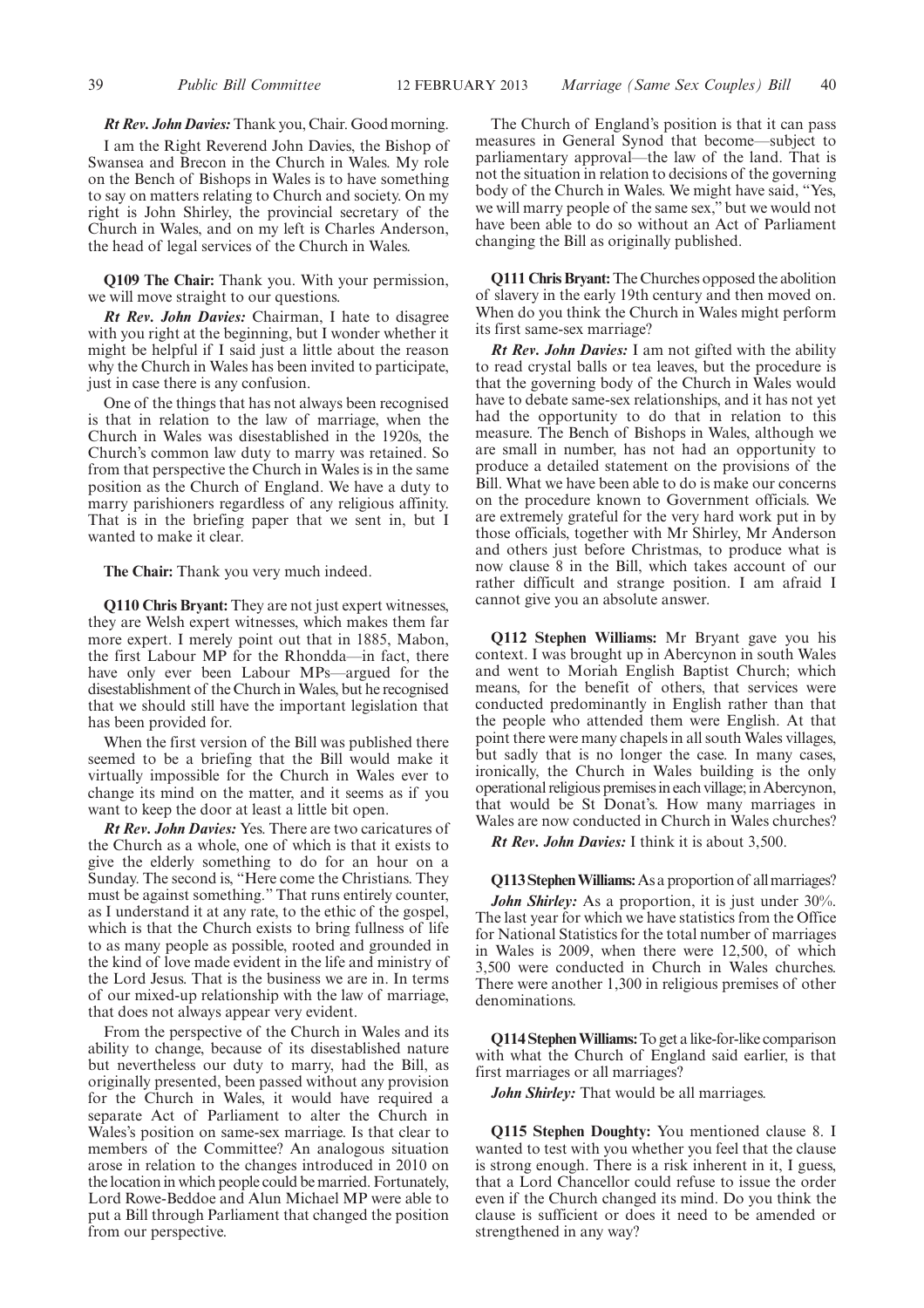***Rt Rev. John Davies:*** Thank you, Chair. Good morning.

I am the Right Reverend John Davies, the Bishop of Swansea and Brecon in the Church in Wales. My role on the Bench of Bishops in Wales is to have something to say on matters relating to Church and society. On my right is John Shirley, the provincial secretary of the Church in Wales, and on my left is Charles Anderson, the head of legal services of the Church in Wales.

**Q109 The Chair:** Thank you. With your permission, we will move straight to our questions.

***Rt Rev. John Davies:*** Chairman, I hate to disagree with you right at the beginning, but I wonder whether it might be helpful if I said just a little about the reason why the Church in Wales has been invited to participate, just in case there is any confusion.

One of the things that has not always been recognised is that in relation to the law of marriage, when the Church in Wales was disestablished in the 1920s, the Church's common law duty to marry was retained. So from that perspective the Church in Wales is in the same position as the Church of England. We have a duty to marry parishioners regardless of any religious affinity. That is in the briefing paper that we sent in, but I wanted to make it clear.

**The Chair:** Thank you very much indeed.

**Q110 Chris Bryant:** They are not just expert witnesses, they are Welsh expert witnesses, which makes them far more expert. I merely point out that in 1885, Mabon, the first Labour MP for the Rhondda—in fact, there have only ever been Labour MPs—argued for the disestablishment of the Church in Wales, but he recognised that we should still have the important legislation that has been provided for.

When the first version of the Bill was published there seemed to be a briefing that the Bill would make it virtually impossible for the Church in Wales ever to change its mind on the matter, and it seems as if you want to keep the door at least a little bit open.

***Rt Rev. John Davies:*** Yes. There are two caricatures of the Church as a whole, one of which is that it exists to give the elderly something to do for an hour on a Sunday. The second is, "Here come the Christians. They must be against something." That runs entirely counter, as I understand it at any rate, to the ethic of the gospel, which is that the Church exists to bring fullness of life to as many people as possible, rooted and grounded in the kind of love made evident in the life and ministry of the Lord Jesus. That is the business we are in. In terms of our mixed-up relationship with the law of marriage, that does not always appear very evident.

From the perspective of the Church in Wales and its ability to change, because of its disestablished nature but nevertheless our duty to marry, had the Bill, as originally presented, been passed without any provision for the Church in Wales, it would have required a separate Act of Parliament to alter the Church in Wales's position on same-sex marriage. Is that clear to members of the Committee? An analogous situation arose in relation to the changes introduced in 2010 on the location in which people could be married. Fortunately, Lord Rowe-Beddoe and Alun Michael MP were able to put a Bill through Parliament that changed the position from our perspective.

The Church of England's position is that it can pass measures in General Synod that become—subject to parliamentary approval—the law of the land. That is not the situation in relation to decisions of the governing body of the Church in Wales. We might have said, "Yes, we will marry people of the same sex," but we would not have been able to do so without an Act of Parliament changing the Bill as originally published.

**Q111 Chris Bryant:** The Churches opposed the abolition of slavery in the early 19th century and then moved on. When do you think the Church in Wales might perform its first same-sex marriage?

***Rt Rev. John Davies:*** I am not gifted with the ability to read crystal balls or tea leaves, but the procedure is that the governing body of the Church in Wales would have to debate same-sex relationships, and it has not yet had the opportunity to do that in relation to this measure. The Bench of Bishops in Wales, although we are small in number, has not had an opportunity to produce a detailed statement on the provisions of the Bill. What we have been able to do is make our concerns on the procedure known to Government officials. We are extremely grateful for the very hard work put in by those officials, together with Mr Shirley, Mr Anderson and others just before Christmas, to produce what is now clause 8 in the Bill, which takes account of our rather difficult and strange position. I am afraid I cannot give you an absolute answer.

**Q112 Stephen Williams:** Mr Bryant gave you his context. I was brought up in Abercynon in south Wales and went to Moriah English Baptist Church; which means, for the benefit of others, that services were conducted predominantly in English rather than that the people who attended them were English. At that point there were many chapels in all south Wales villages, but sadly that is no longer the case. In many cases, ironically, the Church in Wales building is the only operational religious premises in each village; in Abercynon, that would be St Donat's. How many marriages in Wales are now conducted in Church in Wales churches?

***Rt Rev. John Davies:*** I think it is about 3,500.

**Q113 Stephen Williams:** As a proportion of all marriages?

***John Shirley:*** As a proportion, it is just under 30%. The last year for which we have statistics from the Office for National Statistics for the total number of marriages in Wales is 2009, when there were 12,500, of which 3,500 were conducted in Church in Wales churches. There were another 1,300 in religious premises of other denominations.

**Q114 Stephen Williams:** To get a like-for-like comparison with what the Church of England said earlier, is that first marriages or all marriages?

***John Shirley:*** That would be all marriages.

**Q115 Stephen Doughty:** You mentioned clause 8. I wanted to test with you whether you feel that the clause is strong enough. There is a risk inherent in it, I guess, that a Lord Chancellor could refuse to issue the order even if the Church changed its mind. Do you think the clause is sufficient or does it need to be amended or strengthened in any way?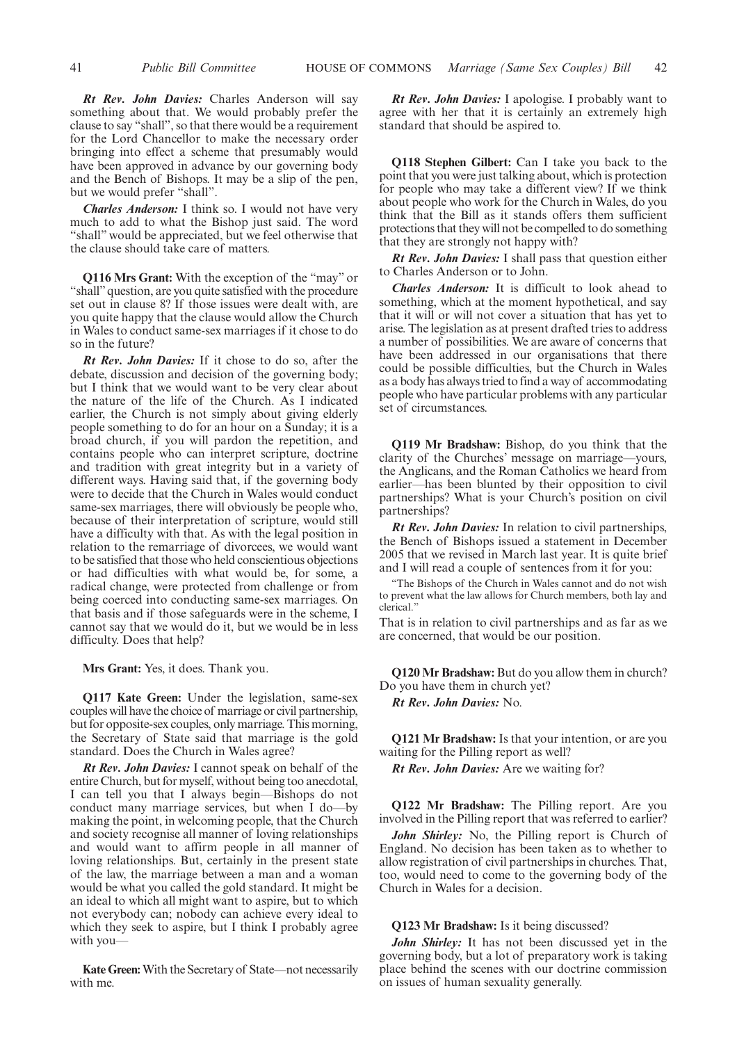***Rt Rev. John Davies:*** Charles Anderson will say something about that. We would probably prefer the clause to say "shall", so that there would be a requirement for the Lord Chancellor to make the necessary order bringing into effect a scheme that presumably would have been approved in advance by our governing body and the Bench of Bishops. It may be a slip of the pen, but we would prefer "shall".

***Charles Anderson:*** I think so. I would not have very much to add to what the Bishop just said. The word "shall" would be appreciated, but we feel otherwise that the clause should take care of matters.

**Q116 Mrs Grant:** With the exception of the "may" or "shall" question, are you quite satisfied with the procedure set out in clause 8? If those issues were dealt with, are you quite happy that the clause would allow the Church in Wales to conduct same-sex marriages if it chose to do so in the future?

***Rt Rev. John Davies:*** If it chose to do so, after the debate, discussion and decision of the governing body; but I think that we would want to be very clear about the nature of the life of the Church. As I indicated earlier, the Church is not simply about giving elderly people something to do for an hour on a Sunday; it is a broad church, if you will pardon the repetition, and contains people who can interpret scripture, doctrine and tradition with great integrity but in a variety of different ways. Having said that, if the governing body were to decide that the Church in Wales would conduct same-sex marriages, there will obviously be people who, because of their interpretation of scripture, would still have a difficulty with that. As with the legal position in relation to the remarriage of divorcees, we would want to be satisfied that those who held conscientious objections or had difficulties with what would be, for some, a radical change, were protected from challenge or from being coerced into conducting same-sex marriages. On that basis and if those safeguards were in the scheme, I cannot say that we would do it, but we would be in less difficulty. Does that help?

**Mrs Grant:** Yes, it does. Thank you.

**Q117 Kate Green:** Under the legislation, same-sex couples will have the choice of marriage or civil partnership, but for opposite-sex couples, only marriage. This morning, the Secretary of State said that marriage is the gold standard. Does the Church in Wales agree?

***Rt Rev. John Davies:*** I cannot speak on behalf of the entire Church, but for myself, without being too anecdotal, I can tell you that I always begin—Bishops do not conduct many marriage services, but when I do—by making the point, in welcoming people, that the Church and society recognise all manner of loving relationships and would want to affirm people in all manner of loving relationships. But, certainly in the present state of the law, the marriage between a man and a woman would be what you called the gold standard. It might be an ideal to which all might want to aspire, but to which not everybody can; nobody can achieve every ideal to which they seek to aspire, but I think I probably agree with you—

**Kate Green:** With the Secretary of State—not necessarily with me.

***Rt Rev. John Davies:*** I apologise. I probably want to agree with her that it is certainly an extremely high standard that should be aspired to.

**Q118 Stephen Gilbert:** Can I take you back to the point that you were just talking about, which is protection for people who may take a different view? If we think about people who work for the Church in Wales, do you think that the Bill as it stands offers them sufficient protections that they will not be compelled to do something that they are strongly not happy with?

***Rt Rev. John Davies:*** I shall pass that question either to Charles Anderson or to John.

***Charles Anderson:*** It is difficult to look ahead to something, which at the moment hypothetical, and say that it will or will not cover a situation that has yet to arise. The legislation as at present drafted tries to address a number of possibilities. We are aware of concerns that have been addressed in our organisations that there could be possible difficulties, but the Church in Wales as a body has always tried to find a way of accommodating people who have particular problems with any particular set of circumstances.

**Q119 Mr Bradshaw:** Bishop, do you think that the clarity of the Churches' message on marriage—yours, the Anglicans, and the Roman Catholics we heard from earlier—has been blunted by their opposition to civil partnerships? What is your Church's position on civil partnerships?

***Rt Rev. John Davies:*** In relation to civil partnerships, the Bench of Bishops issued a statement in December 2005 that we revised in March last year. It is quite brief and I will read a couple of sentences from it for you:

> "The Bishops of the Church in Wales cannot and do not wish to prevent what the law allows for Church members, both lay and clerical."

That is in relation to civil partnerships and as far as we are concerned, that would be our position.

**Q120 Mr Bradshaw:** But do you allow them in church? Do you have them in church yet?

***Rt Rev. John Davies:*** No.

**Q121 Mr Bradshaw:** Is that your intention, or are you waiting for the Pilling report as well?

***Rt Rev. John Davies:*** Are we waiting for?

**Q122 Mr Bradshaw:** The Pilling report. Are you involved in the Pilling report that was referred to earlier?

***John Shirley:*** No, the Pilling report is Church of England. No decision has been taken as to whether to allow registration of civil partnerships in churches. That, too, would need to come to the governing body of the Church in Wales for a decision.

**Q123 Mr Bradshaw:** Is it being discussed?

***John Shirley:*** It has not been discussed yet in the governing body, but a lot of preparatory work is taking place behind the scenes with our doctrine commission on issues of human sexuality generally.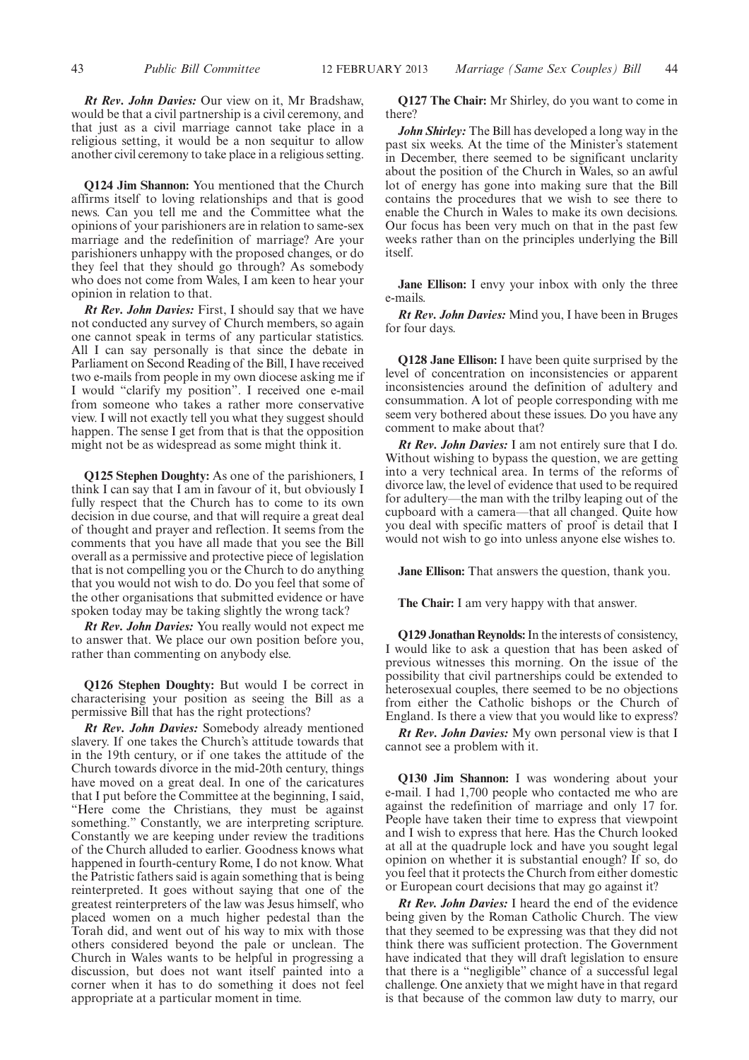***Rt Rev. John Davies:*** Our view on it, Mr Bradshaw, would be that a civil partnership is a civil ceremony, and that just as a civil marriage cannot take place in a religious setting, it would be a non sequitur to allow another civil ceremony to take place in a religious setting.

**Q124 Jim Shannon:** You mentioned that the Church affirms itself to loving relationships and that is good news. Can you tell me and the Committee what the opinions of your parishioners are in relation to same-sex marriage and the redefinition of marriage? Are your parishioners unhappy with the proposed changes, or do they feel that they should go through? As somebody who does not come from Wales, I am keen to hear your opinion in relation to that.

***Rt Rev. John Davies:*** First, I should say that we have not conducted any survey of Church members, so again one cannot speak in terms of any particular statistics. All I can say personally is that since the debate in Parliament on Second Reading of the Bill, I have received two e-mails from people in my own diocese asking me if I would "clarify my position". I received one e-mail from someone who takes a rather more conservative view. I will not exactly tell you what they suggest should happen. The sense I get from that is that the opposition might not be as widespread as some might think it.

**Q125 Stephen Doughty:** As one of the parishioners, I think I can say that I am in favour of it, but obviously I fully respect that the Church has to come to its own decision in due course, and that will require a great deal of thought and prayer and reflection. It seems from the comments that you have all made that you see the Bill overall as a permissive and protective piece of legislation that is not compelling you or the Church to do anything that you would not wish to do. Do you feel that some of the other organisations that submitted evidence or have spoken today may be taking slightly the wrong tack?

***Rt Rev. John Davies:*** You really would not expect me to answer that. We place our own position before you, rather than commenting on anybody else.

**Q126 Stephen Doughty:** But would I be correct in characterising your position as seeing the Bill as a permissive Bill that has the right protections?

***Rt Rev. John Davies:*** Somebody already mentioned slavery. If one takes the Church's attitude towards that in the 19th century, or if one takes the attitude of the Church towards divorce in the mid-20th century, things have moved on a great deal. In one of the caricatures that I put before the Committee at the beginning, I said, "Here come the Christians, they must be against something." Constantly, we are interpreting scripture. Constantly we are keeping under review the traditions of the Church alluded to earlier. Goodness knows what happened in fourth-century Rome, I do not know. What the Patristic fathers said is again something that is being reinterpreted. It goes without saying that one of the greatest reinterpreters of the law was Jesus himself, who placed women on a much higher pedestal than the Torah did, and went out of his way to mix with those others considered beyond the pale or unclean. The Church in Wales wants to be helpful in progressing a discussion, but does not want itself painted into a corner when it has to do something it does not feel appropriate at a particular moment in time.

**Q127 The Chair:** Mr Shirley, do you want to come in there?

***John Shirley:*** The Bill has developed a long way in the past six weeks. At the time of the Minister's statement in December, there seemed to be significant unclarity about the position of the Church in Wales, so an awful lot of energy has gone into making sure that the Bill contains the procedures that we wish to see there to enable the Church in Wales to make its own decisions. Our focus has been very much on that in the past few weeks rather than on the principles underlying the Bill itself.

**Jane Ellison:** I envy your inbox with only the three e-mails.

***Rt Rev. John Davies:*** Mind you, I have been in Bruges for four days.

**Q128 Jane Ellison:** I have been quite surprised by the level of concentration on inconsistencies or apparent inconsistencies around the definition of adultery and consummation. A lot of people corresponding with me seem very bothered about these issues. Do you have any comment to make about that?

***Rt Rev. John Davies:*** I am not entirely sure that I do. Without wishing to bypass the question, we are getting into a very technical area. In terms of the reforms of divorce law, the level of evidence that used to be required for adultery—the man with the trilby leaping out of the cupboard with a camera—that all changed. Quite how you deal with specific matters of proof is detail that I would not wish to go into unless anyone else wishes to.

**Jane Ellison:** That answers the question, thank you.

**The Chair:** I am very happy with that answer.

**Q129 Jonathan Reynolds:** In the interests of consistency, I would like to ask a question that has been asked of previous witnesses this morning. On the issue of the possibility that civil partnerships could be extended to heterosexual couples, there seemed to be no objections from either the Catholic bishops or the Church of England. Is there a view that you would like to express?

***Rt Rev. John Davies:*** My own personal view is that I cannot see a problem with it.

**Q130 Jim Shannon:** I was wondering about your e-mail. I had 1,700 people who contacted me who are against the redefinition of marriage and only 17 for. People have taken their time to express that viewpoint and I wish to express that here. Has the Church looked at all at the quadruple lock and have you sought legal opinion on whether it is substantial enough? If so, do you feel that it protects the Church from either domestic or European court decisions that may go against it?

***Rt Rev. John Davies:*** I heard the end of the evidence being given by the Roman Catholic Church. The view that they seemed to be expressing was that they did not think there was sufficient protection. The Government have indicated that they will draft legislation to ensure that there is a "negligible" chance of a successful legal challenge. One anxiety that we might have in that regard is that because of the common law duty to marry, our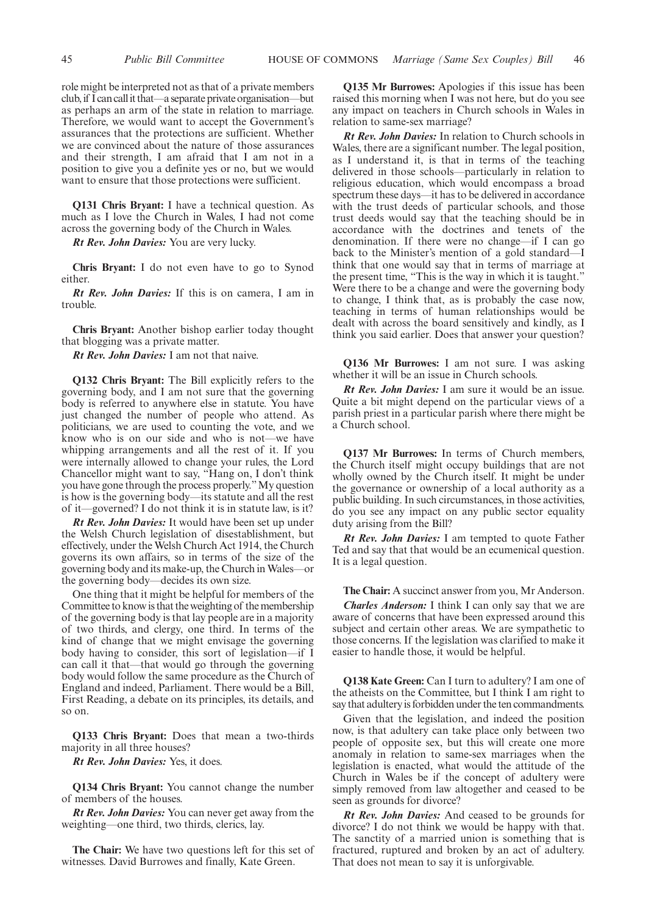role might be interpreted not as that of a private members club, if I can call it that—a separate private organisation—but as perhaps an arm of the state in relation to marriage. Therefore, we would want to accept the Government's assurances that the protections are sufficient. Whether we are convinced about the nature of those assurances and their strength, I am afraid that I am not in a position to give you a definite yes or no, but we would want to ensure that those protections were sufficient.

**Q131 Chris Bryant:** I have a technical question. As much as I love the Church in Wales, I had not come across the governing body of the Church in Wales.

***Rt Rev. John Davies:*** You are very lucky.

**Chris Bryant:** I do not even have to go to Synod either.

***Rt Rev. John Davies:*** If this is on camera, I am in trouble.

**Chris Bryant:** Another bishop earlier today thought that blogging was a private matter.

***Rt Rev. John Davies:*** I am not that naive.

**Q132 Chris Bryant:** The Bill explicitly refers to the governing body, and I am not sure that the governing body is referred to anywhere else in statute. You have just changed the number of people who attend. As politicians, we are used to counting the vote, and we know who is on our side and who is not—we have whipping arrangements and all the rest of it. If you were internally allowed to change your rules, the Lord Chancellor might want to say, "Hang on, I don't think you have gone through the process properly." My question is how is the governing body—its statute and all the rest of it—governed? I do not think it is in statute law, is it?

***Rt Rev. John Davies:*** It would have been set up under the Welsh Church legislation of disestablishment, but effectively, under the Welsh Church Act 1914, the Church governs its own affairs, so in terms of the size of the governing body and its make-up, the Church in Wales—or the governing body—decides its own size.

One thing that it might be helpful for members of the Committee to know is that the weighting of the membership of the governing body is that lay people are in a majority of two thirds, and clergy, one third. In terms of the kind of change that we might envisage the governing body having to consider, this sort of legislation—if I can call it that—that would go through the governing body would follow the same procedure as the Church of England and indeed, Parliament. There would be a Bill, First Reading, a debate on its principles, its details, and so on.

**Q133 Chris Bryant:** Does that mean a two-thirds majority in all three houses?

***Rt Rev. John Davies:*** Yes, it does.

**Q134 Chris Bryant:** You cannot change the number of members of the houses.

***Rt Rev. John Davies:*** You can never get away from the weighting—one third, two thirds, clerics, lay.

**The Chair:** We have two questions left for this set of witnesses. David Burrowes and finally, Kate Green.

**Q135 Mr Burrowes:** Apologies if this issue has been raised this morning when I was not here, but do you see any impact on teachers in Church schools in Wales in relation to same-sex marriage?

***Rt Rev. John Davies:*** In relation to Church schools in Wales, there are a significant number. The legal position, as I understand it, is that in terms of the teaching delivered in those schools—particularly in relation to religious education, which would encompass a broad spectrum these days—it has to be delivered in accordance with the trust deeds of particular schools, and those trust deeds would say that the teaching should be in accordance with the doctrines and tenets of the denomination. If there were no change—if I can go back to the Minister's mention of a gold standard—I think that one would say that in terms of marriage at the present time, "This is the way in which it is taught." Were there to be a change and were the governing body to change, I think that, as is probably the case now, teaching in terms of human relationships would be dealt with across the board sensitively and kindly, as I think you said earlier. Does that answer your question?

**Q136 Mr Burrowes:** I am not sure. I was asking whether it will be an issue in Church schools.

***Rt Rev. John Davies:*** I am sure it would be an issue. Quite a bit might depend on the particular views of a parish priest in a particular parish where there might be a Church school.

**Q137 Mr Burrowes:** In terms of Church members, the Church itself might occupy buildings that are not wholly owned by the Church itself. It might be under the governance or ownership of a local authority as a public building. In such circumstances, in those activities, do you see any impact on any public sector equality duty arising from the Bill?

***Rt Rev. John Davies:*** I am tempted to quote Father Ted and say that that would be an ecumenical question. It is a legal question.

**The Chair:** A succinct answer from you, Mr Anderson.

***Charles Anderson:*** I think I can only say that we are aware of concerns that have been expressed around this subject and certain other areas. We are sympathetic to those concerns. If the legislation was clarified to make it easier to handle those, it would be helpful.

**Q138 Kate Green:** Can I turn to adultery? I am one of the atheists on the Committee, but I think I am right to say that adultery is forbidden under the ten commandments.

Given that the legislation, and indeed the position now, is that adultery can take place only between two people of opposite sex, but this will create one more anomaly in relation to same-sex marriages when the legislation is enacted, what would the attitude of the Church in Wales be if the concept of adultery were simply removed from law altogether and ceased to be seen as grounds for divorce?

***Rt Rev. John Davies:*** And ceased to be grounds for divorce? I do not think we would be happy with that. The sanctity of a married union is something that is fractured, ruptured and broken by an act of adultery. That does not mean to say it is unforgivable.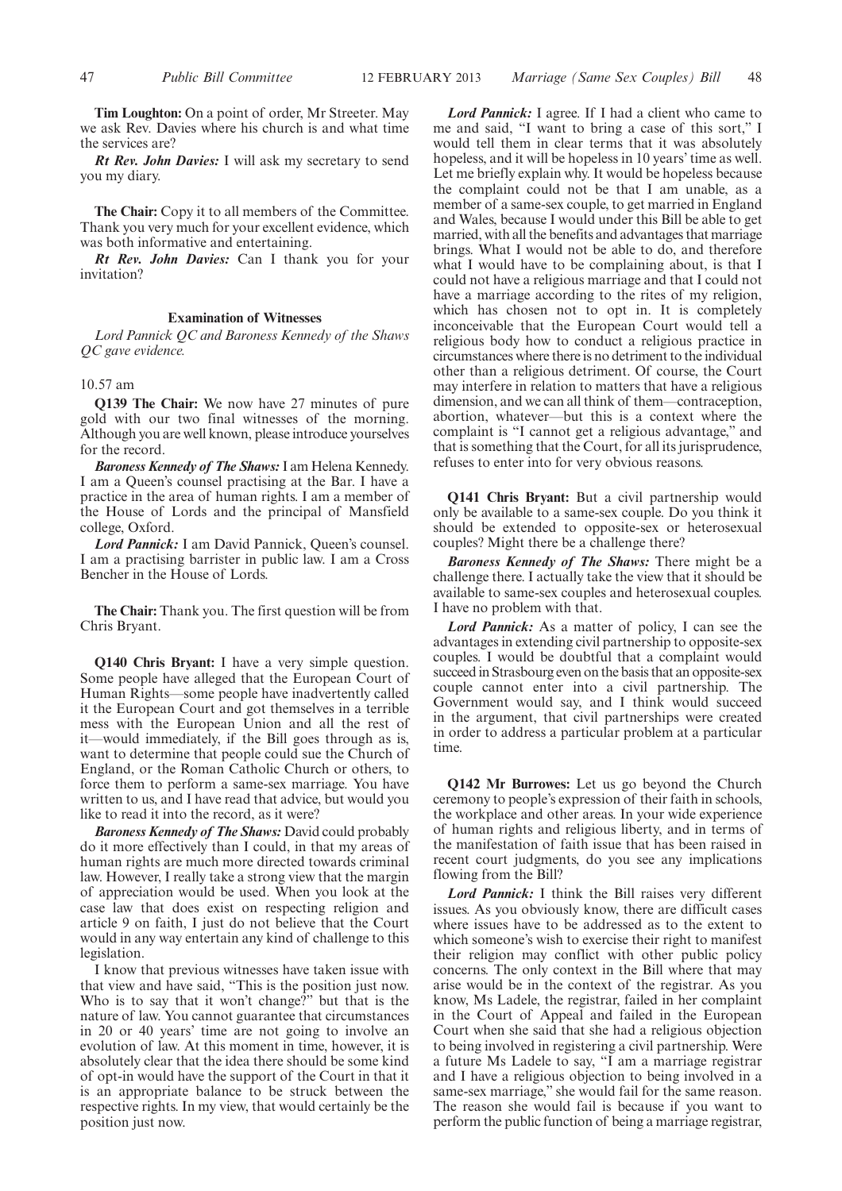**Tim Loughton:** On a point of order, Mr Streeter. May we ask Rev. Davies where his church is and what time the services are?

***Rt Rev. John Davies:*** I will ask my secretary to send you my diary.

**The Chair:** Copy it to all members of the Committee. Thank you very much for your excellent evidence, which was both informative and entertaining.

***Rt Rev. John Davies:*** Can I thank you for your invitation?

### Examination of Witnesses

*Lord Pannick QC and Baroness Kennedy of the Shaws QC gave evidence.*

10.57 am

**Q139 The Chair:** We now have 27 minutes of pure gold with our two final witnesses of the morning. Although you are well known, please introduce yourselves for the record.

***Baroness Kennedy of The Shaws:*** I am Helena Kennedy. I am a Queen's counsel practising at the Bar. I have a practice in the area of human rights. I am a member of the House of Lords and the principal of Mansfield college, Oxford.

***Lord Pannick:*** I am David Pannick, Queen's counsel. I am a practising barrister in public law. I am a Cross Bencher in the House of Lords.

**The Chair:** Thank you. The first question will be from Chris Bryant.

**Q140 Chris Bryant:** I have a very simple question. Some people have alleged that the European Court of Human Rights—some people have inadvertently called it the European Court and got themselves in a terrible mess with the European Union and all the rest of it—would immediately, if the Bill goes through as is, want to determine that people could sue the Church of England, or the Roman Catholic Church or others, to force them to perform a same-sex marriage. You have written to us, and I have read that advice, but would you like to read it into the record, as it were?

***Baroness Kennedy of The Shaws:*** David could probably do it more effectively than I could, in that my areas of human rights are much more directed towards criminal law. However, I really take a strong view that the margin of appreciation would be used. When you look at the case law that does exist on respecting religion and article 9 on faith, I just do not believe that the Court would in any way entertain any kind of challenge to this legislation.

I know that previous witnesses have taken issue with that view and have said, "This is the position just now. Who is to say that it won't change?" but that is the nature of law. You cannot guarantee that circumstances in 20 or 40 years' time are not going to involve an evolution of law. At this moment in time, however, it is absolutely clear that the idea there should be some kind of opt-in would have the support of the Court in that it is an appropriate balance to be struck between the respective rights. In my view, that would certainly be the position just now.

***Lord Pannick:*** I agree. If I had a client who came to me and said, "I want to bring a case of this sort," I would tell them in clear terms that it was absolutely hopeless, and it will be hopeless in 10 years' time as well. Let me briefly explain why. It would be hopeless because the complaint could not be that I am unable, as a member of a same-sex couple, to get married in England and Wales, because I would under this Bill be able to get married, with all the benefits and advantages that marriage brings. What I would not be able to do, and therefore what I would have to be complaining about, is that I could not have a religious marriage and that I could not have a marriage according to the rites of my religion, which has chosen not to opt in. It is completely inconceivable that the European Court would tell a religious body how to conduct a religious practice in circumstances where there is no detriment to the individual other than a religious detriment. Of course, the Court may interfere in relation to matters that have a religious dimension, and we can all think of them—contraception, abortion, whatever—but this is a context where the complaint is "I cannot get a religious advantage," and that is something that the Court, for all its jurisprudence, refuses to enter into for very obvious reasons.

**Q141 Chris Bryant:** But a civil partnership would only be available to a same-sex couple. Do you think it should be extended to opposite-sex or heterosexual couples? Might there be a challenge there?

***Baroness Kennedy of The Shaws:*** There might be a challenge there. I actually take the view that it should be available to same-sex couples and heterosexual couples. I have no problem with that.

***Lord Pannick:*** As a matter of policy, I can see the advantages in extending civil partnership to opposite-sex couples. I would be doubtful that a complaint would succeed in Strasbourg even on the basis that an opposite-sex couple cannot enter into a civil partnership. The Government would say, and I think would succeed in the argument, that civil partnerships were created in order to address a particular problem at a particular time.

**Q142 Mr Burrowes:** Let us go beyond the Church ceremony to people's expression of their faith in schools, the workplace and other areas. In your wide experience of human rights and religious liberty, and in terms of the manifestation of faith issue that has been raised in recent court judgments, do you see any implications flowing from the Bill?

***Lord Pannick:*** I think the Bill raises very different issues. As you obviously know, there are difficult cases where issues have to be addressed as to the extent to which someone's wish to exercise their right to manifest their religion may conflict with other public policy concerns. The only context in the Bill where that may arise would be in the context of the registrar. As you know, Ms Ladele, the registrar, failed in her complaint in the Court of Appeal and failed in the European Court when she said that she had a religious objection to being involved in registering a civil partnership. Were a future Ms Ladele to say, "I am a marriage registrar and I have a religious objection to being involved in a same-sex marriage," she would fail for the same reason. The reason she would fail is because if you want to perform the public function of being a marriage registrar,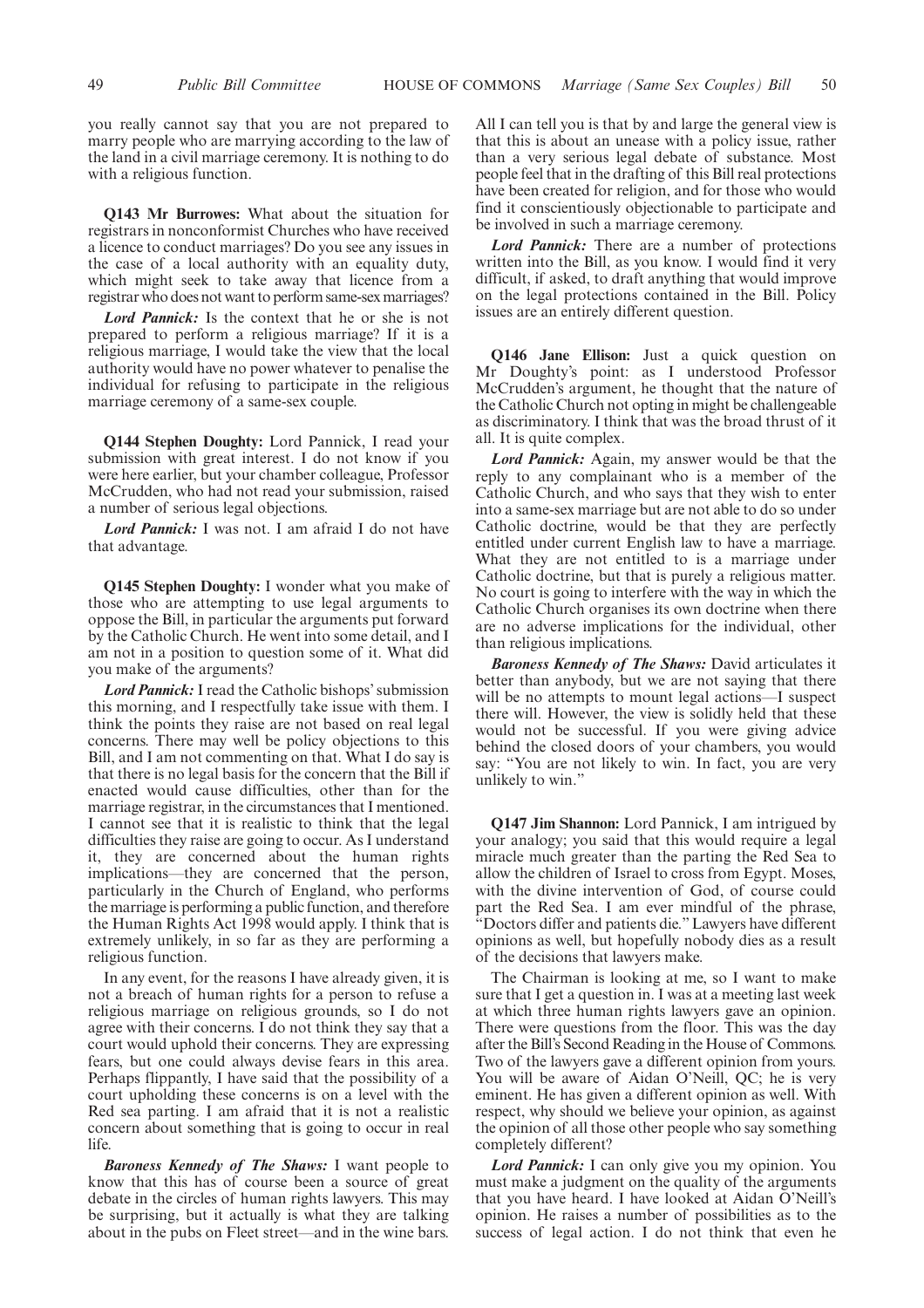you really cannot say that you are not prepared to marry people who are marrying according to the law of the land in a civil marriage ceremony. It is nothing to do with a religious function.

**Q143 Mr Burrowes:** What about the situation for registrars in nonconformist Churches who have received a licence to conduct marriages? Do you see any issues in the case of a local authority with an equality duty, which might seek to take away that licence from a registrar who does not want to perform same-sex marriages?

*Lord Pannick:* Is the context that he or she is not prepared to perform a religious marriage? If it is a religious marriage, I would take the view that the local authority would have no power whatever to penalise the individual for refusing to participate in the religious marriage ceremony of a same-sex couple.

**Q144 Stephen Doughty:** Lord Pannick, I read your submission with great interest. I do not know if you were here earlier, but your chamber colleague, Professor McCrudden, who had not read your submission, raised a number of serious legal objections.

*Lord Pannick:* I was not. I am afraid I do not have that advantage.

**Q145 Stephen Doughty:** I wonder what you make of those who are attempting to use legal arguments to oppose the Bill, in particular the arguments put forward by the Catholic Church. He went into some detail, and I am not in a position to question some of it. What did you make of the arguments?

*Lord Pannick:* I read the Catholic bishops' submission this morning, and I respectfully take issue with them. I think the points they raise are not based on real legal concerns. There may well be policy objections to this Bill, and I am not commenting on that. What I do say is that there is no legal basis for the concern that the Bill if enacted would cause difficulties, other than for the marriage registrar, in the circumstances that I mentioned. I cannot see that it is realistic to think that the legal difficulties they raise are going to occur. As I understand it, they are concerned about the human rights implications—they are concerned that the person, particularly in the Church of England, who performs the marriage is performing a public function, and therefore the Human Rights Act 1998 would apply. I think that is extremely unlikely, in so far as they are performing a religious function.

In any event, for the reasons I have already given, it is not a breach of human rights for a person to refuse a religious marriage on religious grounds, so I do not agree with their concerns. I do not think they say that a court would uphold their concerns. They are expressing fears, but one could always devise fears in this area. Perhaps flippantly, I have said that the possibility of a court upholding these concerns is on a level with the Red sea parting. I am afraid that it is not a realistic concern about something that is going to occur in real life.

*Baroness Kennedy of The Shaws:* I want people to know that this has of course been a source of great debate in the circles of human rights lawyers. This may be surprising, but it actually is what they are talking about in the pubs on Fleet street—and in the wine bars. All I can tell you is that by and large the general view is that this is about an unease with a policy issue, rather than a very serious legal debate of substance. Most people feel that in the drafting of this Bill real protections have been created for religion, and for those who would find it conscientiously objectionable to participate and be involved in such a marriage ceremony.

*Lord Pannick:* There are a number of protections written into the Bill, as you know. I would find it very difficult, if asked, to draft anything that would improve on the legal protections contained in the Bill. Policy issues are an entirely different question.

**Q146 Jane Ellison:** Just a quick question on Mr Doughty's point: as I understood Professor McCrudden's argument, he thought that the nature of the Catholic Church not opting in might be challengeable as discriminatory. I think that was the broad thrust of it all. It is quite complex.

*Lord Pannick:* Again, my answer would be that the reply to any complainant who is a member of the Catholic Church, and who says that they wish to enter into a same-sex marriage but are not able to do so under Catholic doctrine, would be that they are perfectly entitled under current English law to have a marriage. What they are not entitled to is a marriage under Catholic doctrine, but that is purely a religious matter. No court is going to interfere with the way in which the Catholic Church organises its own doctrine when there are no adverse implications for the individual, other than religious implications.

*Baroness Kennedy of The Shaws:* David articulates it better than anybody, but we are not saying that there will be no attempts to mount legal actions—I suspect there will. However, the view is solidly held that these would not be successful. If you were giving advice behind the closed doors of your chambers, you would say: "You are not likely to win. In fact, you are very unlikely to win."

**Q147 Jim Shannon:** Lord Pannick, I am intrigued by your analogy; you said that this would require a legal miracle much greater than the parting the Red Sea to allow the children of Israel to cross from Egypt. Moses, with the divine intervention of God, of course could part the Red Sea. I am ever mindful of the phrase, "Doctors differ and patients die." Lawyers have different opinions as well, but hopefully nobody dies as a result of the decisions that lawyers make.

The Chairman is looking at me, so I want to make sure that I get a question in. I was at a meeting last week at which three human rights lawyers gave an opinion. There were questions from the floor. This was the day after the Bill's Second Reading in the House of Commons. Two of the lawyers gave a different opinion from yours. You will be aware of Aidan O'Neill, QC; he is very eminent. He has given a different opinion as well. With respect, why should we believe your opinion, as against the opinion of all those other people who say something completely different?

*Lord Pannick:* I can only give you my opinion. You must make a judgment on the quality of the arguments that you have heard. I have looked at Aidan O'Neill's opinion. He raises a number of possibilities as to the success of legal action. I do not think that even he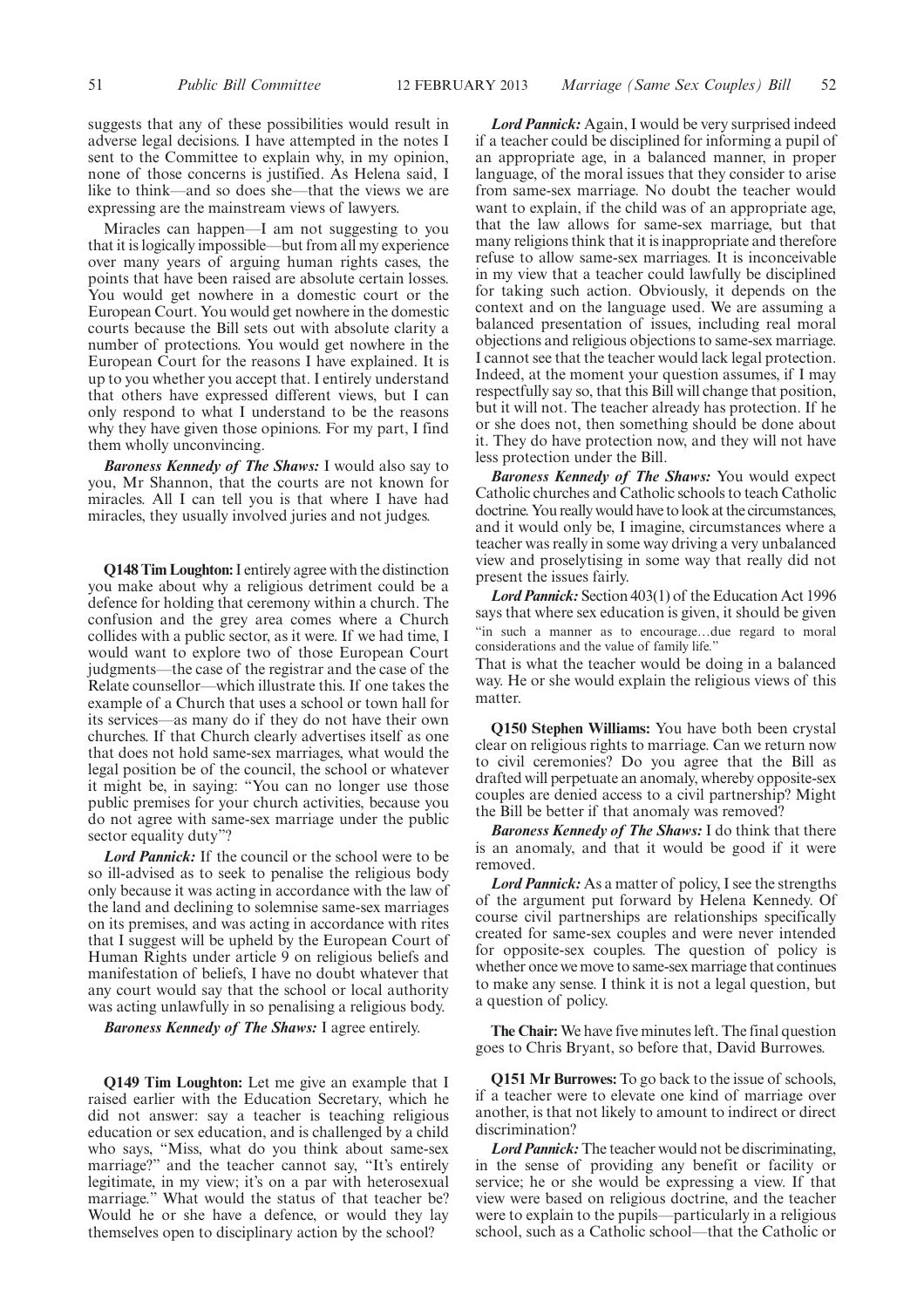suggests that any of these possibilities would result in adverse legal decisions. I have attempted in the notes I sent to the Committee to explain why, in my opinion, none of those concerns is justified. As Helena said, I like to think—and so does she—that the views we are expressing are the mainstream views of lawyers.

Miracles can happen—I am not suggesting to you that it is logically impossible—but from all my experience over many years of arguing human rights cases, the points that have been raised are absolute certain losses. You would get nowhere in a domestic court or the European Court. You would get nowhere in the domestic courts because the Bill sets out with absolute clarity a number of protections. You would get nowhere in the European Court for the reasons I have explained. It is up to you whether you accept that. I entirely understand that others have expressed different views, but I can only respond to what I understand to be the reasons why they have given those opinions. For my part, I find them wholly unconvincing.

***Baroness Kennedy of The Shaws:*** I would also say to you, Mr Shannon, that the courts are not known for miracles. All I can tell you is that where I have had miracles, they usually involved juries and not judges.

**Q148 Tim Loughton:** I entirely agree with the distinction you make about why a religious detriment could be a defence for holding that ceremony within a church. The confusion and the grey area comes where a Church collides with a public sector, as it were. If we had time, I would want to explore two of those European Court judgments—the case of the registrar and the case of the Relate counsellor—which illustrate this. If one takes the example of a Church that uses a school or town hall for its services—as many do if they do not have their own churches. If that Church clearly advertises itself as one that does not hold same-sex marriages, what would the legal position be of the council, the school or whatever it might be, in saying: "You can no longer use those public premises for your church activities, because you do not agree with same-sex marriage under the public sector equality duty"?

***Lord Pannick:*** If the council or the school were to be so ill-advised as to seek to penalise the religious body only because it was acting in accordance with the law of the land and declining to solemnise same-sex marriages on its premises, and was acting in accordance with rites that I suggest will be upheld by the European Court of Human Rights under article 9 on religious beliefs and manifestation of beliefs, I have no doubt whatever that any court would say that the school or local authority was acting unlawfully in so penalising a religious body.

***Baroness Kennedy of The Shaws:*** I agree entirely.

**Q149 Tim Loughton:** Let me give an example that I raised earlier with the Education Secretary, which he did not answer: say a teacher is teaching religious education or sex education, and is challenged by a child who says, "Miss, what do you think about same-sex marriage?" and the teacher cannot say, "It's entirely legitimate, in my view; it's on a par with heterosexual marriage." What would the status of that teacher be? Would he or she have a defence, or would they lay themselves open to disciplinary action by the school?

***Lord Pannick:*** Again, I would be very surprised indeed if a teacher could be disciplined for informing a pupil of an appropriate age, in a balanced manner, in proper language, of the moral issues that they consider to arise from same-sex marriage. No doubt the teacher would want to explain, if the child was of an appropriate age, that the law allows for same-sex marriage, but that many religions think that it is inappropriate and therefore refuse to allow same-sex marriages. It is inconceivable in my view that a teacher could lawfully be disciplined for taking such action. Obviously, it depends on the context and on the language used. We are assuming a balanced presentation of issues, including real moral objections and religious objections to same-sex marriage. I cannot see that the teacher would lack legal protection. Indeed, at the moment your question assumes, if I may respectfully say so, that this Bill will change that position, but it will not. The teacher already has protection. If he or she does not, then something should be done about it. They do have protection now, and they will not have less protection under the Bill.

***Baroness Kennedy of The Shaws:*** You would expect Catholic churches and Catholic schools to teach Catholic doctrine. You really would have to look at the circumstances, and it would only be, I imagine, circumstances where a teacher was really in some way driving a very unbalanced view and proselytising in some way that really did not present the issues fairly.

***Lord Pannick:*** Section 403(1) of the Education Act 1996 says that where sex education is given, it should be given "in such a manner as to encourage…due regard to moral considerations and the value of family life."

That is what the teacher would be doing in a balanced way. He or she would explain the religious views of this matter.

**Q150 Stephen Williams:** You have both been crystal clear on religious rights to marriage. Can we return now to civil ceremonies? Do you agree that the Bill as drafted will perpetuate an anomaly, whereby opposite-sex couples are denied access to a civil partnership? Might the Bill be better if that anomaly was removed?

***Baroness Kennedy of The Shaws:*** I do think that there is an anomaly, and that it would be good if it were removed.

***Lord Pannick:*** As a matter of policy, I see the strengths of the argument put forward by Helena Kennedy. Of course civil partnerships are relationships specifically created for same-sex couples and were never intended for opposite-sex couples. The question of policy is whether once we move to same-sex marriage that continues to make any sense. I think it is not a legal question, but a question of policy.

**The Chair:** We have five minutes left. The final question goes to Chris Bryant, so before that, David Burrowes.

**Q151 Mr Burrowes:** To go back to the issue of schools, if a teacher were to elevate one kind of marriage over another, is that not likely to amount to indirect or direct discrimination?

***Lord Pannick:*** The teacher would not be discriminating, in the sense of providing any benefit or facility or service; he or she would be expressing a view. If that view were based on religious doctrine, and the teacher were to explain to the pupils—particularly in a religious school, such as a Catholic school—that the Catholic or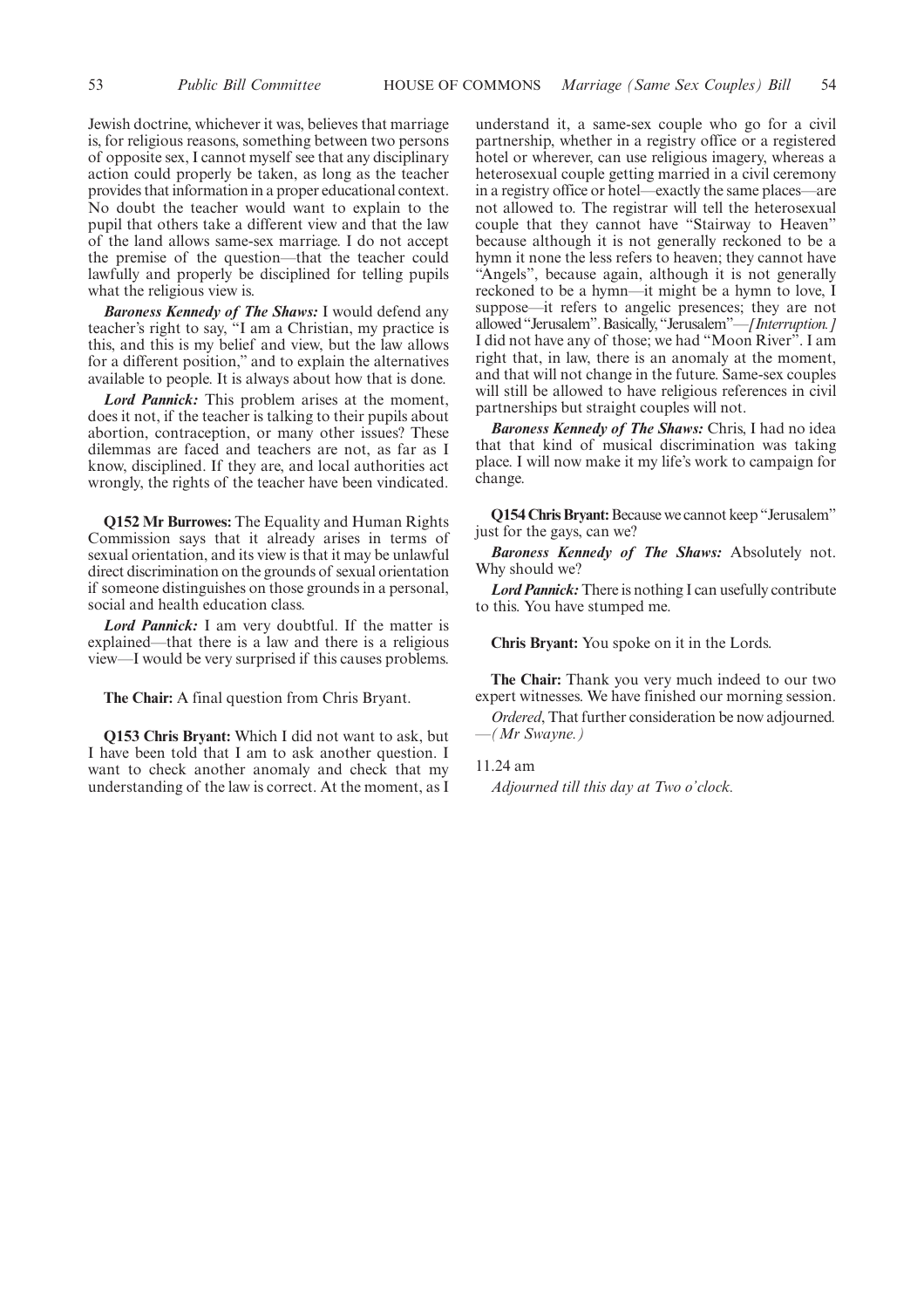Jewish doctrine, whichever it was, believes that marriage is, for religious reasons, something between two persons of opposite sex, I cannot myself see that any disciplinary action could properly be taken, as long as the teacher provides that information in a proper educational context. No doubt the teacher would want to explain to the pupil that others take a different view and that the law of the land allows same-sex marriage. I do not accept the premise of the question—that the teacher could lawfully and properly be disciplined for telling pupils what the religious view is.

***Baroness Kennedy of The Shaws:*** I would defend any teacher's right to say, "I am a Christian, my practice is this, and this is my belief and view, but the law allows for a different position," and to explain the alternatives available to people. It is always about how that is done.

***Lord Pannick:*** This problem arises at the moment, does it not, if the teacher is talking to their pupils about abortion, contraception, or many other issues? These dilemmas are faced and teachers are not, as far as I know, disciplined. If they are, and local authorities act wrongly, the rights of the teacher have been vindicated.

**Q152 Mr Burrowes:** The Equality and Human Rights Commission says that it already arises in terms of sexual orientation, and its view is that it may be unlawful direct discrimination on the grounds of sexual orientation if someone distinguishes on those grounds in a personal, social and health education class.

***Lord Pannick:*** I am very doubtful. If the matter is explained—that there is a law and there is a religious view—I would be very surprised if this causes problems.

**The Chair:** A final question from Chris Bryant.

**Q153 Chris Bryant:** Which I did not want to ask, but I have been told that I am to ask another question. I want to check another anomaly and check that my understanding of the law is correct. At the moment, as I understand it, a same-sex couple who go for a civil partnership, whether in a registry office or a registered hotel or wherever, can use religious imagery, whereas a heterosexual couple getting married in a civil ceremony in a registry office or hotel—exactly the same places—are not allowed to. The registrar will tell the heterosexual couple that they cannot have "Stairway to Heaven" because although it is not generally reckoned to be a hymn it none the less refers to heaven; they cannot have "Angels", because again, although it is not generally reckoned to be a hymn—it might be a hymn to love, I suppose—it refers to angelic presences; they are not allowed "Jerusalem". Basically, "Jerusalem"—*[Interruption.]* I did not have any of those; we had "Moon River". I am right that, in law, there is an anomaly at the moment, and that will not change in the future. Same-sex couples will still be allowed to have religious references in civil partnerships but straight couples will not.

***Baroness Kennedy of The Shaws:*** Chris, I had no idea that that kind of musical discrimination was taking place. I will now make it my life's work to campaign for change.

**Q154 Chris Bryant:** Because we cannot keep "Jerusalem" just for the gays, can we?

***Baroness Kennedy of The Shaws:*** Absolutely not. Why should we?

***Lord Pannick:*** There is nothing I can usefully contribute to this. You have stumped me.

**Chris Bryant:** You spoke on it in the Lords.

**The Chair:** Thank you very much indeed to our two expert witnesses. We have finished our morning session.

*Ordered*, That further consideration be now adjourned. —*(Mr Swayne.)*

11.24 am

*Adjourned till this day at Two o'clock.*